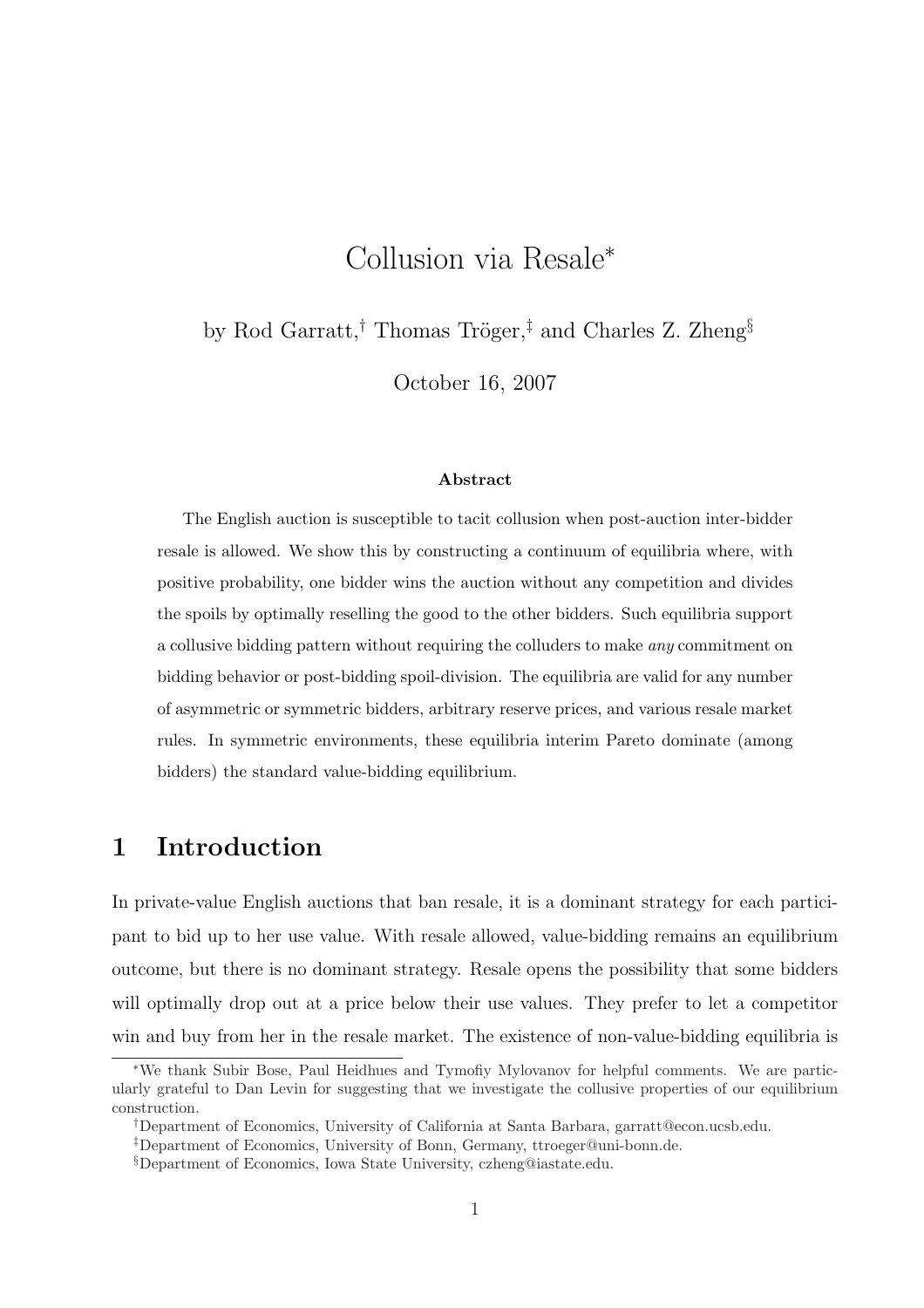# Collusion via Resale*

by Rod Garratt,[†] Thomas Tröger,[‡] and Charles Z. Zheng[§]

October 16, 2007

### Abstract

The English auction is susceptible to tacit collusion when post-auction inter-bidder resale is allowed. We show this by constructing a continuum of equilibria where, with positive probability, one bidder wins the auction without any competition and divides the spoils by optimally reselling the good to the other bidders. Such equilibria support a collusive bidding pattern without requiring the colluders to make *any* commitment on bidding behavior or post-bidding spoil-division. The equilibria are valid for any number of asymmetric or symmetric bidders, arbitrary reserve prices, and various resale market rules. In symmetric environments, these equilibria interim Pareto dominate (among bidders) the standard value-bidding equilibrium.

## 1 Introduction

In private-value English auctions that ban resale, it is a dominant strategy for each participant to bid up to her use value. With resale allowed, value-bidding remains an equilibrium outcome, but there is no dominant strategy. Resale opens the possibility that some bidders will optimally drop out at a price below their use values. They prefer to let a competitor win and buy from her in the resale market. The existence of non-value-bidding equilibria is

---

*We thank Subir Bose, Paul Heidhues and Tymofiy Mylovanov for helpful comments. We are particularly grateful to Dan Levin for suggesting that we investigate the collusive properties of our equilibrium construction.

[†]Department of Economics, University of California at Santa Barbara, garratt@econ.ucsb.edu.

[‡]Department of Economics, University of Bonn, Germany, ttroeger@uni-bonn.de.

[§]Department of Economics, Iowa State University, czheng@iastate.edu.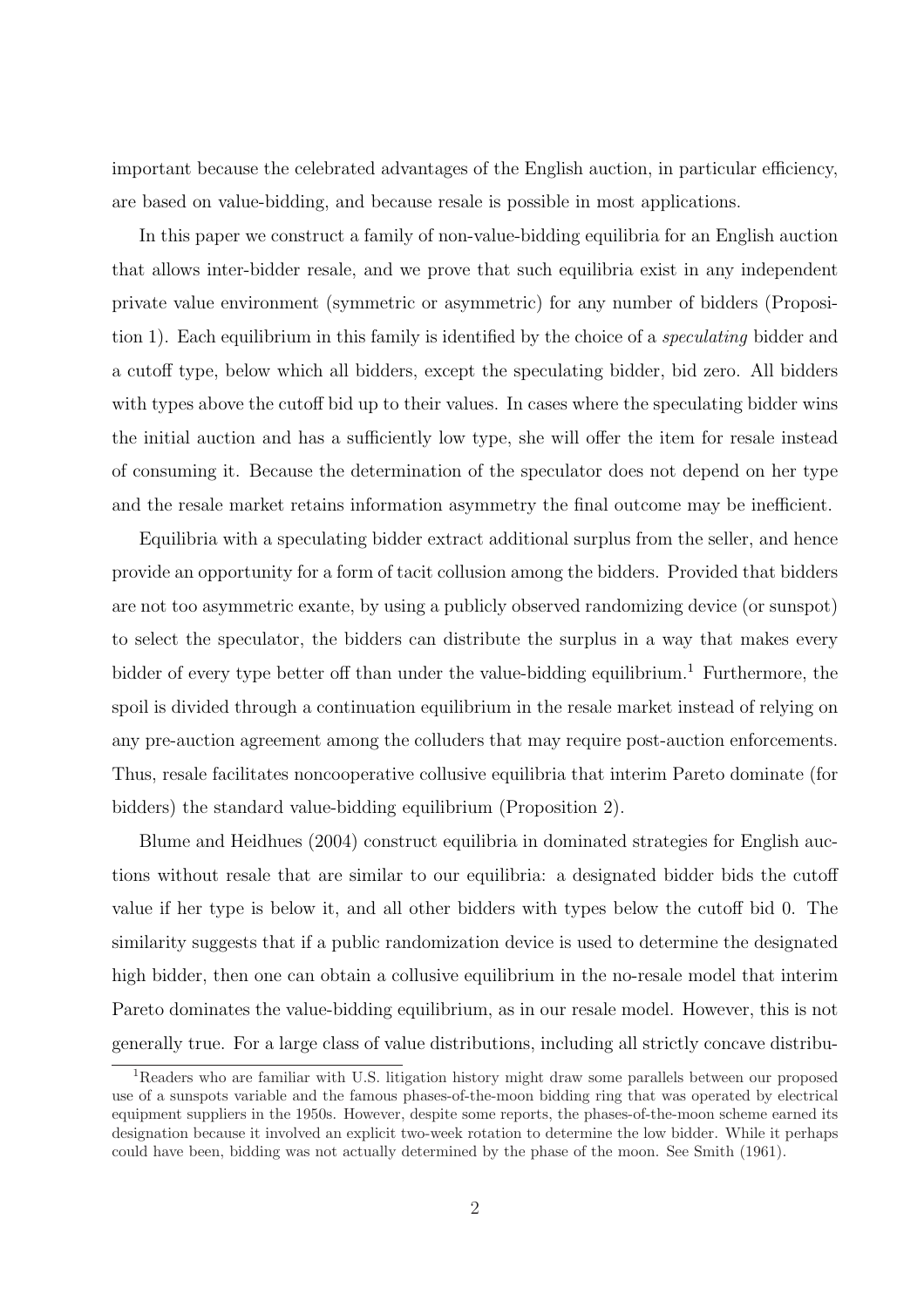important because the celebrated advantages of the English auction, in particular efficiency, are based on value-bidding, and because resale is possible in most applications.

In this paper we construct a family of non-value-bidding equilibria for an English auction that allows inter-bidder resale, and we prove that such equilibria exist in any independent private value environment (symmetric or asymmetric) for any number of bidders (Proposition 1). Each equilibrium in this family is identified by the choice of a *speculating* bidder and a cutoff type, below which all bidders, except the speculating bidder, bid zero. All bidders with types above the cutoff bid up to their values. In cases where the speculating bidder wins the initial auction and has a sufficiently low type, she will offer the item for resale instead of consuming it. Because the determination of the speculator does not depend on her type and the resale market retains information asymmetry the final outcome may be inefficient.

Equilibria with a speculating bidder extract additional surplus from the seller, and hence provide an opportunity for a form of tacit collusion among the bidders. Provided that bidders are not too asymmetric exante, by using a publicly observed randomizing device (or sunspot) to select the speculator, the bidders can distribute the surplus in a way that makes every bidder of every type better off than under the value-bidding equilibrium.[1] Furthermore, the spoil is divided through a continuation equilibrium in the resale market instead of relying on any pre-auction agreement among the colluders that may require post-auction enforcements. Thus, resale facilitates noncooperative collusive equilibria that interim Pareto dominate (for bidders) the standard value-bidding equilibrium (Proposition 2).

Blume and Heidhues (2004) construct equilibria in dominated strategies for English auctions without resale that are similar to our equilibria: a designated bidder bids the cutoff value if her type is below it, and all other bidders with types below the cutoff bid 0. The similarity suggests that if a public randomization device is used to determine the designated high bidder, then one can obtain a collusive equilibrium in the no-resale model that interim Pareto dominates the value-bidding equilibrium, as in our resale model. However, this is not generally true. For a large class of value distributions, including all strictly concave distribu-

[1] Readers who are familiar with U.S. litigation history might draw some parallels between our proposed use of a sunspots variable and the famous phases-of-the-moon bidding ring that was operated by electrical equipment suppliers in the 1950s. However, despite some reports, the phases-of-the-moon scheme earned its designation because it involved an explicit two-week rotation to determine the low bidder. While it perhaps could have been, bidding was not actually determined by the phase of the moon. See Smith (1961).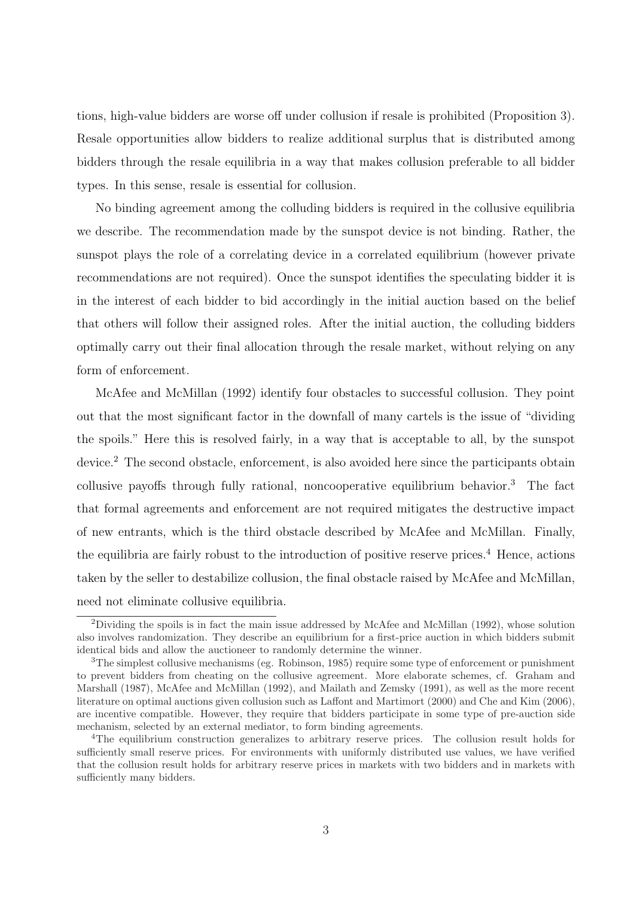tions, high-value bidders are worse off under collusion if resale is prohibited (Proposition 3). Resale opportunities allow bidders to realize additional surplus that is distributed among bidders through the resale equilibria in a way that makes collusion preferable to all bidder types. In this sense, resale is essential for collusion.

No binding agreement among the colluding bidders is required in the collusive equilibria we describe. The recommendation made by the sunspot device is not binding. Rather, the sunspot plays the role of a correlating device in a correlated equilibrium (however private recommendations are not required). Once the sunspot identifies the speculating bidder it is in the interest of each bidder to bid accordingly in the initial auction based on the belief that others will follow their assigned roles. After the initial auction, the colluding bidders optimally carry out their final allocation through the resale market, without relying on any form of enforcement.

McAfee and McMillan (1992) identify four obstacles to successful collusion. They point out that the most significant factor in the downfall of many cartels is the issue of "dividing the spoils." Here this is resolved fairly, in a way that is acceptable to all, by the sunspot device.[2] The second obstacle, enforcement, is also avoided here since the participants obtain collusive payoffs through fully rational, noncooperative equilibrium behavior.[3] The fact that formal agreements and enforcement are not required mitigates the destructive impact of new entrants, which is the third obstacle described by McAfee and McMillan. Finally, the equilibria are fairly robust to the introduction of positive reserve prices.[4] Hence, actions taken by the seller to destabilize collusion, the final obstacle raised by McAfee and McMillan, need not eliminate collusive equilibria.

[2] Dividing the spoils is in fact the main issue addressed by McAfee and McMillan (1992), whose solution also involves randomization. They describe an equilibrium for a first-price auction in which bidders submit identical bids and allow the auctioneer to randomly determine the winner.

[3] The simplest collusive mechanisms (eg. Robinson, 1985) require some type of enforcement or punishment to prevent bidders from cheating on the collusive agreement. More elaborate schemes, cf. Graham and Marshall (1987), McAfee and McMillan (1992), and Mailath and Zemsky (1991), as well as the more recent literature on optimal auctions given collusion such as Laffont and Martimort (2000) and Che and Kim (2006), are incentive compatible. However, they require that bidders participate in some type of pre-auction side mechanism, selected by an external mediator, to form binding agreements.

[4] The equilibrium construction generalizes to arbitrary reserve prices. The collusion result holds for sufficiently small reserve prices. For environments with uniformly distributed use values, we have verified that the collusion result holds for arbitrary reserve prices in markets with two bidders and in markets with sufficiently many bidders.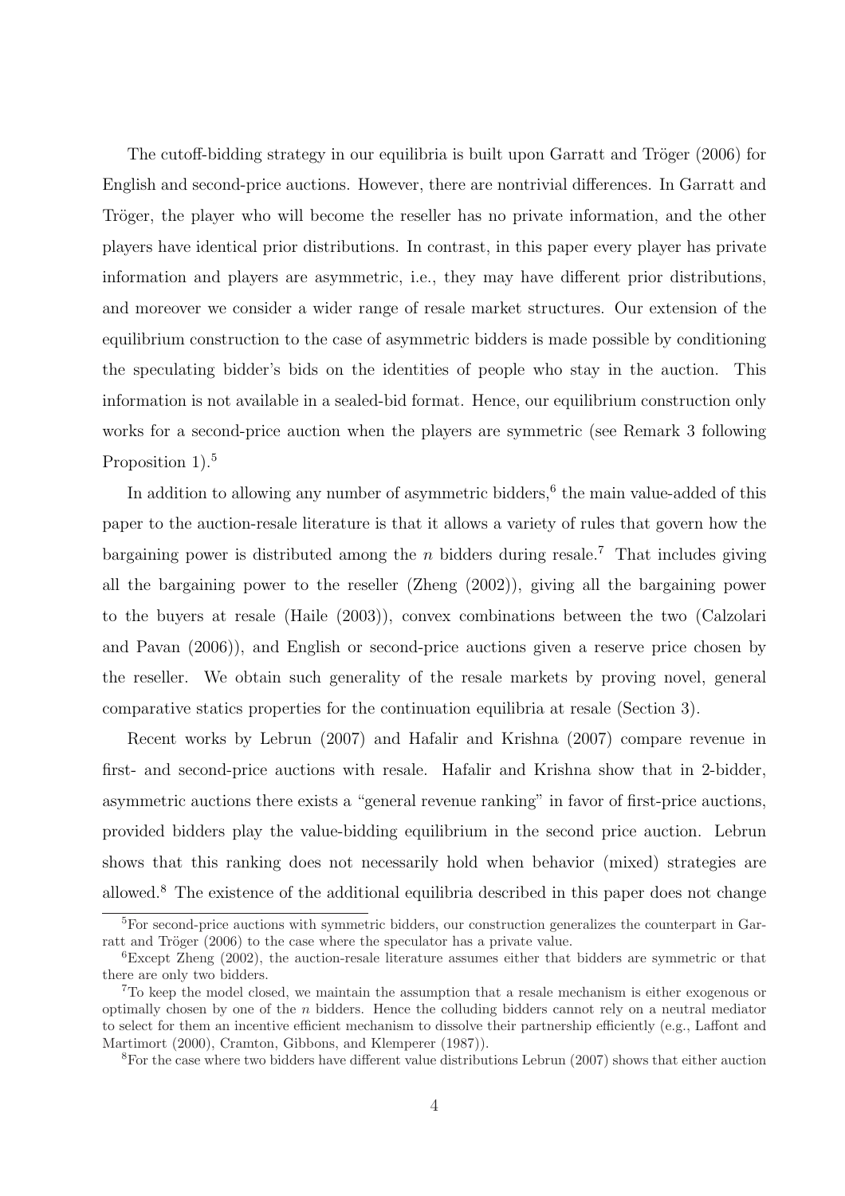The cutoff-bidding strategy in our equilibria is built upon Garratt and Tröger (2006) for English and second-price auctions. However, there are nontrivial differences. In Garratt and Tröger, the player who will become the reseller has no private information, and the other players have identical prior distributions. In contrast, in this paper every player has private information and players are asymmetric, i.e., they may have different prior distributions, and moreover we consider a wider range of resale market structures. Our extension of the equilibrium construction to the case of asymmetric bidders is made possible by conditioning the speculating bidder's bids on the identities of people who stay in the auction. This information is not available in a sealed-bid format. Hence, our equilibrium construction only works for a second-price auction when the players are symmetric (see Remark 3 following Proposition 1).[5]

In addition to allowing any number of asymmetric bidders,[6] the main value-added of this paper to the auction-resale literature is that it allows a variety of rules that govern how the bargaining power is distributed among the $n$ bidders during resale.[7] That includes giving all the bargaining power to the reseller (Zheng (2002)), giving all the bargaining power to the buyers at resale (Haile (2003)), convex combinations between the two (Calzolari and Pavan (2006)), and English or second-price auctions given a reserve price chosen by the reseller. We obtain such generality of the resale markets by proving novel, general comparative statics properties for the continuation equilibria at resale (Section 3).

Recent works by Lebrun (2007) and Hafalir and Krishna (2007) compare revenue in first- and second-price auctions with resale. Hafalir and Krishna show that in 2-bidder, asymmetric auctions there exists a "general revenue ranking" in favor of first-price auctions, provided bidders play the value-bidding equilibrium in the second price auction. Lebrun shows that this ranking does not necessarily hold when behavior (mixed) strategies are allowed.[8] The existence of the additional equilibria described in this paper does not change

[5] For second-price auctions with symmetric bidders, our construction generalizes the counterpart in Garratt and Tröger (2006) to the case where the speculator has a private value.

[6] Except Zheng (2002), the auction-resale literature assumes either that bidders are symmetric or that there are only two bidders.

[7] To keep the model closed, we maintain the assumption that a resale mechanism is either exogenous or optimally chosen by one of the $n$ bidders. Hence the colluding bidders cannot rely on a neutral mediator to select for them an incentive efficient mechanism to dissolve their partnership efficiently (e.g., Laffont and Martimort (2000), Cramton, Gibbons, and Klemperer (1987)).

[8] For the case where two bidders have different value distributions Lebrun (2007) shows that either auction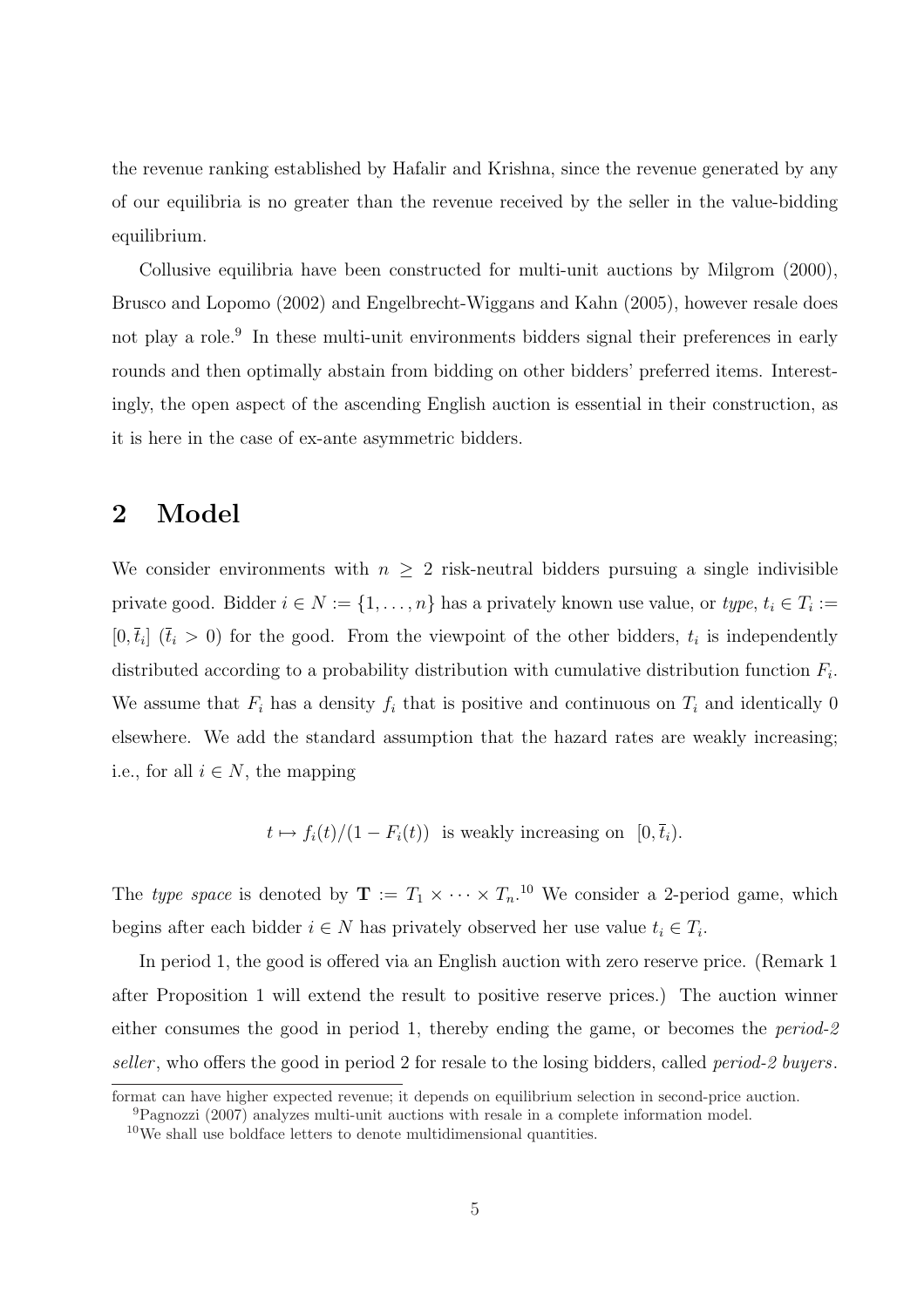the revenue ranking established by Hafalir and Krishna, since the revenue generated by any of our equilibria is no greater than the revenue received by the seller in the value-bidding equilibrium.

Collusive equilibria have been constructed for multi-unit auctions by Milgrom (2000), Brusco and Lopomo (2002) and Engelbrecht-Wiggans and Kahn (2005), however resale does not play a role.[9] In these multi-unit environments bidders signal their preferences in early rounds and then optimally abstain from bidding on other bidders' preferred items. Interestingly, the open aspect of the ascending English auction is essential in their construction, as it is here in the case of ex-ante asymmetric bidders.

## 2 Model

We consider environments with $n \geq 2$ risk-neutral bidders pursuing a single indivisible private good. Bidder $i \in N := \{1, \ldots, n\}$ has a privately known use value, or *type*, $t_i \in T_i := [0, \bar{t}_i]$ ($\bar{t}_i > 0$) for the good. From the viewpoint of the other bidders, $t_i$ is independently distributed according to a probability distribution with cumulative distribution function $F_i$. We assume that $F_i$ has a density $f_i$ that is positive and continuous on $T_i$ and identically 0 elsewhere. We add the standard assumption that the hazard rates are weakly increasing; i.e., for all $i \in N$, the mapping

$$t \mapsto f_i(t)/(1 - F_i(t)) \text{ is weakly increasing on } [0, \bar{t}_i).$$

The *type space* is denoted by $\mathbf{T} := T_1 \times \cdots \times T_n$.[10] We consider a 2-period game, which begins after each bidder $i \in N$ has privately observed her use value $t_i \in T_i$.

In period 1, the good is offered via an English auction with zero reserve price. (Remark 1 after Proposition 1 will extend the result to positive reserve prices.) The auction winner either consumes the good in period 1, thereby ending the game, or becomes the *period-2 seller*, who offers the good in period 2 for resale to the losing bidders, called *period-2 buyers*.

format can have higher expected revenue; it depends on equilibrium selection in second-price auction.

[9]Pagnozzi (2007) analyzes multi-unit auctions with resale in a complete information model.

[10]We shall use boldface letters to denote multidimensional quantities.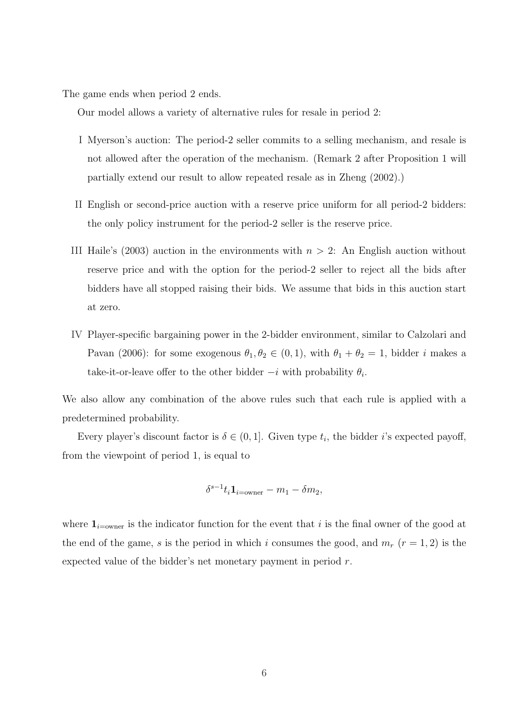The game ends when period 2 ends.

Our model allows a variety of alternative rules for resale in period 2:

- I Myerson's auction: The period-2 seller commits to a selling mechanism, and resale is not allowed after the operation of the mechanism. (Remark 2 after Proposition 1 will partially extend our result to allow repeated resale as in Zheng (2002).)
- II English or second-price auction with a reserve price uniform for all period-2 bidders: the only policy instrument for the period-2 seller is the reserve price.
- III Haile's (2003) auction in the environments with $n > 2$: An English auction without reserve price and with the option for the period-2 seller to reject all the bids after bidders have all stopped raising their bids. We assume that bids in this auction start at zero.
- IV Player-specific bargaining power in the 2-bidder environment, similar to Calzolari and Pavan (2006): for some exogenous $\theta_1, \theta_2 \in (0, 1)$, with $\theta_1 + \theta_2 = 1$, bidder $i$ makes a take-it-or-leave offer to the other bidder $-i$ with probability $\theta_i$.

We also allow any combination of the above rules such that each rule is applied with a predetermined probability.

Every player's discount factor is $\delta \in (0, 1]$. Given type $t_i$, the bidder $i$'s expected payoff, from the viewpoint of period 1, is equal to

$$\delta^{s-1} t_i \mathbf{1}_{i=\text{owner}} - m_1 - \delta m_2,$$

where $\mathbf{1}_{i=\text{owner}}$ is the indicator function for the event that $i$ is the final owner of the good at the end of the game, $s$ is the period in which $i$ consumes the good, and $m_r$ ($r = 1, 2$) is the expected value of the bidder's net monetary payment in period $r$.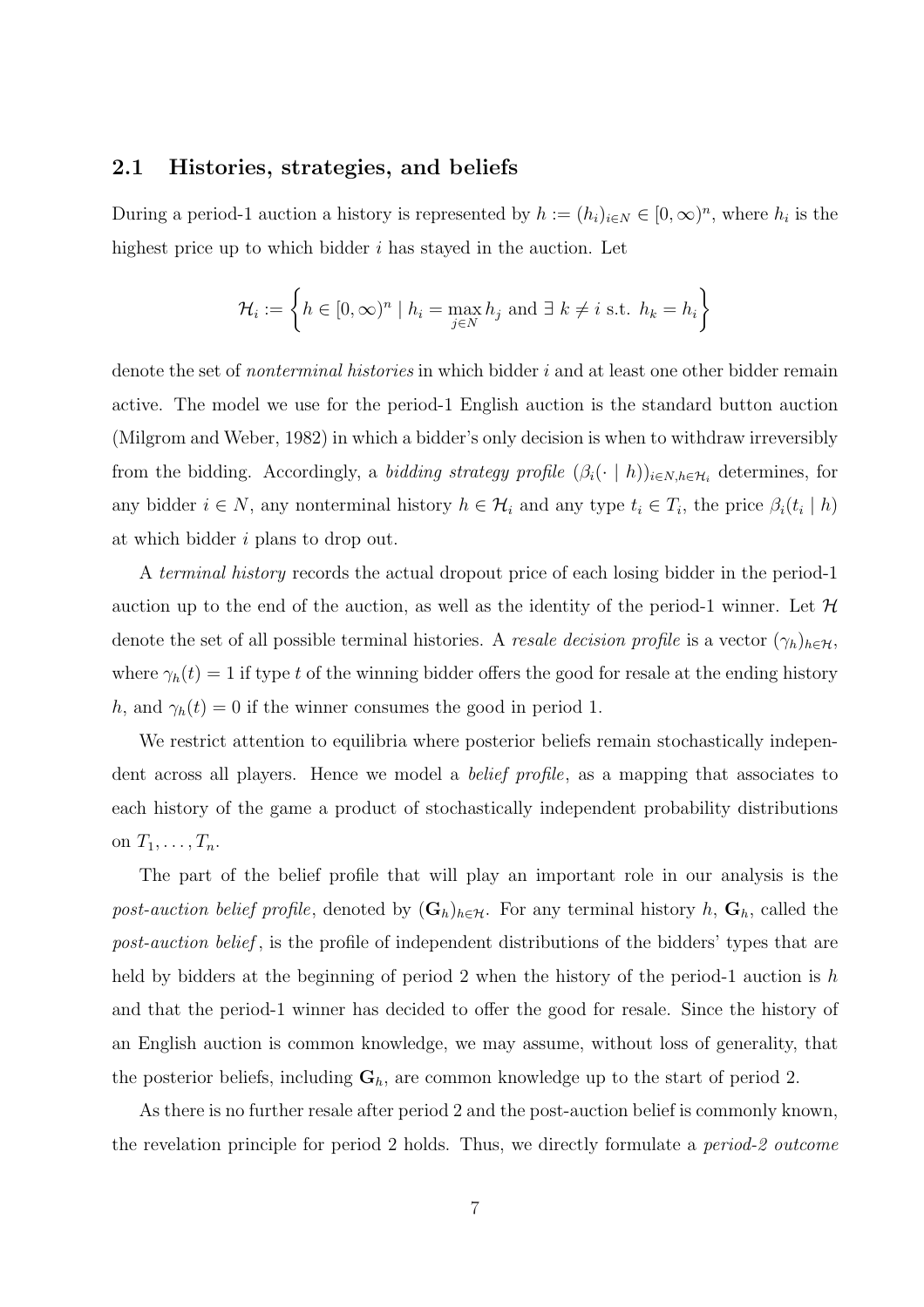### 2.1 Histories, strategies, and beliefs

During a period-1 auction a history is represented by $h := (h_i)_{i \in N} \in [0, \infty)^n$, where $h_i$ is the highest price up to which bidder $i$ has stayed in the auction. Let

$$\mathcal{H}_i := \left\{ h \in [0, \infty)^n \mid h_i = \max_{j \in N} h_j \text{ and } \exists\, k \neq i \text{ s.t. } h_k = h_i \right\}$$

denote the set of *nonterminal histories* in which bidder $i$ and at least one other bidder remain active. The model we use for the period-1 English auction is the standard button auction (Milgrom and Weber, 1982) in which a bidder's only decision is when to withdraw irreversibly from the bidding. Accordingly, a *bidding strategy profile* $(\beta_i(\cdot \mid h))_{i \in N, h \in \mathcal{H}_i}$ determines, for any bidder $i \in N$, any nonterminal history $h \in \mathcal{H}_i$ and any type $t_i \in T_i$, the price $\beta_i(t_i \mid h)$ at which bidder $i$ plans to drop out.

A *terminal history* records the actual dropout price of each losing bidder in the period-1 auction up to the end of the auction, as well as the identity of the period-1 winner. Let $\mathcal{H}$ denote the set of all possible terminal histories. A *resale decision profile* is a vector $(\gamma_h)_{h \in \mathcal{H}}$, where $\gamma_h(t) = 1$ if type $t$ of the winning bidder offers the good for resale at the ending history $h$, and $\gamma_h(t) = 0$ if the winner consumes the good in period 1.

We restrict attention to equilibria where posterior beliefs remain stochastically independent across all players. Hence we model a *belief profile*, as a mapping that associates to each history of the game a product of stochastically independent probability distributions on $T_1, \ldots, T_n$.

The part of the belief profile that will play an important role in our analysis is the *post-auction belief profile*, denoted by $(\mathbf{G}_h)_{h \in \mathcal{H}}$. For any terminal history $h$, $\mathbf{G}_h$, called the *post-auction belief*, is the profile of independent distributions of the bidders' types that are held by bidders at the beginning of period 2 when the history of the period-1 auction is $h$ and that the period-1 winner has decided to offer the good for resale. Since the history of an English auction is common knowledge, we may assume, without loss of generality, that the posterior beliefs, including $\mathbf{G}_h$, are common knowledge up to the start of period 2.

As there is no further resale after period 2 and the post-auction belief is commonly known, the revelation principle for period 2 holds. Thus, we directly formulate a *period-2 outcome*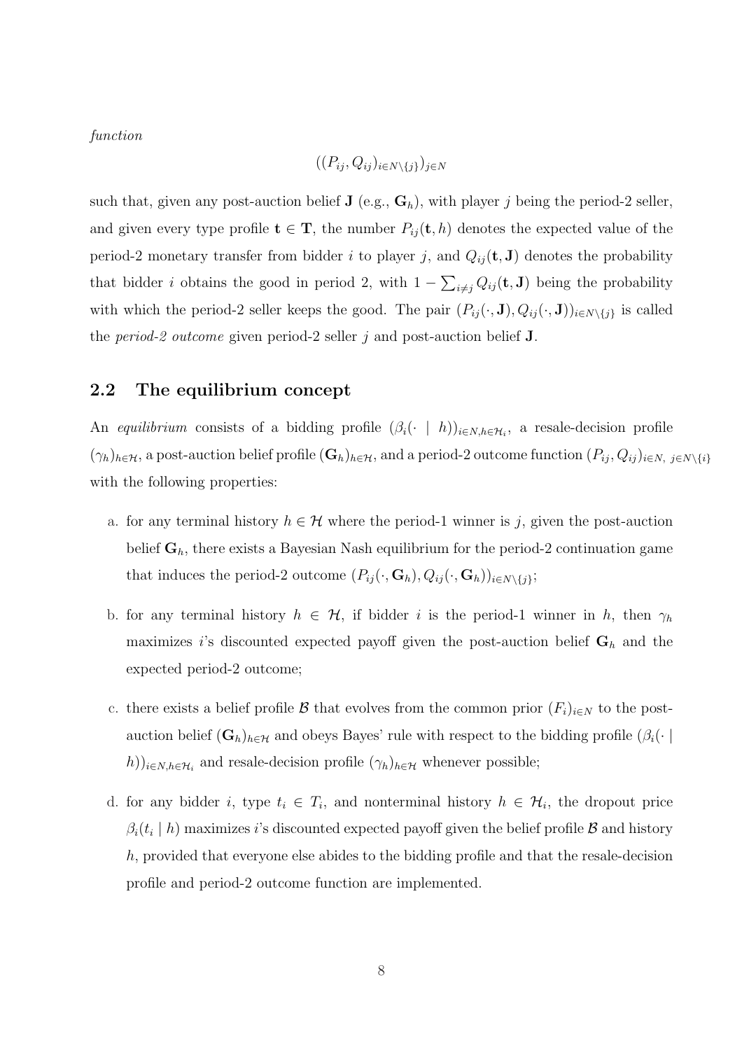*function*

$$((P_{ij}, Q_{ij})_{i \in N\setminus\{j\}})_{j \in N}$$

such that, given any post-auction belief $\mathbf{J}$ (e.g., $\mathbf{G}_h$), with player $j$ being the period-2 seller, and given every type profile $\mathbf{t} \in \mathbf{T}$, the number $P_{ij}(\mathbf{t}, h)$ denotes the expected value of the period-2 monetary transfer from bidder $i$ to player $j$, and $Q_{ij}(\mathbf{t}, \mathbf{J})$ denotes the probability that bidder $i$ obtains the good in period 2, with $1 - \sum_{i \neq j} Q_{ij}(\mathbf{t}, \mathbf{J})$ being the probability with which the period-2 seller keeps the good. The pair $(P_{ij}(\cdot, \mathbf{J}), Q_{ij}(\cdot, \mathbf{J}))_{i \in N\setminus\{j\}}$ is called the *period-2 outcome* given period-2 seller $j$ and post-auction belief $\mathbf{J}$.

## 2.2 The equilibrium concept

An *equilibrium* consists of a bidding profile $(\beta_i(\cdot \mid h))_{i \in N, h \in \mathcal{H}_i}$, a resale-decision profile $(\gamma_h)_{h \in \mathcal{H}}$, a post-auction belief profile $(\mathbf{G}_h)_{h \in \mathcal{H}}$, and a period-2 outcome function $(P_{ij}, Q_{ij})_{i \in N,\ j \in N\setminus\{i\}}$ with the following properties:

a. for any terminal history $h \in \mathcal{H}$ where the period-1 winner is $j$, given the post-auction belief $\mathbf{G}_h$, there exists a Bayesian Nash equilibrium for the period-2 continuation game that induces the period-2 outcome $(P_{ij}(\cdot, \mathbf{G}_h), Q_{ij}(\cdot, \mathbf{G}_h))_{i \in N\setminus\{j\}}$;

b. for any terminal history $h \in \mathcal{H}$, if bidder $i$ is the period-1 winner in $h$, then $\gamma_h$ maximizes $i$'s discounted expected payoff given the post-auction belief $\mathbf{G}_h$ and the expected period-2 outcome;

c. there exists a belief profile $\mathcal{B}$ that evolves from the common prior $(F_i)_{i \in N}$ to the post-auction belief $(\mathbf{G}_h)_{h \in \mathcal{H}}$ and obeys Bayes' rule with respect to the bidding profile $(\beta_i(\cdot \mid h))_{i \in N, h \in \mathcal{H}_i}$ and resale-decision profile $(\gamma_h)_{h \in \mathcal{H}}$ whenever possible;

d. for any bidder $i$, type $t_i \in T_i$, and nonterminal history $h \in \mathcal{H}_i$, the dropout price $\beta_i(t_i \mid h)$ maximizes $i$'s discounted expected payoff given the belief profile $\mathcal{B}$ and history $h$, provided that everyone else abides to the bidding profile and that the resale-decision profile and period-2 outcome function are implemented.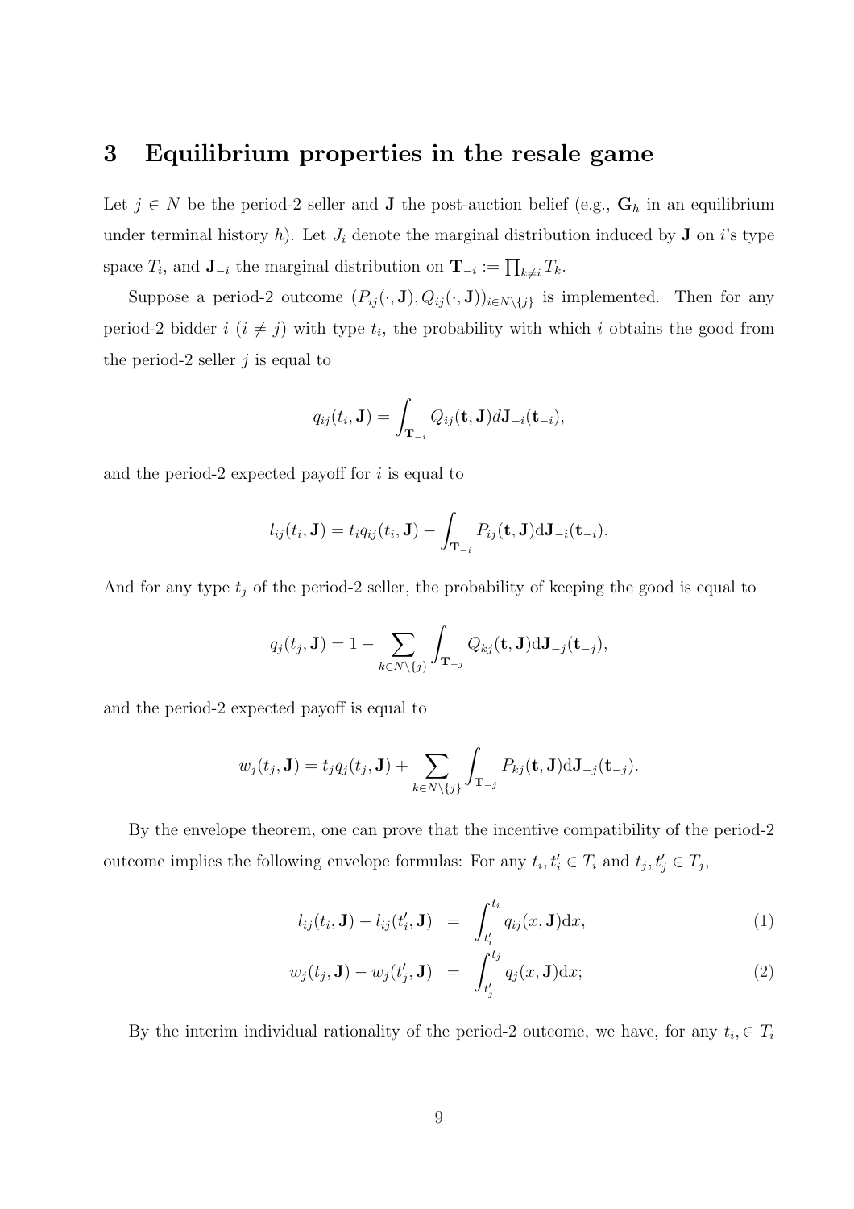## 3 Equilibrium properties in the resale game

Let $j \in N$ be the period-2 seller and $\mathbf{J}$ the post-auction belief (e.g., $\mathbf{G}_h$ in an equilibrium under terminal history $h$). Let $J_i$ denote the marginal distribution induced by $\mathbf{J}$ on $i$'s type space $T_i$, and $\mathbf{J}_{-i}$ the marginal distribution on $\mathbf{T}_{-i} := \prod_{k \neq i} T_k$.

Suppose a period-2 outcome $(P_{ij}(\cdot, \mathbf{J}), Q_{ij}(\cdot, \mathbf{J}))_{i \in N \setminus \{j\}}$ is implemented. Then for any period-2 bidder $i$ ($i \neq j$) with type $t_i$, the probability with which $i$ obtains the good from the period-2 seller $j$ is equal to

$$q_{ij}(t_i, \mathbf{J}) = \int_{\mathbf{T}_{-i}} Q_{ij}(\mathbf{t}, \mathbf{J}) d\mathbf{J}_{-i}(\mathbf{t}_{-i}),$$

and the period-2 expected payoff for $i$ is equal to

$$l_{ij}(t_i, \mathbf{J}) = t_i q_{ij}(t_i, \mathbf{J}) - \int_{\mathbf{T}_{-i}} P_{ij}(\mathbf{t}, \mathbf{J}) \mathrm{d}\mathbf{J}_{-i}(\mathbf{t}_{-i}).$$

And for any type $t_j$ of the period-2 seller, the probability of keeping the good is equal to

$$q_j(t_j, \mathbf{J}) = 1 - \sum_{k \in N \setminus \{j\}} \int_{\mathbf{T}_{-j}} Q_{kj}(\mathbf{t}, \mathbf{J}) \mathrm{d}\mathbf{J}_{-j}(\mathbf{t}_{-j}),$$

and the period-2 expected payoff is equal to

$$w_j(t_j, \mathbf{J}) = t_j q_j(t_j, \mathbf{J}) + \sum_{k \in N \setminus \{j\}} \int_{\mathbf{T}_{-j}} P_{kj}(\mathbf{t}, \mathbf{J}) \mathrm{d}\mathbf{J}_{-j}(\mathbf{t}_{-j}).$$

By the envelope theorem, one can prove that the incentive compatibility of the period-2 outcome implies the following envelope formulas: For any $t_i, t_i' \in T_i$ and $t_j, t_j' \in T_j$,

$$l_{ij}(t_i, \mathbf{J}) - l_{ij}(t_i', \mathbf{J}) = \int_{t_i'}^{t_i} q_{ij}(x, \mathbf{J}) \mathrm{d}x, \tag{1}$$

$$w_j(t_j, \mathbf{J}) - w_j(t_j', \mathbf{J}) = \int_{t_j'}^{t_j} q_j(x, \mathbf{J}) \mathrm{d}x; \tag{2}$$

By the interim individual rationality of the period-2 outcome, we have, for any $t_i, \in T_i$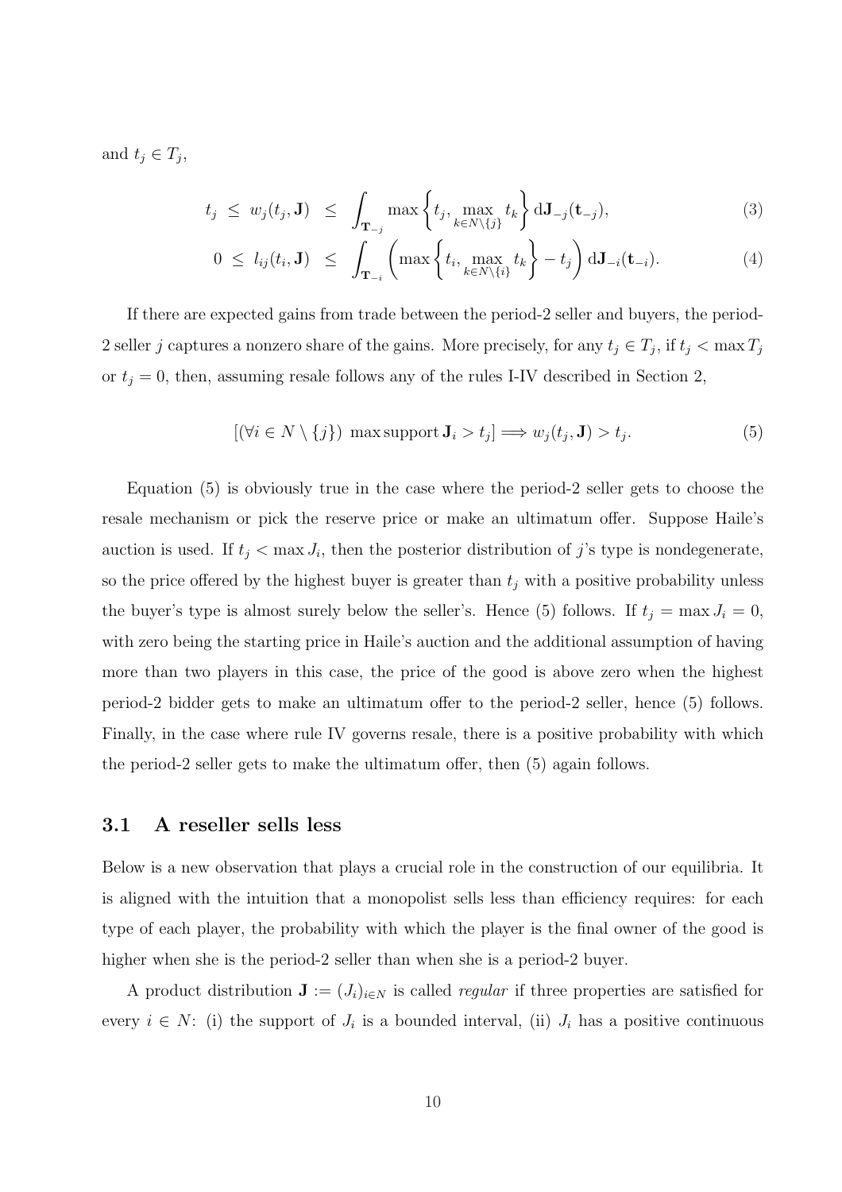and $t_j \in T_j$,

$$t_j \;\leq\; w_j(t_j, \mathbf{J}) \;\leq\; \int_{\mathbf{T}_{-j}} \max\left\{t_j, \max_{k \in N\setminus\{j\}} t_k\right\} \mathrm{d}\mathbf{J}_{-j}(\mathbf{t}_{-j}), \tag{3}$$

$$0 \;\leq\; l_{ij}(t_i, \mathbf{J}) \;\leq\; \int_{\mathbf{T}_{-i}} \left(\max\left\{t_i, \max_{k \in N\setminus\{i\}} t_k\right\} - t_j\right) \mathrm{d}\mathbf{J}_{-i}(\mathbf{t}_{-i}). \tag{4}$$

If there are expected gains from trade between the period-2 seller and buyers, the period-2 seller $j$ captures a nonzero share of the gains. More precisely, for any $t_j \in T_j$, if $t_j < \max T_j$ or $t_j = 0$, then, assuming resale follows any of the rules I-IV described in Section 2,

$$[(\forall i \in N \setminus \{j\}) \;\max \operatorname{support} \mathbf{J}_i > t_j] \Longrightarrow w_j(t_j, \mathbf{J}) > t_j. \tag{5}$$

Equation (5) is obviously true in the case where the period-2 seller gets to choose the resale mechanism or pick the reserve price or make an ultimatum offer. Suppose Haile's auction is used. If $t_j < \max J_i$, then the posterior distribution of $j$'s type is nondegenerate, so the price offered by the highest buyer is greater than $t_j$ with a positive probability unless the buyer's type is almost surely below the seller's. Hence (5) follows. If $t_j = \max J_i = 0$, with zero being the starting price in Haile's auction and the additional assumption of having more than two players in this case, the price of the good is above zero when the highest period-2 bidder gets to make an ultimatum offer to the period-2 seller, hence (5) follows. Finally, in the case where rule IV governs resale, there is a positive probability with which the period-2 seller gets to make the ultimatum offer, then (5) again follows.

### 3.1 A reseller sells less

Below is a new observation that plays a crucial role in the construction of our equilibria. It is aligned with the intuition that a monopolist sells less than efficiency requires: for each type of each player, the probability with which the player is the final owner of the good is higher when she is the period-2 seller than when she is a period-2 buyer.

A product distribution $\mathbf{J} := (J_i)_{i \in N}$ is called *regular* if three properties are satisfied for every $i \in N$: (i) the support of $J_i$ is a bounded interval, (ii) $J_i$ has a positive continuous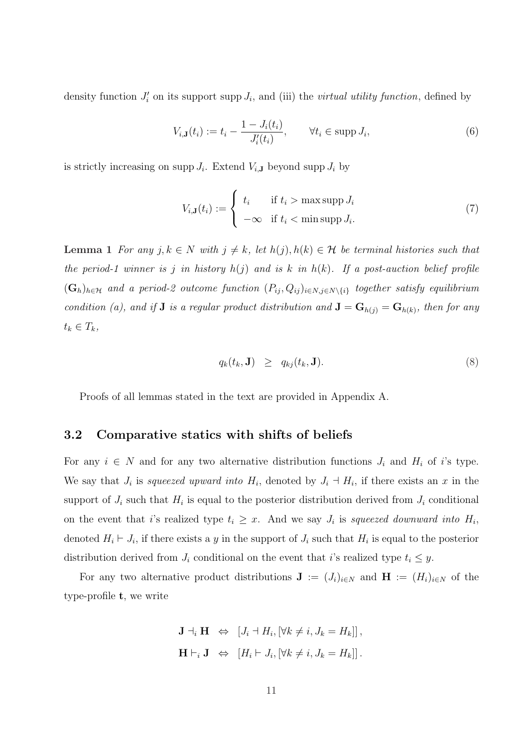density function $J_i'$ on its support $\operatorname{supp} J_i$, and (iii) the *virtual utility function*, defined by

$$V_{i,\mathbf{J}}(t_i) := t_i - \frac{1 - J_i(t_i)}{J_i'(t_i)}, \qquad \forall t_i \in \operatorname{supp} J_i, \tag{6}$$

is strictly increasing on $\operatorname{supp} J_i$. Extend $V_{i,\mathbf{J}}$ beyond $\operatorname{supp} J_i$ by

$$V_{i,\mathbf{J}}(t_i) := \begin{cases} t_i & \text{if } t_i > \max \operatorname{supp} J_i \\ -\infty & \text{if } t_i < \min \operatorname{supp} J_i. \end{cases} \tag{7}$$

**Lemma 1** *For any $j, k \in N$ with $j \neq k$, let $h(j), h(k) \in \mathcal{H}$ be terminal histories such that the period-1 winner is $j$ in history $h(j)$ and is $k$ in $h(k)$. If a post-auction belief profile $(\mathbf{G}_h)_{h \in \mathcal{H}}$ and a period-2 outcome function $(P_{ij}, Q_{ij})_{i \in N, j \in N \setminus \{i\}}$ together satisfy equilibrium condition (a), and if $\mathbf{J}$ is a regular product distribution and $\mathbf{J} = \mathbf{G}_{h(j)} = \mathbf{G}_{h(k)}$, then for any $t_k \in T_k$,*

$$q_k(t_k, \mathbf{J}) \quad \geq \quad q_{kj}(t_k, \mathbf{J}). \tag{8}$$

Proofs of all lemmas stated in the text are provided in Appendix A.

### 3.2 Comparative statics with shifts of beliefs

For any $i \in N$ and for any two alternative distribution functions $J_i$ and $H_i$ of $i$'s type. We say that $J_i$ is *squeezed upward into* $H_i$, denoted by $J_i \dashv H_i$, if there exists an $x$ in the support of $J_i$ such that $H_i$ is equal to the posterior distribution derived from $J_i$ conditional on the event that $i$'s realized type $t_i \geq x$. And we say $J_i$ is *squeezed downward into* $H_i$, denoted $H_i \vdash J_i$, if there exists a $y$ in the support of $J_i$ such that $H_i$ is equal to the posterior distribution derived from $J_i$ conditional on the event that $i$'s realized type $t_i \leq y$.

For any two alternative product distributions $\mathbf{J} := (J_i)_{i \in N}$ and $\mathbf{H} := (H_i)_{i \in N}$ of the type-profile $\mathbf{t}$, we write

$$\begin{aligned} \mathbf{J} \dashv_i \mathbf{H} \quad &\Leftrightarrow \quad \left[ J_i \dashv H_i, [\forall k \neq i, J_k = H_k] \right], \\ \mathbf{H} \vdash_i \mathbf{J} \quad &\Leftrightarrow \quad \left[ H_i \vdash J_i, [\forall k \neq i, J_k = H_k] \right]. \end{aligned}$$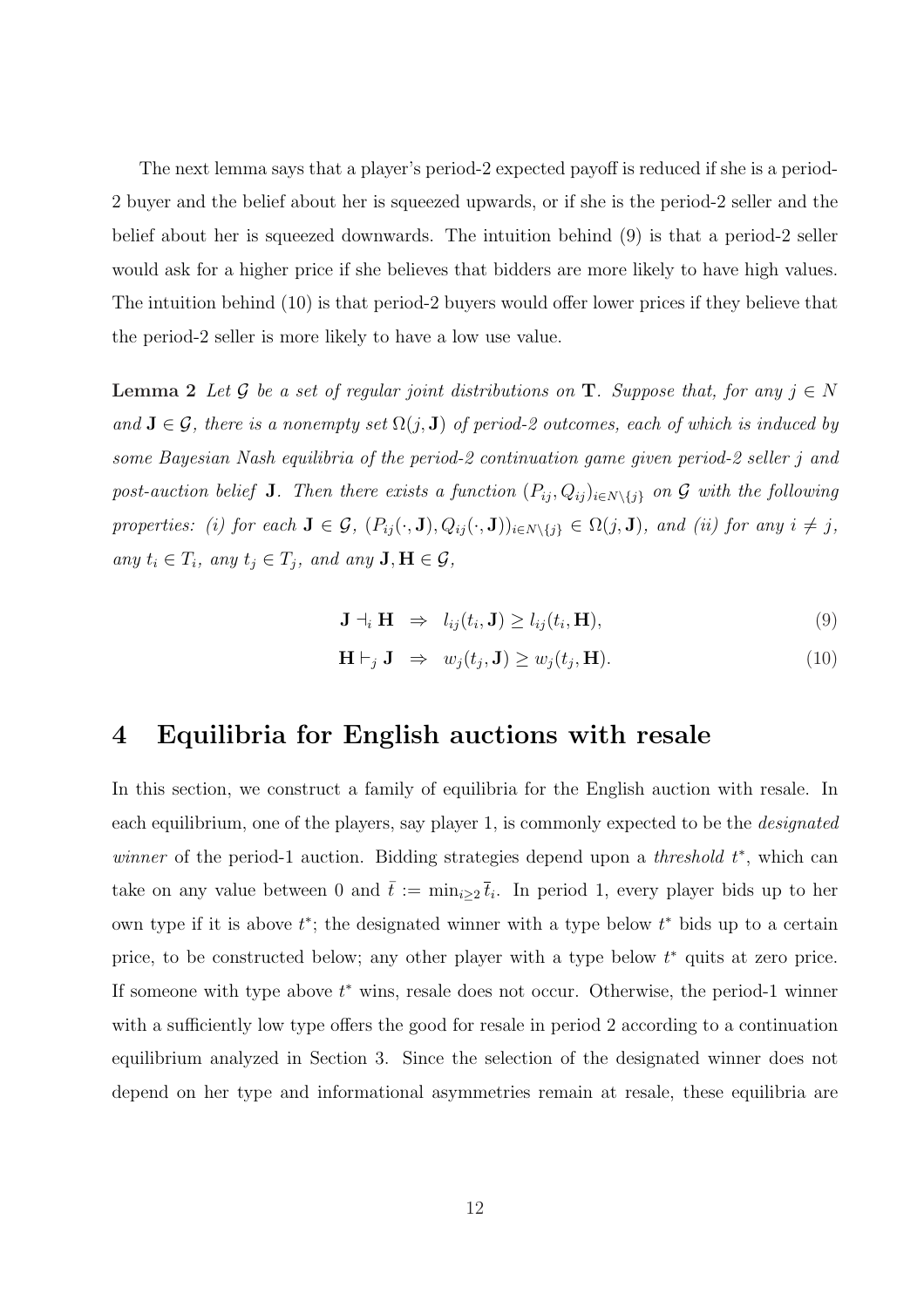The next lemma says that a player's period-2 expected payoff is reduced if she is a period-2 buyer and the belief about her is squeezed upwards, or if she is the period-2 seller and the belief about her is squeezed downwards. The intuition behind (9) is that a period-2 seller would ask for a higher price if she believes that bidders are more likely to have high values. The intuition behind (10) is that period-2 buyers would offer lower prices if they believe that the period-2 seller is more likely to have a low use value.

**Lemma 2** *Let $\mathcal{G}$ be a set of regular joint distributions on $\mathbf{T}$. Suppose that, for any $j \in N$ and $\mathbf{J} \in \mathcal{G}$, there is a nonempty set $\Omega(j, \mathbf{J})$ of period-2 outcomes, each of which is induced by some Bayesian Nash equilibria of the period-2 continuation game given period-2 seller $j$ and post-auction belief $\mathbf{J}$. Then there exists a function $(P_{ij}, Q_{ij})_{i \in N \setminus \{j\}}$ on $\mathcal{G}$ with the following properties: (i) for each $\mathbf{J} \in \mathcal{G}$, $(P_{ij}(\cdot, \mathbf{J}), Q_{ij}(\cdot, \mathbf{J}))_{i \in N \setminus \{j\}} \in \Omega(j, \mathbf{J})$, and (ii) for any $i \neq j$, any $t_i \in T_i$, any $t_j \in T_j$, and any $\mathbf{J}, \mathbf{H} \in \mathcal{G}$,*

$$\mathbf{J} \dashv_i \mathbf{H} \quad \Rightarrow \quad l_{ij}(t_i, \mathbf{J}) \geq l_{ij}(t_i, \mathbf{H}), \tag{9}$$

$$\mathbf{H} \vdash_j \mathbf{J} \quad \Rightarrow \quad w_j(t_j, \mathbf{J}) \geq w_j(t_j, \mathbf{H}). \tag{10}$$

# 4 Equilibria for English auctions with resale

In this section, we construct a family of equilibria for the English auction with resale. In each equilibrium, one of the players, say player 1, is commonly expected to be the *designated winner* of the period-1 auction. Bidding strategies depend upon a *threshold* $t^*$, which can take on any value between 0 and $\bar{t} := \min_{i \geq 2} \bar{t}_i$. In period 1, every player bids up to her own type if it is above $t^*$; the designated winner with a type below $t^*$ bids up to a certain price, to be constructed below; any other player with a type below $t^*$ quits at zero price. If someone with type above $t^*$ wins, resale does not occur. Otherwise, the period-1 winner with a sufficiently low type offers the good for resale in period 2 according to a continuation equilibrium analyzed in Section 3. Since the selection of the designated winner does not depend on her type and informational asymmetries remain at resale, these equilibria are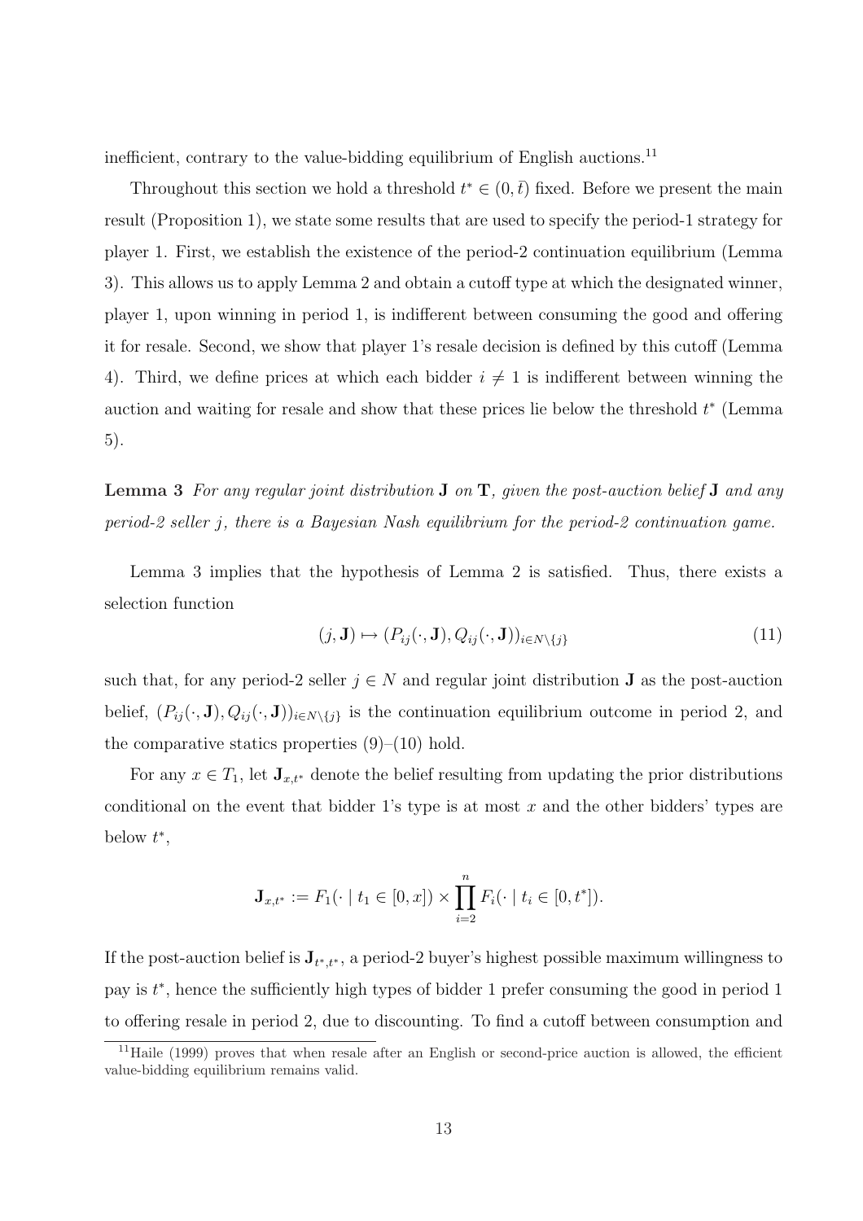inefficient, contrary to the value-bidding equilibrium of English auctions.[11]

Throughout this section we hold a threshold $t^* \in (0, \bar{t})$ fixed. Before we present the main result (Proposition 1), we state some results that are used to specify the period-1 strategy for player 1. First, we establish the existence of the period-2 continuation equilibrium (Lemma 3). This allows us to apply Lemma 2 and obtain a cutoff type at which the designated winner, player 1, upon winning in period 1, is indifferent between consuming the good and offering it for resale. Second, we show that player 1's resale decision is defined by this cutoff (Lemma 4). Third, we define prices at which each bidder $i \neq 1$ is indifferent between winning the auction and waiting for resale and show that these prices lie below the threshold $t^*$ (Lemma 5).

**Lemma 3** *For any regular joint distribution* $\mathbf{J}$ *on* $\mathbf{T}$*, given the post-auction belief* $\mathbf{J}$ *and any period-2 seller* $j$*, there is a Bayesian Nash equilibrium for the period-2 continuation game.*

Lemma 3 implies that the hypothesis of Lemma 2 is satisfied. Thus, there exists a selection function

$$(j, \mathbf{J}) \mapsto (P_{ij}(\cdot, \mathbf{J}), Q_{ij}(\cdot, \mathbf{J}))_{i \in N \setminus \{j\}} \tag{11}$$

such that, for any period-2 seller $j \in N$ and regular joint distribution $\mathbf{J}$ as the post-auction belief, $(P_{ij}(\cdot, \mathbf{J}), Q_{ij}(\cdot, \mathbf{J}))_{i \in N \setminus \{j\}}$ is the continuation equilibrium outcome in period 2, and the comparative statics properties (9)–(10) hold.

For any $x \in T_1$, let $\mathbf{J}_{x,t^*}$ denote the belief resulting from updating the prior distributions conditional on the event that bidder 1's type is at most $x$ and the other bidders' types are below $t^*$,

$$\mathbf{J}_{x,t^*} := F_1(\cdot \mid t_1 \in [0, x]) \times \prod_{i=2}^{n} F_i(\cdot \mid t_i \in [0, t^*]).$$

If the post-auction belief is $\mathbf{J}_{t^*,t^*}$, a period-2 buyer's highest possible maximum willingness to pay is $t^*$, hence the sufficiently high types of bidder 1 prefer consuming the good in period 1 to offering resale in period 2, due to discounting. To find a cutoff between consumption and

[11] Haile (1999) proves that when resale after an English or second-price auction is allowed, the efficient value-bidding equilibrium remains valid.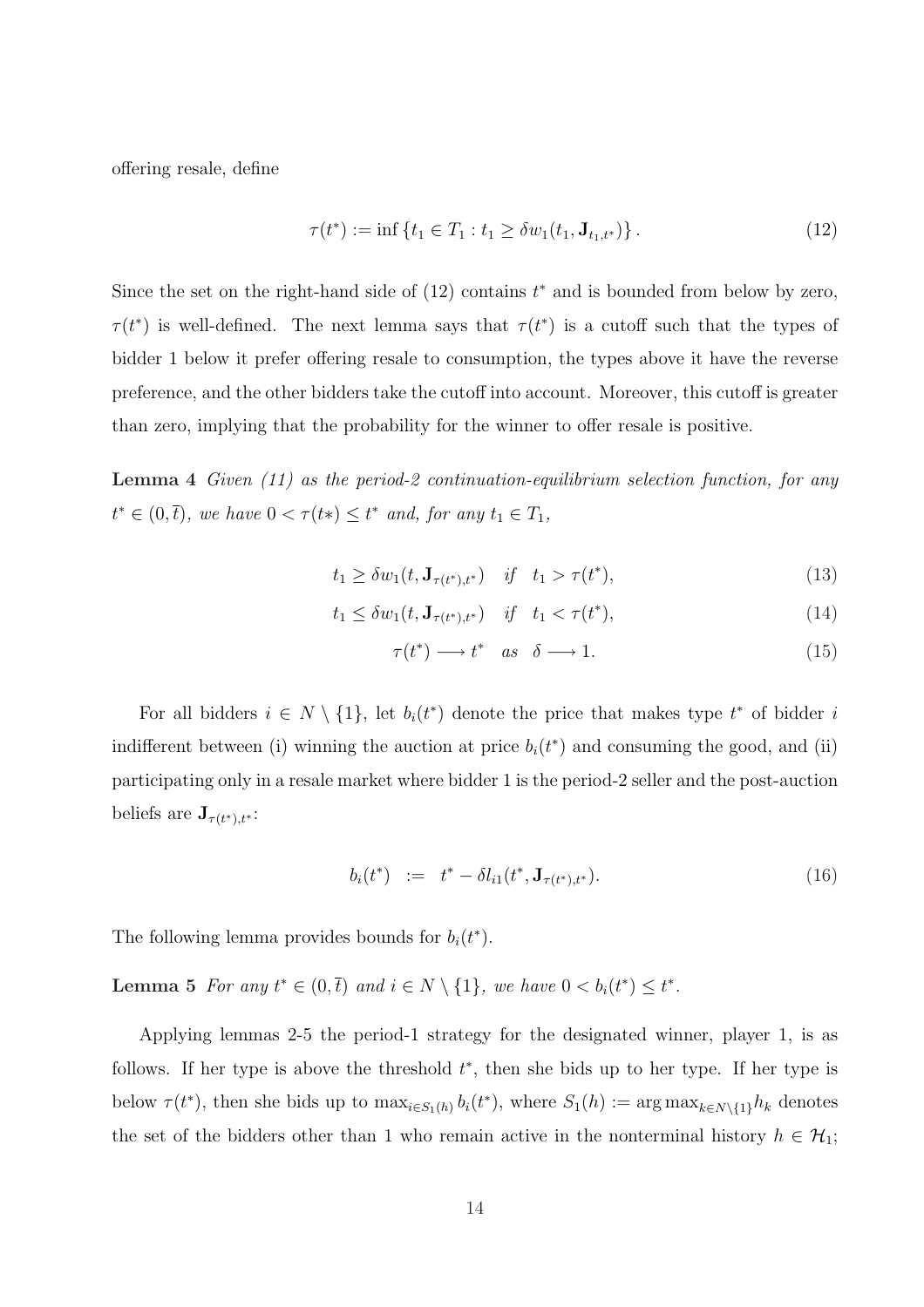offering resale, define

$$\tau(t^*) := \inf \left\{ t_1 \in T_1 : t_1 \geq \delta w_1(t_1, \mathbf{J}_{t_1,t^*}) \right\}. \tag{12}$$

Since the set on the right-hand side of (12) contains $t^*$ and is bounded from below by zero, $\tau(t^*)$ is well-defined. The next lemma says that $\tau(t^*)$ is a cutoff such that the types of bidder 1 below it prefer offering resale to consumption, the types above it have the reverse preference, and the other bidders take the cutoff into account. Moreover, this cutoff is greater than zero, implying that the probability for the winner to offer resale is positive.

**Lemma 4** *Given (11) as the period-2 continuation-equilibrium selection function, for any* $t^* \in (0, \bar{t})$*, we have* $0 < \tau(t*) \leq t^*$ *and, for any* $t_1 \in T_1$,

$$t_1 \geq \delta w_1(t, \mathbf{J}_{\tau(t^*),t^*}) \quad \text{if} \quad t_1 > \tau(t^*), \tag{13}$$

$$t_1 \leq \delta w_1(t, \mathbf{J}_{\tau(t^*),t^*}) \quad \text{if} \quad t_1 < \tau(t^*), \tag{14}$$

$$\tau(t^*) \longrightarrow t^* \quad \text{as} \quad \delta \longrightarrow 1. \tag{15}$$

For all bidders $i \in N \setminus \{1\}$, let $b_i(t^*)$ denote the price that makes type $t^*$ of bidder $i$ indifferent between (i) winning the auction at price $b_i(t^*)$ and consuming the good, and (ii) participating only in a resale market where bidder 1 is the period-2 seller and the post-auction beliefs are $\mathbf{J}_{\tau(t^*),t^*}$:

$$b_i(t^*) \;\; := \;\; t^* - \delta l_{i1}(t^*, \mathbf{J}_{\tau(t^*),t^*}). \tag{16}$$

The following lemma provides bounds for $b_i(t^*)$.

**Lemma 5** *For any* $t^* \in (0, \bar{t})$ *and* $i \in N \setminus \{1\}$*, we have* $0 < b_i(t^*) \leq t^*$.

Applying lemmas 2-5 the period-1 strategy for the designated winner, player 1, is as follows. If her type is above the threshold $t^*$, then she bids up to her type. If her type is below $\tau(t^*)$, then she bids up to $\max_{i \in S_1(h)} b_i(t^*)$, where $S_1(h) := \arg\max_{k \in N \setminus \{1\}} h_k$ denotes the set of the bidders other than 1 who remain active in the nonterminal history $h \in \mathcal{H}_1$;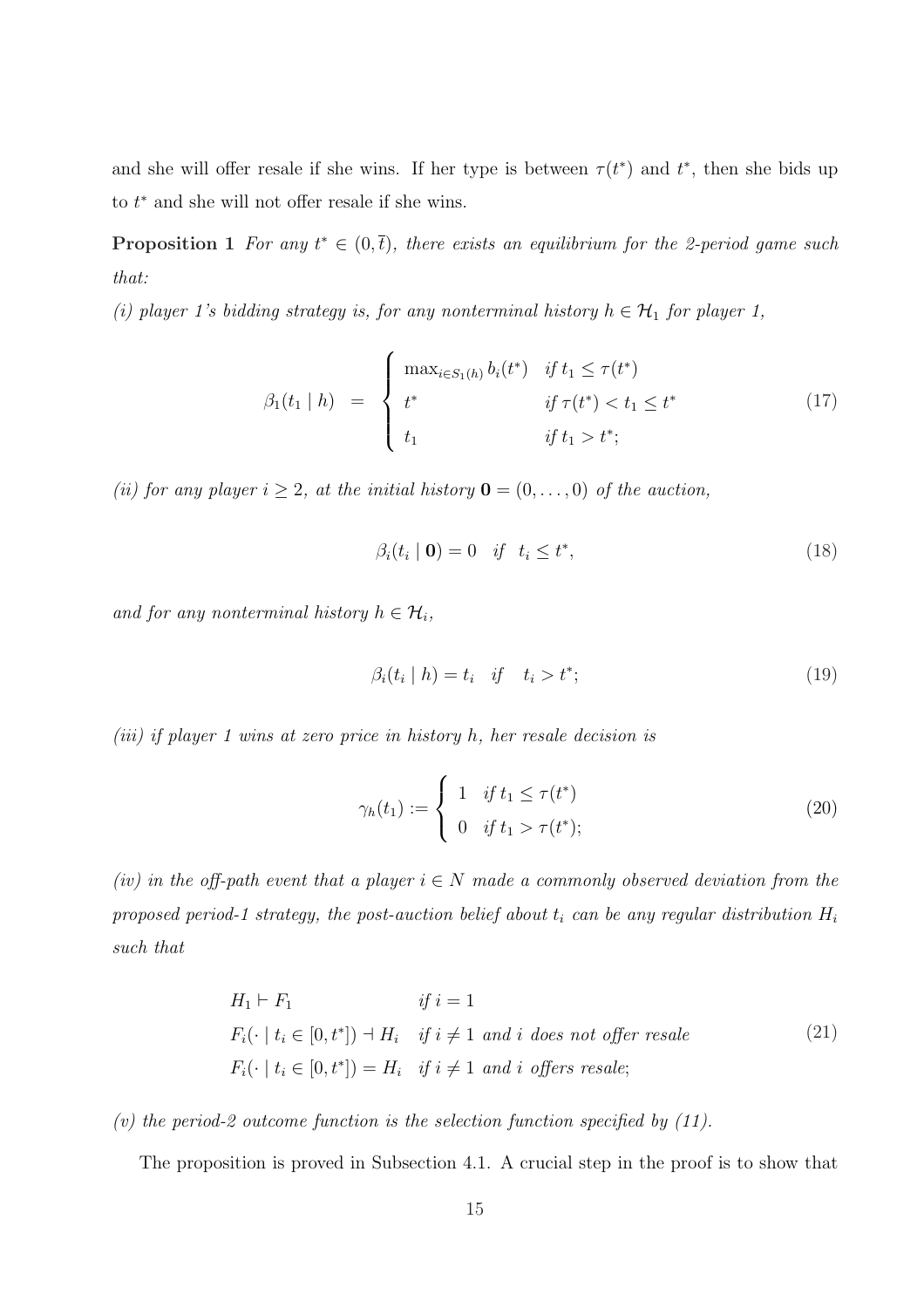and she will offer resale if she wins. If her type is between $\tau(t^*)$ and $t^*$, then she bids up to $t^*$ and she will not offer resale if she wins.

**Proposition 1** *For any $t^* \in (0, \overline{t})$, there exists an equilibrium for the 2-period game such that:*

*(i) player 1's bidding strategy is, for any nonterminal history $h \in \mathcal{H}_1$ for player 1,*

$$\beta_1(t_1 \mid h) \;=\; \begin{cases} \max_{i \in S_1(h)} b_i(t^*) & \text{if } t_1 \leq \tau(t^*) \\ t^* & \text{if } \tau(t^*) < t_1 \leq t^* \\ t_1 & \text{if } t_1 > t^*; \end{cases} \tag{17}$$

*(ii) for any player $i \geq 2$, at the initial history $\mathbf{0} = (0, \ldots, 0)$ of the auction,*

$$\beta_i(t_i \mid \mathbf{0}) = 0 \quad \text{if} \quad t_i \leq t^*, \tag{18}$$

*and for any nonterminal history $h \in \mathcal{H}_i$,*

$$\beta_i(t_i \mid h) = t_i \quad \text{if} \quad t_i > t^*; \tag{19}$$

*(iii) if player 1 wins at zero price in history $h$, her resale decision is*

$$\gamma_h(t_1) := \begin{cases} 1 & \text{if } t_1 \leq \tau(t^*) \\ 0 & \text{if } t_1 > \tau(t^*); \end{cases} \tag{20}$$

*(iv) in the off-path event that a player $i \in N$ made a commonly observed deviation from the proposed period-1 strategy, the post-auction belief about $t_i$ can be any regular distribution $H_i$ such that*

$$\begin{array}{ll} H_1 \vdash F_1 & \text{if } i = 1 \\ F_i(\cdot \mid t_i \in [0, t^*]) \dashv H_i & \text{if } i \neq 1 \text{ and } i \text{ does not offer resale} \\ F_i(\cdot \mid t_i \in [0, t^*]) = H_i & \text{if } i \neq 1 \text{ and } i \text{ offers resale;} \end{array} \tag{21}$$

*(v) the period-2 outcome function is the selection function specified by (11).*

The proposition is proved in Subsection 4.1. A crucial step in the proof is to show that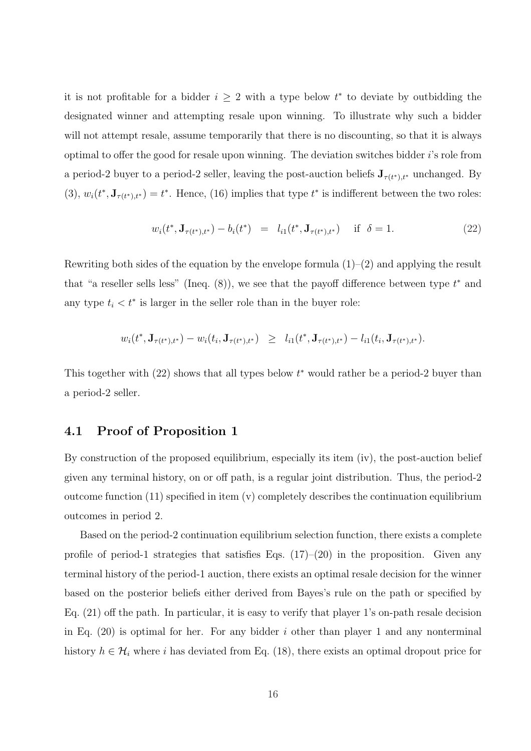it is not profitable for a bidder $i \geq 2$ with a type below $t^*$ to deviate by outbidding the designated winner and attempting resale upon winning. To illustrate why such a bidder will not attempt resale, assume temporarily that there is no discounting, so that it is always optimal to offer the good for resale upon winning. The deviation switches bidder $i$'s role from a period-2 buyer to a period-2 seller, leaving the post-auction beliefs $\mathbf{J}_{\tau(t^*),t^*}$ unchanged. By (3), $w_i(t^*, \mathbf{J}_{\tau(t^*),t^*}) = t^*$. Hence, (16) implies that type $t^*$ is indifferent between the two roles:

$$w_i(t^*, \mathbf{J}_{\tau(t^*),t^*}) - b_i(t^*) \;\; = \;\; l_{i1}(t^*, \mathbf{J}_{\tau(t^*),t^*}) \quad \text{if } \delta = 1. \tag{22}$$

Rewriting both sides of the equation by the envelope formula (1)–(2) and applying the result that "a reseller sells less" (Ineq. (8)), we see that the payoff difference between type $t^*$ and any type $t_i < t^*$ is larger in the seller role than in the buyer role:

$$w_i(t^*, \mathbf{J}_{\tau(t^*),t^*}) - w_i(t_i, \mathbf{J}_{\tau(t^*),t^*}) \;\; \geq \;\; l_{i1}(t^*, \mathbf{J}_{\tau(t^*),t^*}) - l_{i1}(t_i, \mathbf{J}_{\tau(t^*),t^*}).$$

This together with (22) shows that all types below $t^*$ would rather be a period-2 buyer than a period-2 seller.

## 4.1 Proof of Proposition 1

By construction of the proposed equilibrium, especially its item (iv), the post-auction belief given any terminal history, on or off path, is a regular joint distribution. Thus, the period-2 outcome function (11) specified in item (v) completely describes the continuation equilibrium outcomes in period 2.

Based on the period-2 continuation equilibrium selection function, there exists a complete profile of period-1 strategies that satisfies Eqs. (17)–(20) in the proposition. Given any terminal history of the period-1 auction, there exists an optimal resale decision for the winner based on the posterior beliefs either derived from Bayes's rule on the path or specified by Eq. (21) off the path. In particular, it is easy to verify that player 1's on-path resale decision in Eq. (20) is optimal for her. For any bidder $i$ other than player 1 and any nonterminal history $h \in \mathcal{H}_i$ where $i$ has deviated from Eq. (18), there exists an optimal dropout price for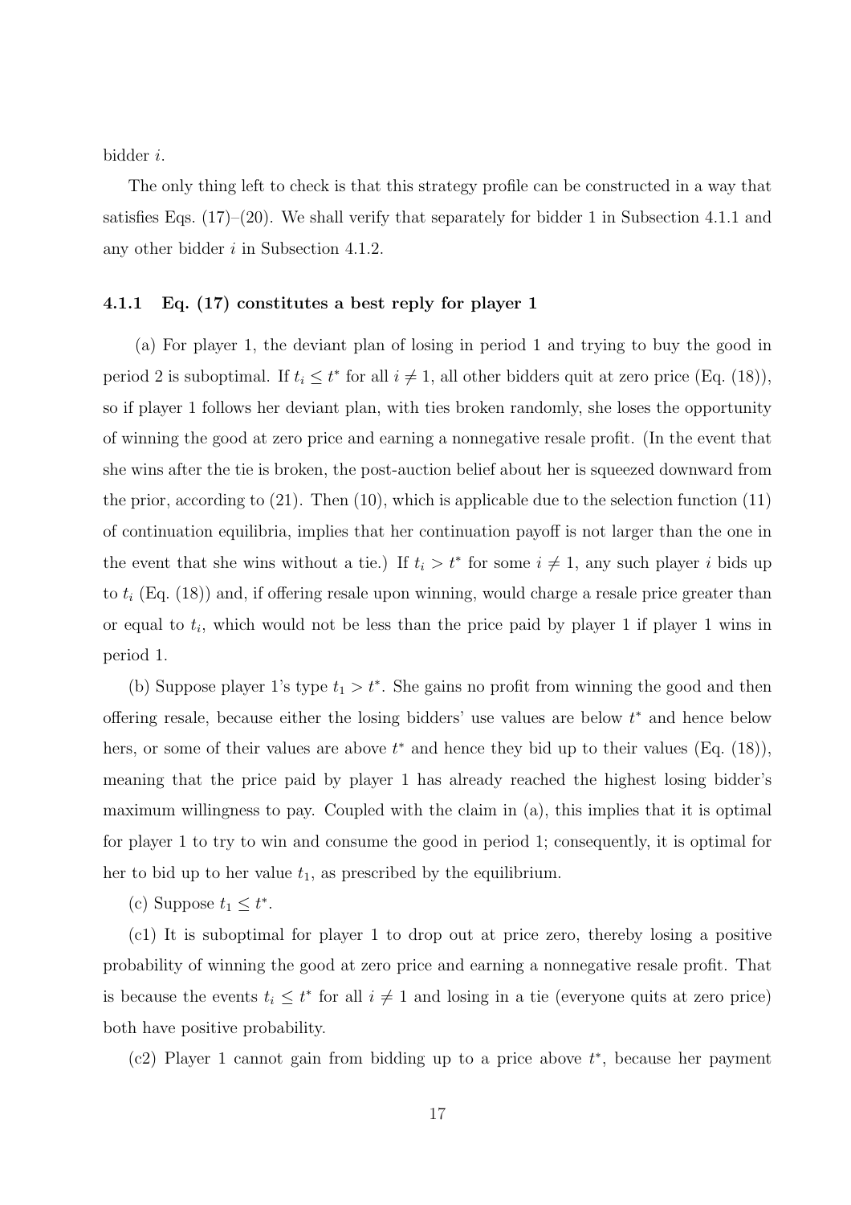bidder $i$.

The only thing left to check is that this strategy profile can be constructed in a way that satisfies Eqs. (17)–(20). We shall verify that separately for bidder 1 in Subsection 4.1.1 and any other bidder $i$ in Subsection 4.1.2.

### 4.1.1 Eq. (17) constitutes a best reply for player 1

(a) For player 1, the deviant plan of losing in period 1 and trying to buy the good in period 2 is suboptimal. If $t_i \leq t^*$ for all $i \neq 1$, all other bidders quit at zero price (Eq. (18)), so if player 1 follows her deviant plan, with ties broken randomly, she loses the opportunity of winning the good at zero price and earning a nonnegative resale profit. (In the event that she wins after the tie is broken, the post-auction belief about her is squeezed downward from the prior, according to (21). Then (10), which is applicable due to the selection function (11) of continuation equilibria, implies that her continuation payoff is not larger than the one in the event that she wins without a tie.) If $t_i > t^*$ for some $i \neq 1$, any such player $i$ bids up to $t_i$ (Eq. (18)) and, if offering resale upon winning, would charge a resale price greater than or equal to $t_i$, which would not be less than the price paid by player 1 if player 1 wins in period 1.

(b) Suppose player 1's type $t_1 > t^*$. She gains no profit from winning the good and then offering resale, because either the losing bidders' use values are below $t^*$ and hence below hers, or some of their values are above $t^*$ and hence they bid up to their values (Eq. (18)), meaning that the price paid by player 1 has already reached the highest losing bidder's maximum willingness to pay. Coupled with the claim in (a), this implies that it is optimal for player 1 to try to win and consume the good in period 1; consequently, it is optimal for her to bid up to her value $t_1$, as prescribed by the equilibrium.

(c) Suppose $t_1 \leq t^*$.

(c1) It is suboptimal for player 1 to drop out at price zero, thereby losing a positive probability of winning the good at zero price and earning a nonnegative resale profit. That is because the events $t_i \leq t^*$ for all $i \neq 1$ and losing in a tie (everyone quits at zero price) both have positive probability.

(c2) Player 1 cannot gain from bidding up to a price above $t^*$, because her payment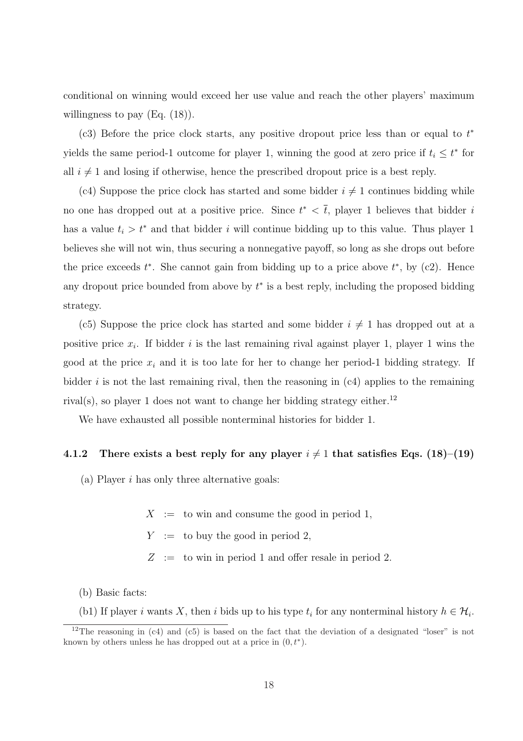conditional on winning would exceed her use value and reach the other players' maximum willingness to pay (Eq. (18)).

(c3) Before the price clock starts, any positive dropout price less than or equal to $t^*$ yields the same period-1 outcome for player 1, winning the good at zero price if $t_i \leq t^*$ for all $i \neq 1$ and losing if otherwise, hence the prescribed dropout price is a best reply.

(c4) Suppose the price clock has started and some bidder $i \neq 1$ continues bidding while no one has dropped out at a positive price. Since $t^* < \bar{t}$, player 1 believes that bidder $i$ has a value $t_i > t^*$ and that bidder $i$ will continue bidding up to this value. Thus player 1 believes she will not win, thus securing a nonnegative payoff, so long as she drops out before the price exceeds $t^*$. She cannot gain from bidding up to a price above $t^*$, by (c2). Hence any dropout price bounded from above by $t^*$ is a best reply, including the proposed bidding strategy.

(c5) Suppose the price clock has started and some bidder $i \neq 1$ has dropped out at a positive price $x_i$. If bidder $i$ is the last remaining rival against player 1, player 1 wins the good at the price $x_i$ and it is too late for her to change her period-1 bidding strategy. If bidder $i$ is not the last remaining rival, then the reasoning in (c4) applies to the remaining rival(s), so player 1 does not want to change her bidding strategy either.[12]

We have exhausted all possible nonterminal histories for bidder 1.

### 4.1.2 There exists a best reply for any player $i \neq 1$ that satisfies Eqs. (18)–(19)

(a) Player $i$ has only three alternative goals:

$$
\begin{aligned}
X &:= \text{ to win and consume the good in period 1,} \\
Y &:= \text{ to buy the good in period 2,} \\
Z &:= \text{ to win in period 1 and offer resale in period 2.}
\end{aligned}
$$

(b) Basic facts:

(b1) If player $i$ wants $X$, then $i$ bids up to his type $t_i$ for any nonterminal history $h \in \mathcal{H}_i$.

[12] The reasoning in (c4) and (c5) is based on the fact that the deviation of a designated "loser" is not known by others unless he has dropped out at a price in $(0, t^*)$.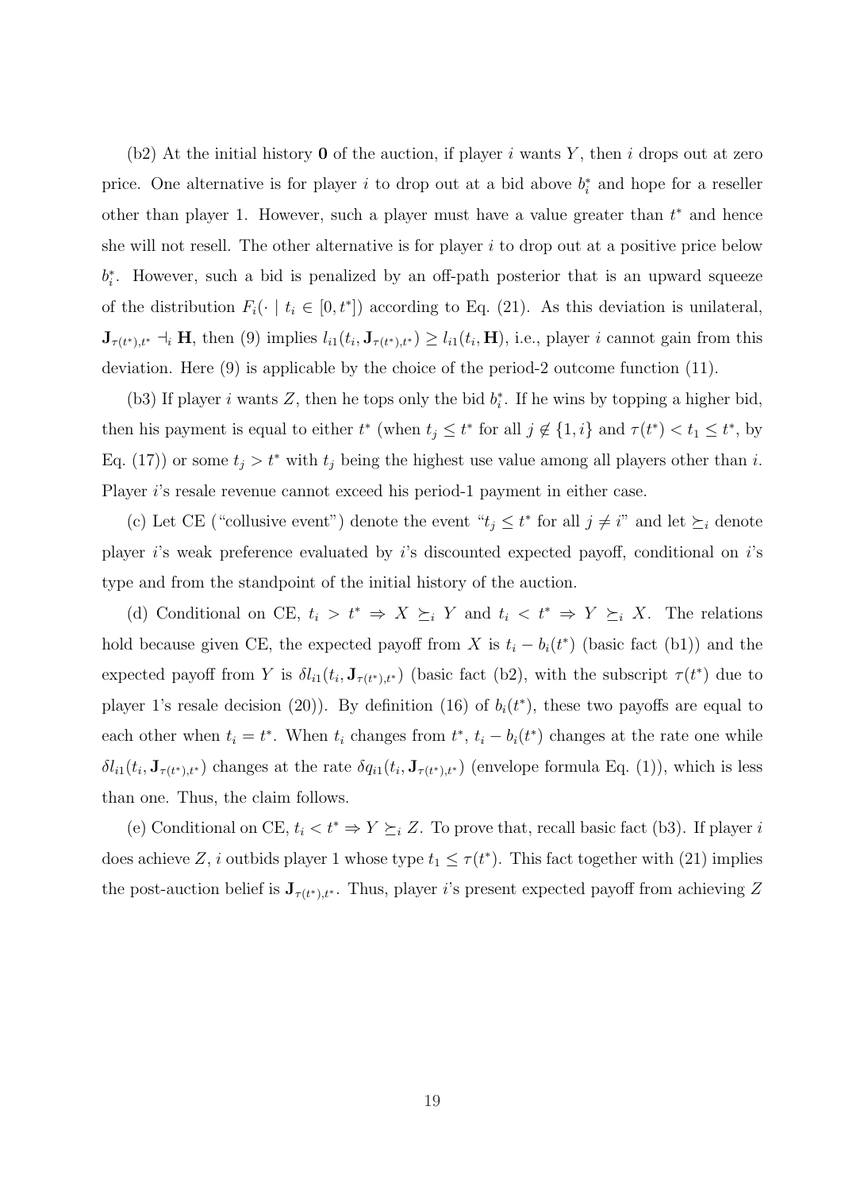(b2) At the initial history $\mathbf{0}$ of the auction, if player $i$ wants $Y$, then $i$ drops out at zero price. One alternative is for player $i$ to drop out at a bid above $b_i^*$ and hope for a reseller other than player 1. However, such a player must have a value greater than $t^*$ and hence she will not resell. The other alternative is for player $i$ to drop out at a positive price below $b_i^*$. However, such a bid is penalized by an off-path posterior that is an upward squeeze of the distribution $F_i(\cdot \mid t_i \in [0, t^*])$ according to Eq. (21). As this deviation is unilateral, $\mathbf{J}_{\tau(t^*),t^*} \dashv_i \mathbf{H}$, then (9) implies $l_{i1}(t_i, \mathbf{J}_{\tau(t^*),t^*}) \geq l_{i1}(t_i, \mathbf{H})$, i.e., player $i$ cannot gain from this deviation. Here (9) is applicable by the choice of the period-2 outcome function (11).

(b3) If player $i$ wants $Z$, then he tops only the bid $b_i^*$. If he wins by topping a higher bid, then his payment is equal to either $t^*$ (when $t_j \leq t^*$ for all $j \notin \{1, i\}$ and $\tau(t^*) < t_1 \leq t^*$, by Eq. (17)) or some $t_j > t^*$ with $t_j$ being the highest use value among all players other than $i$. Player $i$'s resale revenue cannot exceed his period-1 payment in either case.

(c) Let CE ("collusive event") denote the event "$t_j \leq t^*$ for all $j \neq i$" and let $\succeq_i$ denote player $i$'s weak preference evaluated by $i$'s discounted expected payoff, conditional on $i$'s type and from the standpoint of the initial history of the auction.

(d) Conditional on CE, $t_i > t^* \Rightarrow X \succeq_i Y$ and $t_i < t^* \Rightarrow Y \succeq_i X$. The relations hold because given CE, the expected payoff from $X$ is $t_i - b_i(t^*)$ (basic fact (b1)) and the expected payoff from $Y$ is $\delta l_{i1}(t_i, \mathbf{J}_{\tau(t^*),t^*})$ (basic fact (b2), with the subscript $\tau(t^*)$ due to player 1's resale decision (20)). By definition (16) of $b_i(t^*)$, these two payoffs are equal to each other when $t_i = t^*$. When $t_i$ changes from $t^*$, $t_i - b_i(t^*)$ changes at the rate one while $\delta l_{i1}(t_i, \mathbf{J}_{\tau(t^*),t^*})$ changes at the rate $\delta q_{i1}(t_i, \mathbf{J}_{\tau(t^*),t^*})$ (envelope formula Eq. (1)), which is less than one. Thus, the claim follows.

(e) Conditional on CE, $t_i < t^* \Rightarrow Y \succeq_i Z$. To prove that, recall basic fact (b3). If player $i$ does achieve $Z$, $i$ outbids player 1 whose type $t_1 \leq \tau(t^*)$. This fact together with (21) implies the post-auction belief is $\mathbf{J}_{\tau(t^*),t^*}$. Thus, player $i$'s present expected payoff from achieving $Z$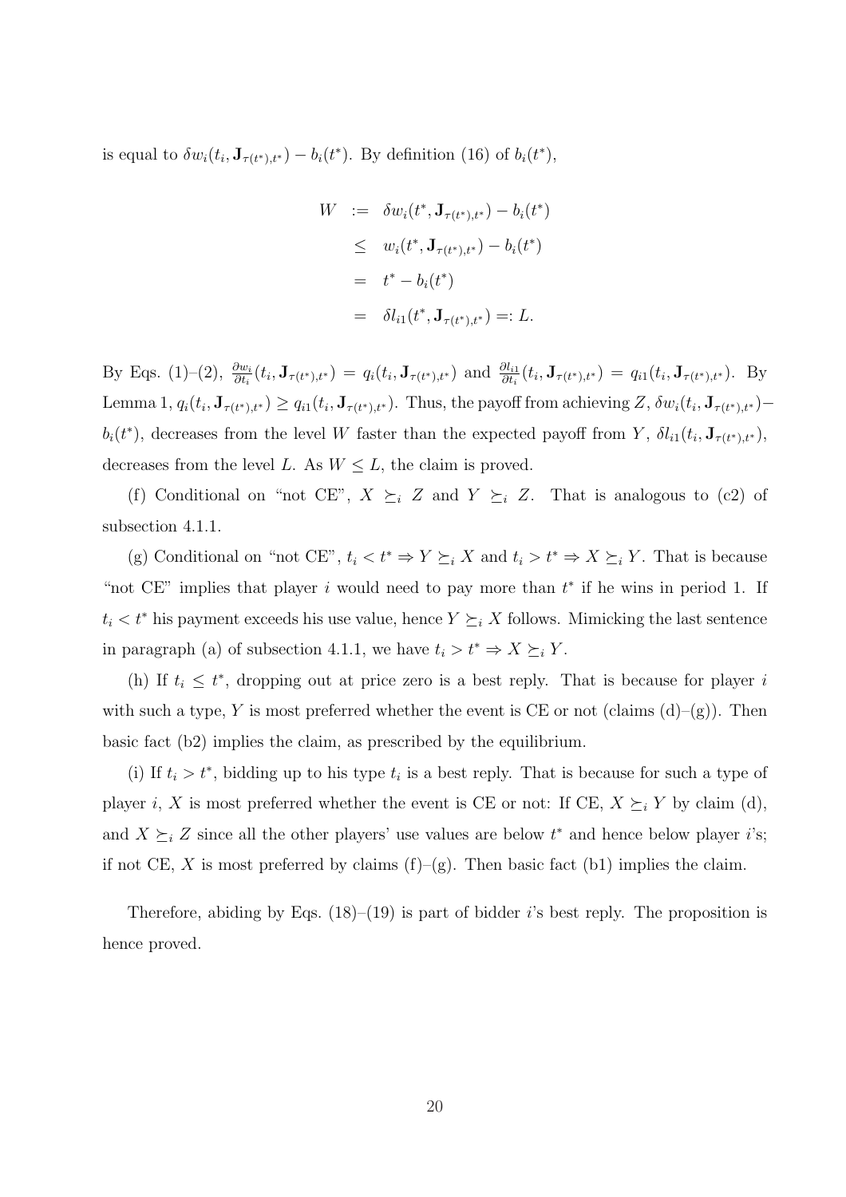is equal to $\delta w_i(t_i, \mathbf{J}_{\tau(t^*),t^*}) - b_i(t^*)$. By definition (16) of $b_i(t^*)$,

$$
\begin{aligned}
W &:= \delta w_i(t^*, \mathbf{J}_{\tau(t^*),t^*}) - b_i(t^*) \\
&\leq w_i(t^*, \mathbf{J}_{\tau(t^*),t^*}) - b_i(t^*) \\
&= t^* - b_i(t^*) \\
&= \delta l_{i1}(t^*, \mathbf{J}_{\tau(t^*),t^*}) =: L.
\end{aligned}
$$

By Eqs. (1)–(2), $\frac{\partial w_i}{\partial t_i}(t_i, \mathbf{J}_{\tau(t^*),t^*}) = q_i(t_i, \mathbf{J}_{\tau(t^*),t^*})$ and $\frac{\partial l_{i1}}{\partial t_i}(t_i, \mathbf{J}_{\tau(t^*),t^*}) = q_{i1}(t_i, \mathbf{J}_{\tau(t^*),t^*})$. By Lemma 1, $q_i(t_i, \mathbf{J}_{\tau(t^*),t^*}) \geq q_{i1}(t_i, \mathbf{J}_{\tau(t^*),t^*})$. Thus, the payoff from achieving $Z$, $\delta w_i(t_i, \mathbf{J}_{\tau(t^*),t^*}) - b_i(t^*)$, decreases from the level $W$ faster than the expected payoff from $Y$, $\delta l_{i1}(t_i, \mathbf{J}_{\tau(t^*),t^*})$, decreases from the level $L$. As $W \leq L$, the claim is proved.

(f) Conditional on "not CE", $X \succeq_i Z$ and $Y \succeq_i Z$. That is analogous to (c2) of subsection 4.1.1.

(g) Conditional on "not CE", $t_i < t^* \Rightarrow Y \succeq_i X$ and $t_i > t^* \Rightarrow X \succeq_i Y$. That is because "not CE" implies that player $i$ would need to pay more than $t^*$ if he wins in period 1. If $t_i < t^*$ his payment exceeds his use value, hence $Y \succeq_i X$ follows. Mimicking the last sentence in paragraph (a) of subsection 4.1.1, we have $t_i > t^* \Rightarrow X \succeq_i Y$.

(h) If $t_i \leq t^*$, dropping out at price zero is a best reply. That is because for player $i$ with such a type, $Y$ is most preferred whether the event is CE or not (claims (d)–(g)). Then basic fact (b2) implies the claim, as prescribed by the equilibrium.

(i) If $t_i > t^*$, bidding up to his type $t_i$ is a best reply. That is because for such a type of player $i$, $X$ is most preferred whether the event is CE or not: If CE, $X \succeq_i Y$ by claim (d), and $X \succeq_i Z$ since all the other players' use values are below $t^*$ and hence below player $i$'s; if not CE, $X$ is most preferred by claims (f)–(g). Then basic fact (b1) implies the claim.

Therefore, abiding by Eqs. (18)–(19) is part of bidder $i$'s best reply. The proposition is hence proved.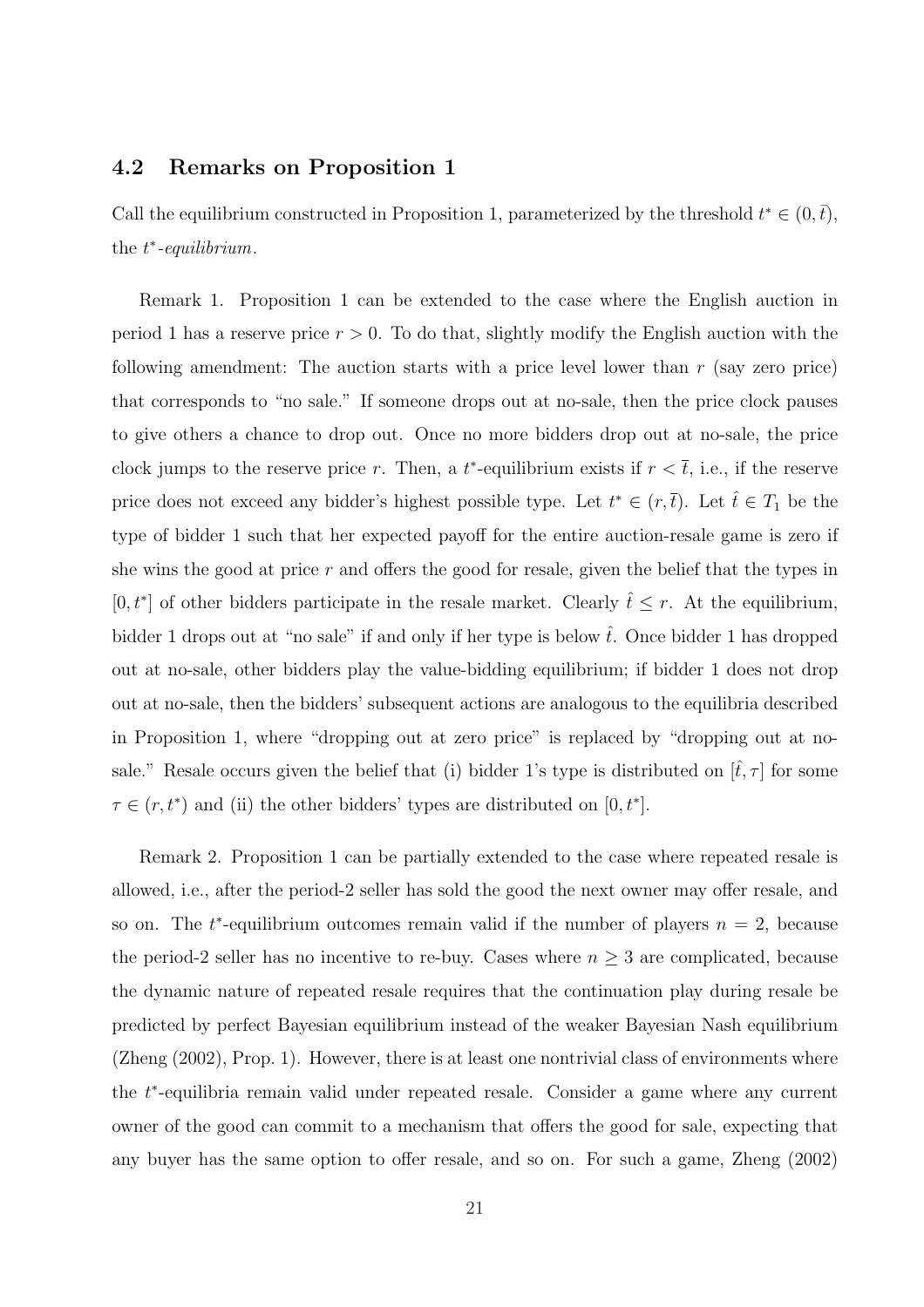### 4.2 Remarks on Proposition 1

Call the equilibrium constructed in Proposition 1, parameterized by the threshold $t^* \in (0, \bar{t})$, the *$t^*$-equilibrium*.

Remark 1. Proposition 1 can be extended to the case where the English auction in period 1 has a reserve price $r > 0$. To do that, slightly modify the English auction with the following amendment: The auction starts with a price level lower than $r$ (say zero price) that corresponds to "no sale." If someone drops out at no-sale, then the price clock pauses to give others a chance to drop out. Once no more bidders drop out at no-sale, the price clock jumps to the reserve price $r$. Then, a $t^*$-equilibrium exists if $r < \bar{t}$, i.e., if the reserve price does not exceed any bidder's highest possible type. Let $t^* \in (r, \bar{t})$. Let $\hat{t} \in T_1$ be the type of bidder 1 such that her expected payoff for the entire auction-resale game is zero if she wins the good at price $r$ and offers the good for resale, given the belief that the types in $[0, t^*]$ of other bidders participate in the resale market. Clearly $\hat{t} \leq r$. At the equilibrium, bidder 1 drops out at "no sale" if and only if her type is below $\hat{t}$. Once bidder 1 has dropped out at no-sale, other bidders play the value-bidding equilibrium; if bidder 1 does not drop out at no-sale, then the bidders' subsequent actions are analogous to the equilibria described in Proposition 1, where "dropping out at zero price" is replaced by "dropping out at no-sale." Resale occurs given the belief that (i) bidder 1's type is distributed on $[\hat{t}, \tau]$ for some $\tau \in (r, t^*)$ and (ii) the other bidders' types are distributed on $[0, t^*]$.

Remark 2. Proposition 1 can be partially extended to the case where repeated resale is allowed, i.e., after the period-2 seller has sold the good the next owner may offer resale, and so on. The $t^*$-equilibrium outcomes remain valid if the number of players $n = 2$, because the period-2 seller has no incentive to re-buy. Cases where $n \geq 3$ are complicated, because the dynamic nature of repeated resale requires that the continuation play during resale be predicted by perfect Bayesian equilibrium instead of the weaker Bayesian Nash equilibrium (Zheng (2002), Prop. 1). However, there is at least one nontrivial class of environments where the $t^*$-equilibria remain valid under repeated resale. Consider a game where any current owner of the good can commit to a mechanism that offers the good for sale, expecting that any buyer has the same option to offer resale, and so on. For such a game, Zheng (2002)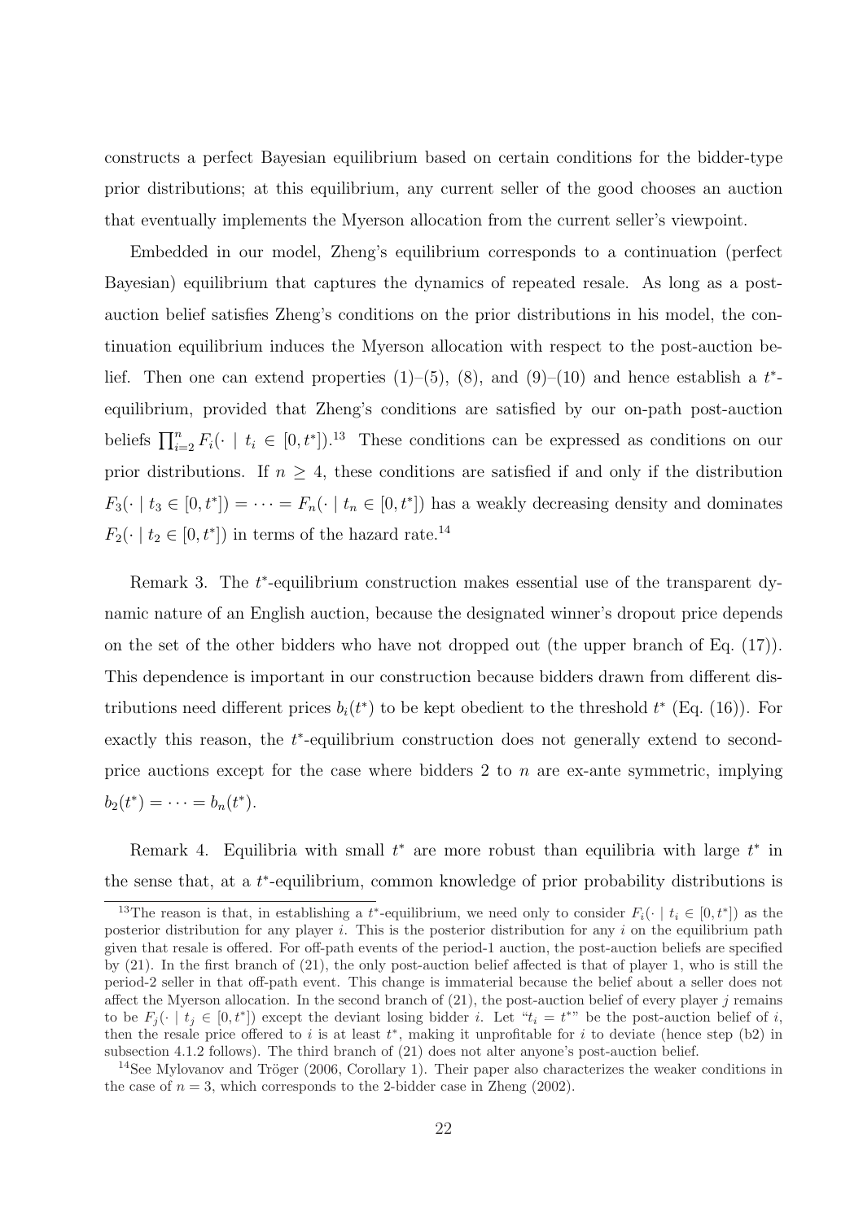constructs a perfect Bayesian equilibrium based on certain conditions for the bidder-type prior distributions; at this equilibrium, any current seller of the good chooses an auction that eventually implements the Myerson allocation from the current seller's viewpoint.

Embedded in our model, Zheng's equilibrium corresponds to a continuation (perfect Bayesian) equilibrium that captures the dynamics of repeated resale. As long as a post-auction belief satisfies Zheng's conditions on the prior distributions in his model, the continuation equilibrium induces the Myerson allocation with respect to the post-auction belief. Then one can extend properties (1)–(5), (8), and (9)–(10) and hence establish a $t^*$-equilibrium, provided that Zheng's conditions are satisfied by our on-path post-auction beliefs $\prod_{i=2}^{n} F_i(\cdot \mid t_i \in [0, t^*])$.[13] These conditions can be expressed as conditions on our prior distributions. If $n \geq 4$, these conditions are satisfied if and only if the distribution $F_3(\cdot \mid t_3 \in [0, t^*]) = \cdots = F_n(\cdot \mid t_n \in [0, t^*])$ has a weakly decreasing density and dominates $F_2(\cdot \mid t_2 \in [0, t^*])$ in terms of the hazard rate.[14]

Remark 3. The $t^*$-equilibrium construction makes essential use of the transparent dynamic nature of an English auction, because the designated winner's dropout price depends on the set of the other bidders who have not dropped out (the upper branch of Eq. (17)). This dependence is important in our construction because bidders drawn from different distributions need different prices $b_i(t^*)$ to be kept obedient to the threshold $t^*$ (Eq. (16)). For exactly this reason, the $t^*$-equilibrium construction does not generally extend to second-price auctions except for the case where bidders 2 to $n$ are ex-ante symmetric, implying $b_2(t^*) = \cdots = b_n(t^*)$.

Remark 4. Equilibria with small $t^*$ are more robust than equilibria with large $t^*$ in the sense that, at a $t^*$-equilibrium, common knowledge of prior probability distributions is

[13] The reason is that, in establishing a $t^*$-equilibrium, we need only to consider $F_i(\cdot \mid t_i \in [0, t^*])$ as the posterior distribution for any player $i$. This is the posterior distribution for any $i$ on the equilibrium path given that resale is offered. For off-path events of the period-1 auction, the post-auction beliefs are specified by (21). In the first branch of (21), the only post-auction belief affected is that of player 1, who is still the period-2 seller in that off-path event. This change is immaterial because the belief about a seller does not affect the Myerson allocation. In the second branch of (21), the post-auction belief of every player $j$ remains to be $F_j(\cdot \mid t_j \in [0, t^*])$ except the deviant losing bidder $i$. Let "$t_i = t^*$" be the post-auction belief of $i$, then the resale price offered to $i$ is at least $t^*$, making it unprofitable for $i$ to deviate (hence step (b2) in subsection 4.1.2 follows). The third branch of (21) does not alter anyone's post-auction belief.

[14] See Mylovanov and Tröger (2006, Corollary 1). Their paper also characterizes the weaker conditions in the case of $n = 3$, which corresponds to the 2-bidder case in Zheng (2002).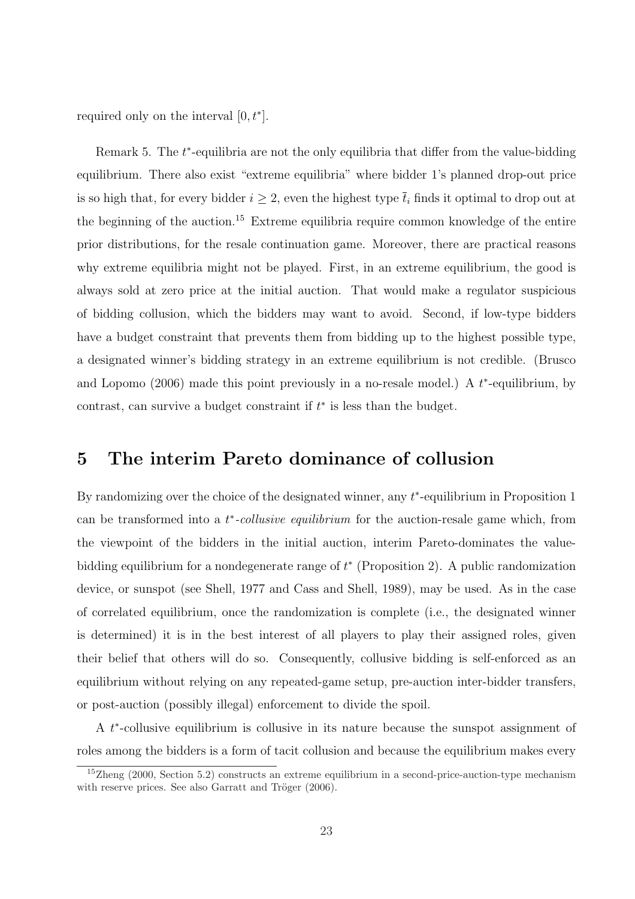required only on the interval $[0, t^*]$.

Remark 5. The $t^*$-equilibria are not the only equilibria that differ from the value-bidding equilibrium. There also exist "extreme equilibria" where bidder 1's planned drop-out price is so high that, for every bidder $i \geq 2$, even the highest type $\bar{t}_i$ finds it optimal to drop out at the beginning of the auction.[15] Extreme equilibria require common knowledge of the entire prior distributions, for the resale continuation game. Moreover, there are practical reasons why extreme equilibria might not be played. First, in an extreme equilibrium, the good is always sold at zero price at the initial auction. That would make a regulator suspicious of bidding collusion, which the bidders may want to avoid. Second, if low-type bidders have a budget constraint that prevents them from bidding up to the highest possible type, a designated winner's bidding strategy in an extreme equilibrium is not credible. (Brusco and Lopomo (2006) made this point previously in a no-resale model.) A $t^*$-equilibrium, by contrast, can survive a budget constraint if $t^*$ is less than the budget.

## 5 The interim Pareto dominance of collusion

By randomizing over the choice of the designated winner, any $t^*$-equilibrium in Proposition 1 can be transformed into a *$t^*$-collusive equilibrium* for the auction-resale game which, from the viewpoint of the bidders in the initial auction, interim Pareto-dominates the value-bidding equilibrium for a nondegenerate range of $t^*$ (Proposition 2). A public randomization device, or sunspot (see Shell, 1977 and Cass and Shell, 1989), may be used. As in the case of correlated equilibrium, once the randomization is complete (i.e., the designated winner is determined) it is in the best interest of all players to play their assigned roles, given their belief that others will do so. Consequently, collusive bidding is self-enforced as an equilibrium without relying on any repeated-game setup, pre-auction inter-bidder transfers, or post-auction (possibly illegal) enforcement to divide the spoil.

A $t^*$-collusive equilibrium is collusive in its nature because the sunspot assignment of roles among the bidders is a form of tacit collusion and because the equilibrium makes every

[15] Zheng (2000, Section 5.2) constructs an extreme equilibrium in a second-price-auction-type mechanism with reserve prices. See also Garratt and Tröger (2006).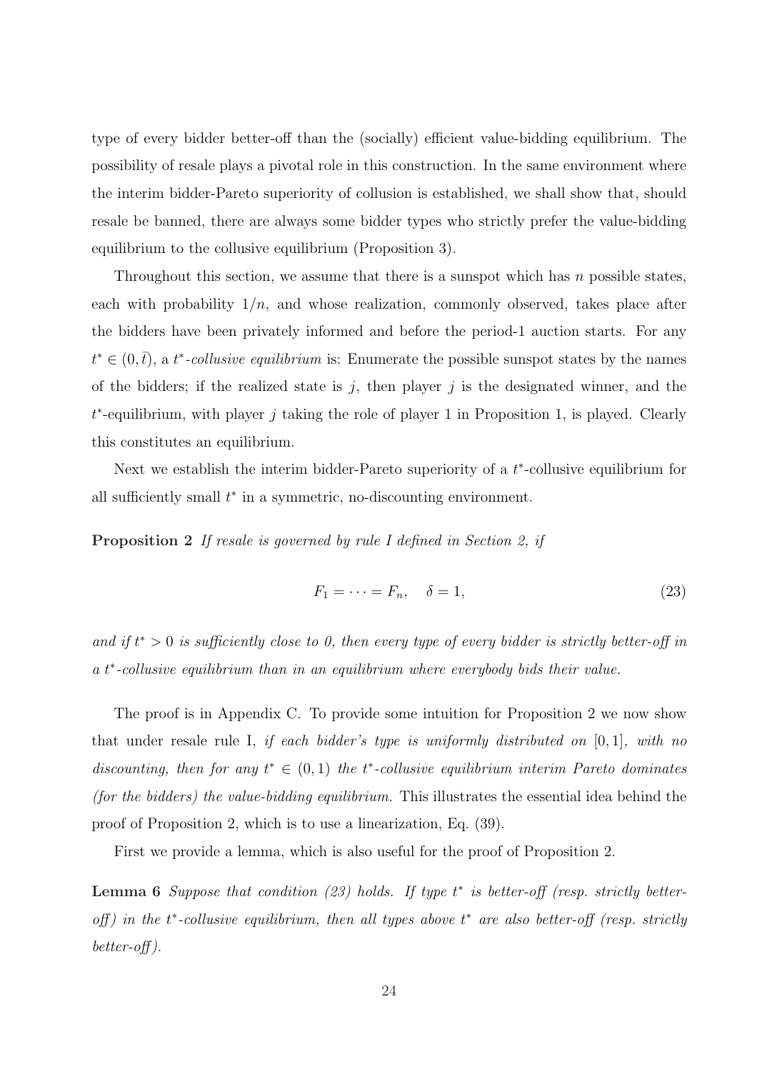type of every bidder better-off than the (socially) efficient value-bidding equilibrium. The possibility of resale plays a pivotal role in this construction. In the same environment where the interim bidder-Pareto superiority of collusion is established, we shall show that, should resale be banned, there are always some bidder types who strictly prefer the value-bidding equilibrium to the collusive equilibrium (Proposition 3).

Throughout this section, we assume that there is a sunspot which has $n$ possible states, each with probability $1/n$, and whose realization, commonly observed, takes place after the bidders have been privately informed and before the period-1 auction starts. For any $t^* \in (0, \bar{t})$, a *$t^*$-collusive equilibrium* is: Enumerate the possible sunspot states by the names of the bidders; if the realized state is $j$, then player $j$ is the designated winner, and the $t^*$-equilibrium, with player $j$ taking the role of player 1 in Proposition 1, is played. Clearly this constitutes an equilibrium.

Next we establish the interim bidder-Pareto superiority of a $t^*$-collusive equilibrium for all sufficiently small $t^*$ in a symmetric, no-discounting environment.

**Proposition 2** *If resale is governed by rule I defined in Section 2, if*

$$F_1 = \cdots = F_n, \quad \delta = 1, \tag{23}$$

*and if $t^* > 0$ is sufficiently close to 0, then every type of every bidder is strictly better-off in a $t^*$-collusive equilibrium than in an equilibrium where everybody bids their value.*

The proof is in Appendix C. To provide some intuition for Proposition 2 we now show that under resale rule I, *if each bidder's type is uniformly distributed on $[0, 1]$, with no discounting, then for any $t^* \in (0, 1)$ the $t^*$-collusive equilibrium interim Pareto dominates (for the bidders) the value-bidding equilibrium.* This illustrates the essential idea behind the proof of Proposition 2, which is to use a linearization, Eq. (39).

First we provide a lemma, which is also useful for the proof of Proposition 2.

**Lemma 6** *Suppose that condition (23) holds. If type $t^*$ is better-off (resp. strictly better-off) in the $t^*$-collusive equilibrium, then all types above $t^*$ are also better-off (resp. strictly better-off).*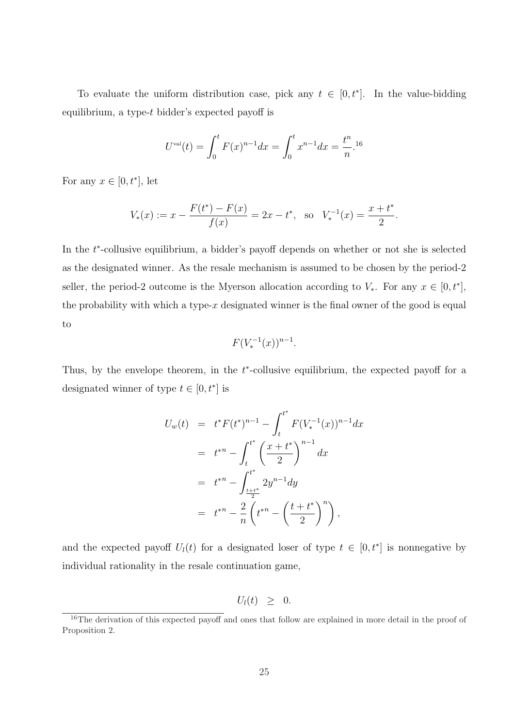To evaluate the uniform distribution case, pick any $t \in [0, t^*]$. In the value-bidding equilibrium, a type-$t$ bidder's expected payoff is

$$U^{\text{val}}(t) = \int_0^t F(x)^{n-1} dx = \int_0^t x^{n-1} dx = \frac{t^n}{n}.$$[16]

For any $x \in [0, t^*]$, let

$$V_*(x) := x - \frac{F(t^*) - F(x)}{f(x)} = 2x - t^*, \quad \text{so} \quad V_*^{-1}(x) = \frac{x + t^*}{2}.$$

In the $t^*$-collusive equilibrium, a bidder's payoff depends on whether or not she is selected as the designated winner. As the resale mechanism is assumed to be chosen by the period-2 seller, the period-2 outcome is the Myerson allocation according to $V_*$. For any $x \in [0, t^*]$, the probability with which a type-$x$ designated winner is the final owner of the good is equal to

$$F(V_*^{-1}(x))^{n-1}.$$

Thus, by the envelope theorem, in the $t^*$-collusive equilibrium, the expected payoff for a designated winner of type $t \in [0, t^*]$ is

$$\begin{aligned}
U_w(t) &= t^* F(t^*)^{n-1} - \int_t^{t^*} F(V_*^{-1}(x))^{n-1} dx \\
&= t^{*n} - \int_t^{t^*} \left( \frac{x + t^*}{2} \right)^{n-1} dx \\
&= t^{*n} - \int_{\frac{t+t^*}{2}}^{t^*} 2y^{n-1} dy \\
&= t^{*n} - \frac{2}{n} \left( t^{*n} - \left( \frac{t + t^*}{2} \right)^n \right),
\end{aligned}$$

and the expected payoff $U_l(t)$ for a designated loser of type $t \in [0, t^*]$ is nonnegative by individual rationality in the resale continuation game,

$$U_l(t) \geq 0.$$

[16] The derivation of this expected payoff and ones that follow are explained in more detail in the proof of Proposition 2.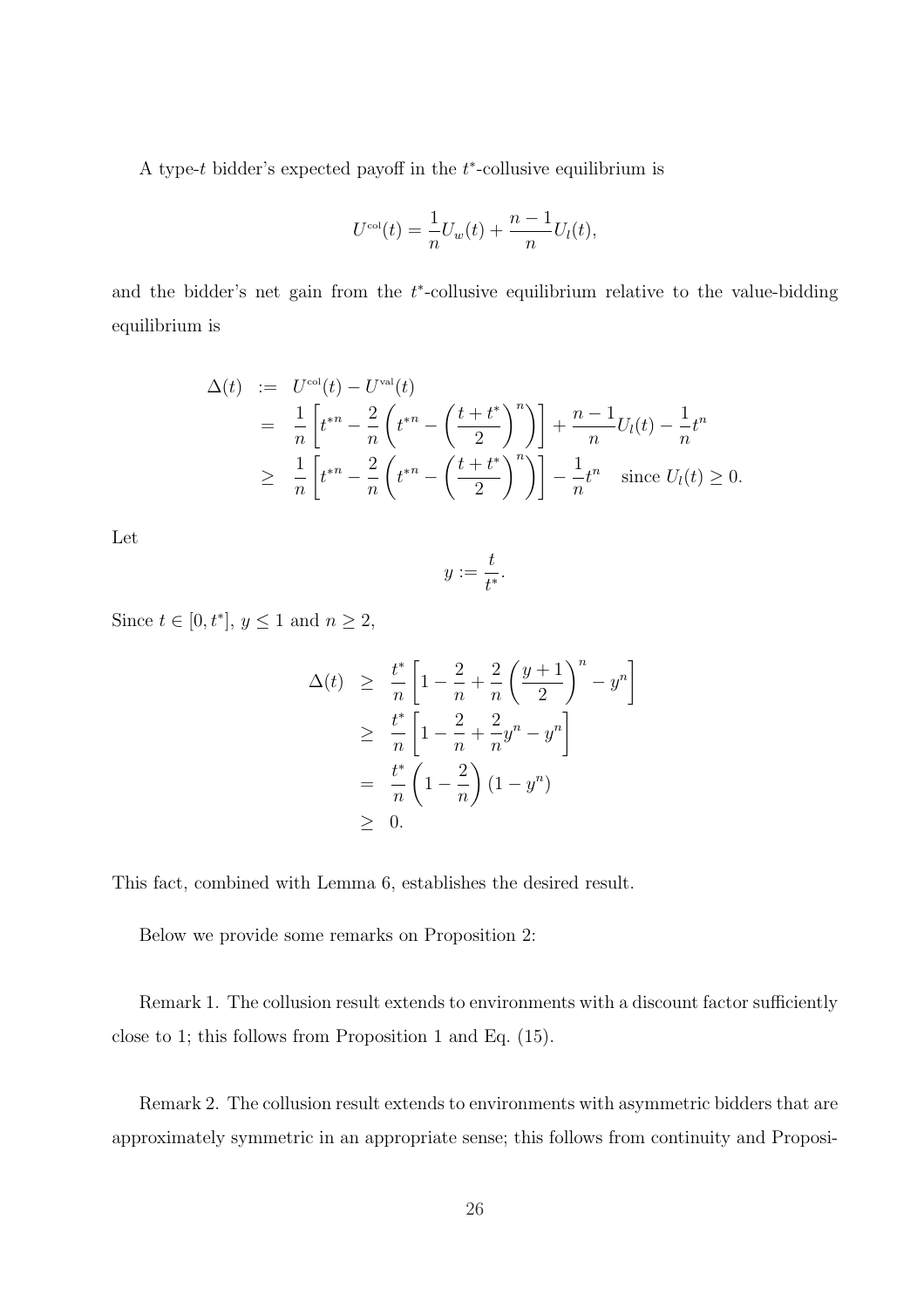A type-$t$ bidder's expected payoff in the $t^*$-collusive equilibrium is

$$U^{\text{col}}(t) = \frac{1}{n}U_w(t) + \frac{n-1}{n}U_l(t),$$

and the bidder's net gain from the $t^*$-collusive equilibrium relative to the value-bidding equilibrium is

$$\begin{aligned}
\Delta(t) &:= U^{\text{col}}(t) - U^{\text{val}}(t) \\
&= \frac{1}{n}\left[t^{*n} - \frac{2}{n}\left(t^{*n} - \left(\frac{t+t^*}{2}\right)^n\right)\right] + \frac{n-1}{n}U_l(t) - \frac{1}{n}t^n \\
&\geq \frac{1}{n}\left[t^{*n} - \frac{2}{n}\left(t^{*n} - \left(\frac{t+t^*}{2}\right)^n\right)\right] - \frac{1}{n}t^n \quad \text{since } U_l(t) \geq 0.
\end{aligned}$$

Let

$$y := \frac{t}{t^*}.$$

Since $t \in [0, t^*]$, $y \leq 1$ and $n \geq 2$,

$$\begin{aligned}
\Delta(t) &\geq \frac{t^*}{n}\left[1 - \frac{2}{n} + \frac{2}{n}\left(\frac{y+1}{2}\right)^n - y^n\right] \\
&\geq \frac{t^*}{n}\left[1 - \frac{2}{n} + \frac{2}{n}y^n - y^n\right] \\
&= \frac{t^*}{n}\left(1 - \frac{2}{n}\right)(1 - y^n) \\
&\geq 0.
\end{aligned}$$

This fact, combined with Lemma 6, establishes the desired result.

Below we provide some remarks on Proposition 2:

Remark 1. The collusion result extends to environments with a discount factor sufficiently close to 1; this follows from Proposition 1 and Eq. (15).

Remark 2. The collusion result extends to environments with asymmetric bidders that are approximately symmetric in an appropriate sense; this follows from continuity and Proposi-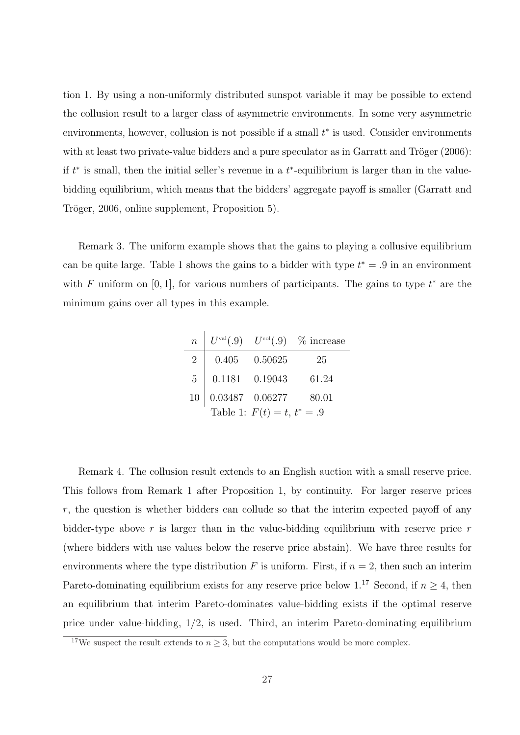tion 1. By using a non-uniformly distributed sunspot variable it may be possible to extend the collusion result to a larger class of asymmetric environments. In some very asymmetric environments, however, collusion is not possible if a small $t^*$ is used. Consider environments with at least two private-value bidders and a pure speculator as in Garratt and Tröger (2006): if $t^*$ is small, then the initial seller's revenue in a $t^*$-equilibrium is larger than in the value-bidding equilibrium, which means that the bidders' aggregate payoff is smaller (Garratt and Tröger, 2006, online supplement, Proposition 5).

Remark 3. The uniform example shows that the gains to playing a collusive equilibrium can be quite large. Table 1 shows the gains to a bidder with type $t^* = .9$ in an environment with $F$ uniform on $[0, 1]$, for various numbers of participants. The gains to type $t^*$ are the minimum gains over all types in this example.

| $n$ | $U^{\text{val}}(.9)$ | $U^{\text{col}}(.9)$ | % increase |
|---|---|---|---|
| 2 | 0.405 | 0.50625 | 25 |
| 5 | 0.1181 | 0.19043 | 61.24 |
| 10 | 0.03487 | 0.06277 | 80.01 |

Table 1: $F(t) = t$, $t^* = .9$

Remark 4. The collusion result extends to an English auction with a small reserve price. This follows from Remark 1 after Proposition 1, by continuity. For larger reserve prices $r$, the question is whether bidders can collude so that the interim expected payoff of any bidder-type above $r$ is larger than in the value-bidding equilibrium with reserve price $r$ (where bidders with use values below the reserve price abstain). We have three results for environments where the type distribution $F$ is uniform. First, if $n = 2$, then such an interim Pareto-dominating equilibrium exists for any reserve price below 1.[17] Second, if $n \geq 4$, then an equilibrium that interim Pareto-dominates value-bidding exists if the optimal reserve price under value-bidding, $1/2$, is used. Third, an interim Pareto-dominating equilibrium

[17] We suspect the result extends to $n \geq 3$, but the computations would be more complex.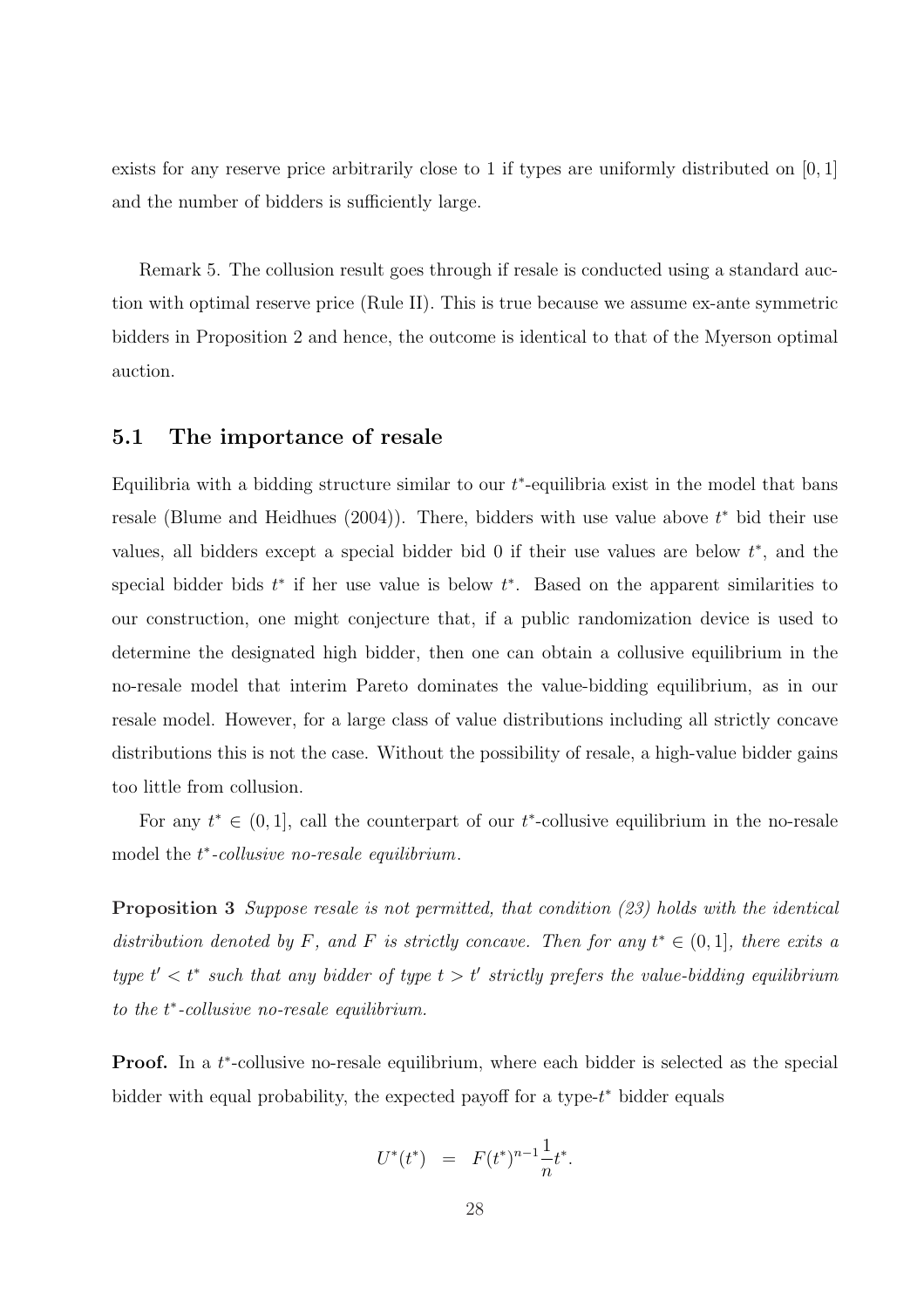exists for any reserve price arbitrarily close to 1 if types are uniformly distributed on $[0, 1]$ and the number of bidders is sufficiently large.

Remark 5. The collusion result goes through if resale is conducted using a standard auction with optimal reserve price (Rule II). This is true because we assume ex-ante symmetric bidders in Proposition 2 and hence, the outcome is identical to that of the Myerson optimal auction.

### 5.1 The importance of resale

Equilibria with a bidding structure similar to our $t^*$-equilibria exist in the model that bans resale (Blume and Heidhues (2004)). There, bidders with use value above $t^*$ bid their use values, all bidders except a special bidder bid 0 if their use values are below $t^*$, and the special bidder bids $t^*$ if her use value is below $t^*$. Based on the apparent similarities to our construction, one might conjecture that, if a public randomization device is used to determine the designated high bidder, then one can obtain a collusive equilibrium in the no-resale model that interim Pareto dominates the value-bidding equilibrium, as in our resale model. However, for a large class of value distributions including all strictly concave distributions this is not the case. Without the possibility of resale, a high-value bidder gains too little from collusion.

For any $t^* \in (0, 1]$, call the counterpart of our $t^*$-collusive equilibrium in the no-resale model the *$t^*$-collusive no-resale equilibrium*.

**Proposition 3** *Suppose resale is not permitted, that condition (23) holds with the identical distribution denoted by $F$, and $F$ is strictly concave. Then for any $t^* \in (0, 1]$, there exits a type $t' < t^*$ such that any bidder of type $t > t'$ strictly prefers the value-bidding equilibrium to the $t^*$-collusive no-resale equilibrium.*

**Proof.** In a $t^*$-collusive no-resale equilibrium, where each bidder is selected as the special bidder with equal probability, the expected payoff for a type-$t^*$ bidder equals

$$U^*(t^*) \;\;=\;\; F(t^*)^{n-1}\frac{1}{n}t^*.$$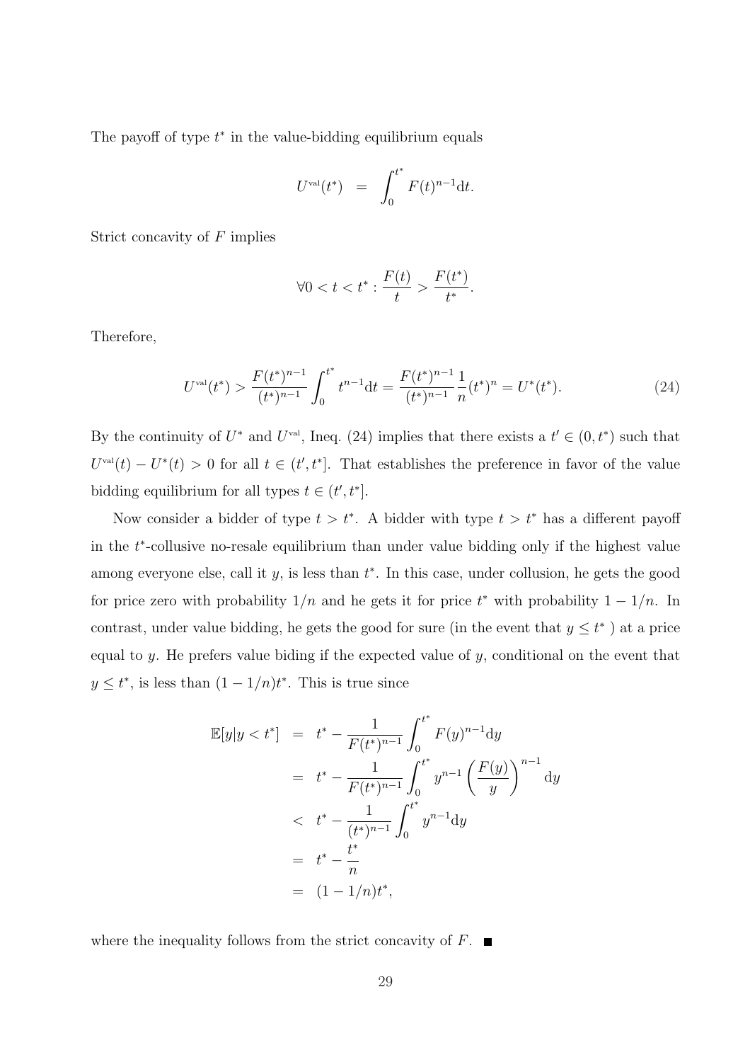The payoff of type $t^*$ in the value-bidding equilibrium equals

$$U^{\text{val}}(t^*) \;\; = \;\; \int_0^{t^*} F(t)^{n-1} \mathrm{d}t.$$

Strict concavity of $F$ implies

$$\forall 0 < t < t^* : \frac{F(t)}{t} > \frac{F(t^*)}{t^*}.$$

Therefore,

$$U^{\text{val}}(t^*) > \frac{F(t^*)^{n-1}}{(t^*)^{n-1}} \int_0^{t^*} t^{n-1} \mathrm{d}t = \frac{F(t^*)^{n-1}}{(t^*)^{n-1}} \frac{1}{n} (t^*)^n = U^*(t^*). \tag{24}$$

By the continuity of $U^*$ and $U^{\text{val}}$, Ineq. (24) implies that there exists a $t' \in (0, t^*)$ such that $U^{\text{val}}(t) - U^*(t) > 0$ for all $t \in (t', t^*]$. That establishes the preference in favor of the value bidding equilibrium for all types $t \in (t', t^*]$.

Now consider a bidder of type $t > t^*$. A bidder with type $t > t^*$ has a different payoff in the $t^*$-collusive no-resale equilibrium than under value bidding only if the highest value among everyone else, call it $y$, is less than $t^*$. In this case, under collusion, he gets the good for price zero with probability $1/n$ and he gets it for price $t^*$ with probability $1 - 1/n$. In contrast, under value bidding, he gets the good for sure (in the event that $y \leq t^*$ ) at a price equal to $y$. He prefers value biding if the expected value of $y$, conditional on the event that $y \leq t^*$, is less than $(1 - 1/n)t^*$. This is true since

$$\begin{aligned}
\mathbb{E}[y|y < t^*] \;\; &= \;\; t^* - \frac{1}{F(t^*)^{n-1}} \int_0^{t^*} F(y)^{n-1} \mathrm{d}y \\
&= \;\; t^* - \frac{1}{F(t^*)^{n-1}} \int_0^{t^*} y^{n-1} \left( \frac{F(y)}{y} \right)^{n-1} \mathrm{d}y \\
&< \;\; t^* - \frac{1}{(t^*)^{n-1}} \int_0^{t^*} y^{n-1} \mathrm{d}y \\
&= \;\; t^* - \frac{t^*}{n} \\
&= \;\; (1 - 1/n)t^*,
\end{aligned}$$

where the inequality follows from the strict concavity of $F$. ■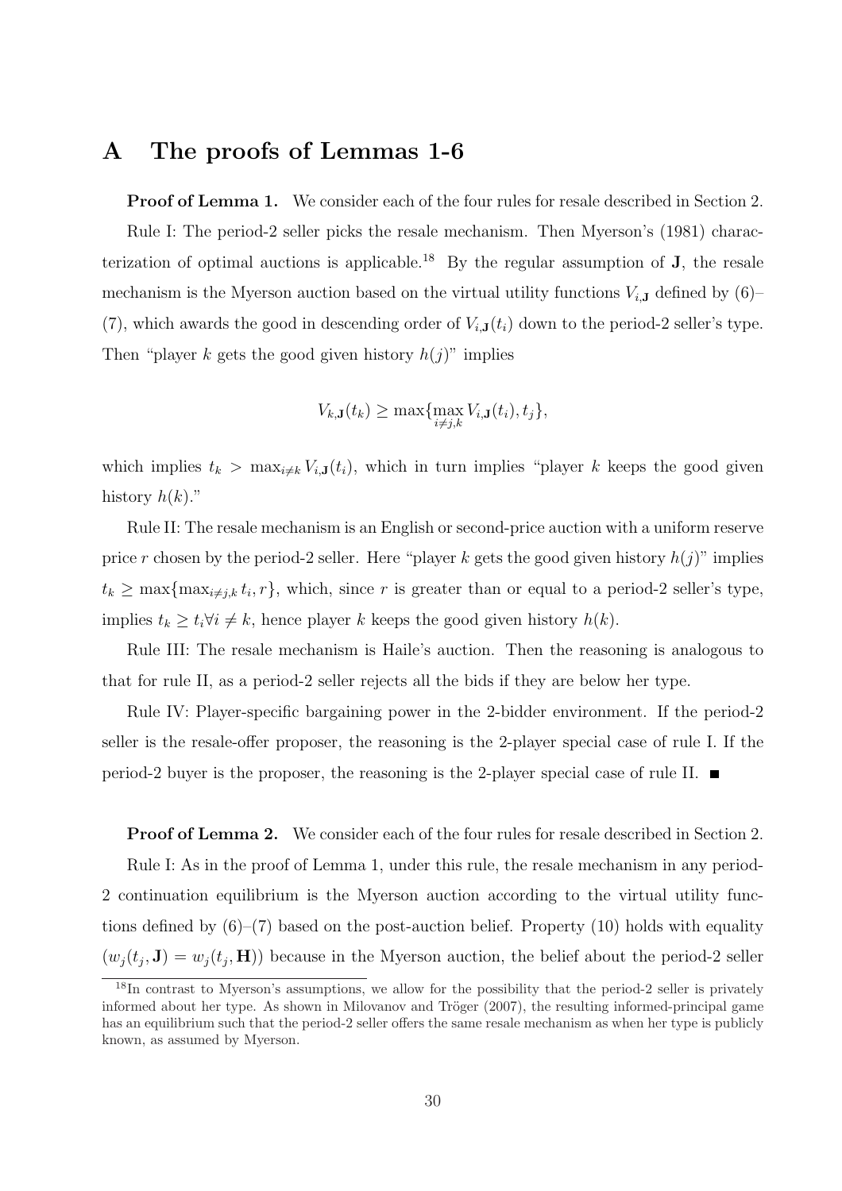# A The proofs of Lemmas 1-6

**Proof of Lemma 1.** We consider each of the four rules for resale described in Section 2.

Rule I: The period-2 seller picks the resale mechanism. Then Myerson's (1981) characterization of optimal auctions is applicable.[18] By the regular assumption of $\mathbf{J}$, the resale mechanism is the Myerson auction based on the virtual utility functions $V_{i,\mathbf{J}}$ defined by (6)–(7), which awards the good in descending order of $V_{i,\mathbf{J}}(t_i)$ down to the period-2 seller's type. Then "player $k$ gets the good given history $h(j)$" implies

$$V_{k,\mathbf{J}}(t_k) \geq \max\{\max_{i \neq j,k} V_{i,\mathbf{J}}(t_i), t_j\},$$

which implies $t_k > \max_{i \neq k} V_{i,\mathbf{J}}(t_i)$, which in turn implies "player $k$ keeps the good given history $h(k)$."

Rule II: The resale mechanism is an English or second-price auction with a uniform reserve price $r$ chosen by the period-2 seller. Here "player $k$ gets the good given history $h(j)$" implies $t_k \geq \max\{\max_{i \neq j,k} t_i, r\}$, which, since $r$ is greater than or equal to a period-2 seller's type, implies $t_k \geq t_i \forall i \neq k$, hence player $k$ keeps the good given history $h(k)$.

Rule III: The resale mechanism is Haile's auction. Then the reasoning is analogous to that for rule II, as a period-2 seller rejects all the bids if they are below her type.

Rule IV: Player-specific bargaining power in the 2-bidder environment. If the period-2 seller is the resale-offer proposer, the reasoning is the 2-player special case of rule I. If the period-2 buyer is the proposer, the reasoning is the 2-player special case of rule II. ■

**Proof of Lemma 2.** We consider each of the four rules for resale described in Section 2.

Rule I: As in the proof of Lemma 1, under this rule, the resale mechanism in any period-2 continuation equilibrium is the Myerson auction according to the virtual utility functions defined by (6)–(7) based on the post-auction belief. Property (10) holds with equality ($w_j(t_j, \mathbf{J}) = w_j(t_j, \mathbf{H})$) because in the Myerson auction, the belief about the period-2 seller

[18] In contrast to Myerson's assumptions, we allow for the possibility that the period-2 seller is privately informed about her type. As shown in Milovanov and Tröger (2007), the resulting informed-principal game has an equilibrium such that the period-2 seller offers the same resale mechanism as when her type is publicly known, as assumed by Myerson.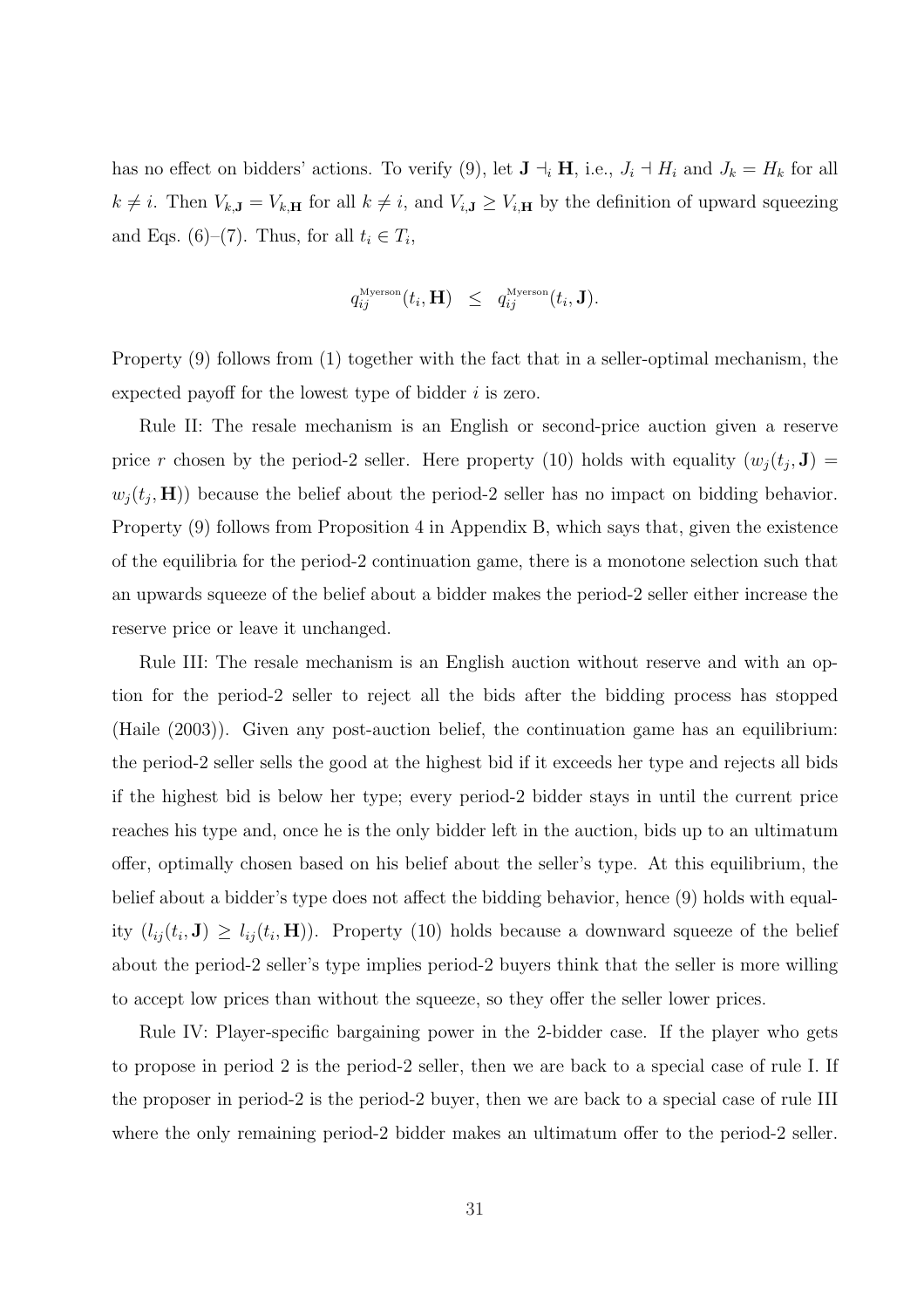has no effect on bidders' actions. To verify (9), let $\mathbf{J} \dashv_i \mathbf{H}$, i.e., $J_i \dashv H_i$ and $J_k = H_k$ for all $k \neq i$. Then $V_{k,\mathbf{J}} = V_{k,\mathbf{H}}$ for all $k \neq i$, and $V_{i,\mathbf{J}} \geq V_{i,\mathbf{H}}$ by the definition of upward squeezing and Eqs. (6)–(7). Thus, for all $t_i \in T_i$,

$$q_{ij}^{\text{Myerson}}(t_i, \mathbf{H}) \quad \leq \quad q_{ij}^{\text{Myerson}}(t_i, \mathbf{J}).$$

Property (9) follows from (1) together with the fact that in a seller-optimal mechanism, the expected payoff for the lowest type of bidder $i$ is zero.

Rule II: The resale mechanism is an English or second-price auction given a reserve price $r$ chosen by the period-2 seller. Here property (10) holds with equality ($w_j(t_j, \mathbf{J}) = w_j(t_j, \mathbf{H})$) because the belief about the period-2 seller has no impact on bidding behavior. Property (9) follows from Proposition 4 in Appendix B, which says that, given the existence of the equilibria for the period-2 continuation game, there is a monotone selection such that an upwards squeeze of the belief about a bidder makes the period-2 seller either increase the reserve price or leave it unchanged.

Rule III: The resale mechanism is an English auction without reserve and with an option for the period-2 seller to reject all the bids after the bidding process has stopped (Haile (2003)). Given any post-auction belief, the continuation game has an equilibrium: the period-2 seller sells the good at the highest bid if it exceeds her type and rejects all bids if the highest bid is below her type; every period-2 bidder stays in until the current price reaches his type and, once he is the only bidder left in the auction, bids up to an ultimatum offer, optimally chosen based on his belief about the seller's type. At this equilibrium, the belief about a bidder's type does not affect the bidding behavior, hence (9) holds with equality ($l_{ij}(t_i, \mathbf{J}) \geq l_{ij}(t_i, \mathbf{H})$). Property (10) holds because a downward squeeze of the belief about the period-2 seller's type implies period-2 buyers think that the seller is more willing to accept low prices than without the squeeze, so they offer the seller lower prices.

Rule IV: Player-specific bargaining power in the 2-bidder case. If the player who gets to propose in period 2 is the period-2 seller, then we are back to a special case of rule I. If the proposer in period-2 is the period-2 buyer, then we are back to a special case of rule III where the only remaining period-2 bidder makes an ultimatum offer to the period-2 seller.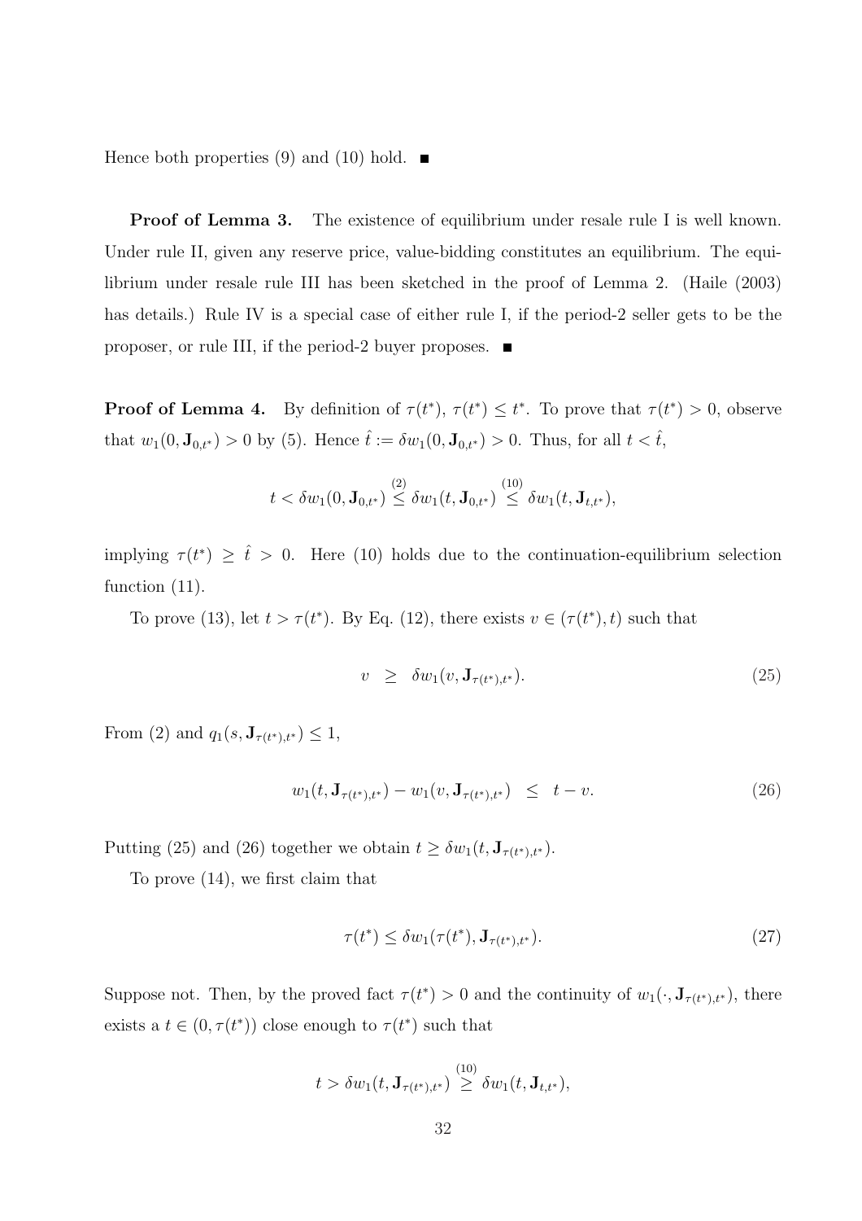Hence both properties (9) and (10) hold. ■

**Proof of Lemma 3.** The existence of equilibrium under resale rule I is well known. Under rule II, given any reserve price, value-bidding constitutes an equilibrium. The equilibrium under resale rule III has been sketched in the proof of Lemma 2. (Haile (2003) has details.) Rule IV is a special case of either rule I, if the period-2 seller gets to be the proposer, or rule III, if the period-2 buyer proposes. ■

**Proof of Lemma 4.** By definition of $\tau(t^*)$, $\tau(t^*) \leq t^*$. To prove that $\tau(t^*) > 0$, observe that $w_1(0, \mathbf{J}_{0,t^*}) > 0$ by (5). Hence $\hat{t} := \delta w_1(0, \mathbf{J}_{0,t^*}) > 0$. Thus, for all $t < \hat{t}$,

$$t < \delta w_1(0, \mathbf{J}_{0,t^*}) \overset{(2)}{\leq} \delta w_1(t, \mathbf{J}_{0,t^*}) \overset{(10)}{\leq} \delta w_1(t, \mathbf{J}_{t,t^*}),$$

implying $\tau(t^*) \geq \hat{t} > 0$. Here (10) holds due to the continuation-equilibrium selection function (11).

To prove (13), let $t > \tau(t^*)$. By Eq. (12), there exists $v \in (\tau(t^*), t)$ such that

$$v \quad \geq \quad \delta w_1(v, \mathbf{J}_{\tau(t^*),t^*}). \tag{25}$$

From (2) and $q_1(s, \mathbf{J}_{\tau(t^*),t^*}) \leq 1$,

$$w_1(t, \mathbf{J}_{\tau(t^*),t^*}) - w_1(v, \mathbf{J}_{\tau(t^*),t^*}) \quad \leq \quad t - v. \tag{26}$$

Putting (25) and (26) together we obtain $t \geq \delta w_1(t, \mathbf{J}_{\tau(t^*),t^*})$.

To prove (14), we first claim that

$$\tau(t^*) \leq \delta w_1(\tau(t^*), \mathbf{J}_{\tau(t^*),t^*}). \tag{27}$$

Suppose not. Then, by the proved fact $\tau(t^*) > 0$ and the continuity of $w_1(\cdot, \mathbf{J}_{\tau(t^*),t^*})$, there exists a $t \in (0, \tau(t^*))$ close enough to $\tau(t^*)$ such that

$$t > \delta w_1(t, \mathbf{J}_{\tau(t^*),t^*}) \overset{(10)}{\geq} \delta w_1(t, \mathbf{J}_{t,t^*}),$$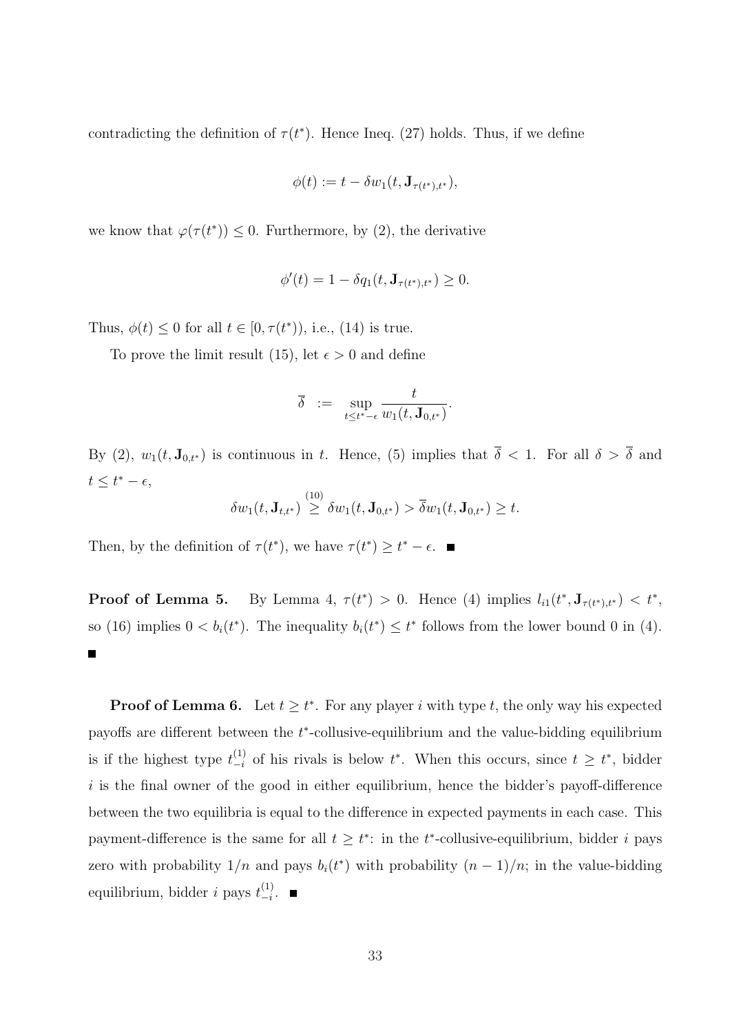contradicting the definition of $\tau(t^*)$. Hence Ineq. (27) holds. Thus, if we define

$$\phi(t) := t - \delta w_1(t, \mathbf{J}_{\tau(t^*),t^*}),$$

we know that $\varphi(\tau(t^*)) \leq 0$. Furthermore, by (2), the derivative

$$\phi'(t) = 1 - \delta q_1(t, \mathbf{J}_{\tau(t^*),t^*}) \geq 0.$$

Thus, $\phi(t) \leq 0$ for all $t \in [0, \tau(t^*))$, i.e., (14) is true.

To prove the limit result (15), let $\epsilon > 0$ and define

$$\overline{\delta} \;:=\; \sup_{t \leq t^* - \epsilon} \frac{t}{w_1(t, \mathbf{J}_{0,t^*})}.$$

By (2), $w_1(t, \mathbf{J}_{0,t^*})$ is continuous in $t$. Hence, (5) implies that $\overline{\delta} < 1$. For all $\delta > \overline{\delta}$ and $t \leq t^* - \epsilon$,

$$\delta w_1(t, \mathbf{J}_{t,t^*}) \overset{(10)}{\geq} \delta w_1(t, \mathbf{J}_{0,t^*}) > \overline{\delta} w_1(t, \mathbf{J}_{0,t^*}) \geq t.$$

Then, by the definition of $\tau(t^*)$, we have $\tau(t^*) \geq t^* - \epsilon$. ■

**Proof of Lemma 5.** By Lemma 4, $\tau(t^*) > 0$. Hence (4) implies $l_{i1}(t^*, \mathbf{J}_{\tau(t^*),t^*}) < t^*$, so (16) implies $0 < b_i(t^*)$. The inequality $b_i(t^*) \leq t^*$ follows from the lower bound 0 in (4). ■

**Proof of Lemma 6.** Let $t \geq t^*$. For any player $i$ with type $t$, the only way his expected payoffs are different between the $t^*$-collusive-equilibrium and the value-bidding equilibrium is if the highest type $t_{-i}^{(1)}$ of his rivals is below $t^*$. When this occurs, since $t \geq t^*$, bidder $i$ is the final owner of the good in either equilibrium, hence the bidder's payoff-difference between the two equilibria is equal to the difference in expected payments in each case. This payment-difference is the same for all $t \geq t^*$: in the $t^*$-collusive-equilibrium, bidder $i$ pays zero with probability $1/n$ and pays $b_i(t^*)$ with probability $(n-1)/n$; in the value-bidding equilibrium, bidder $i$ pays $t_{-i}^{(1)}$. ■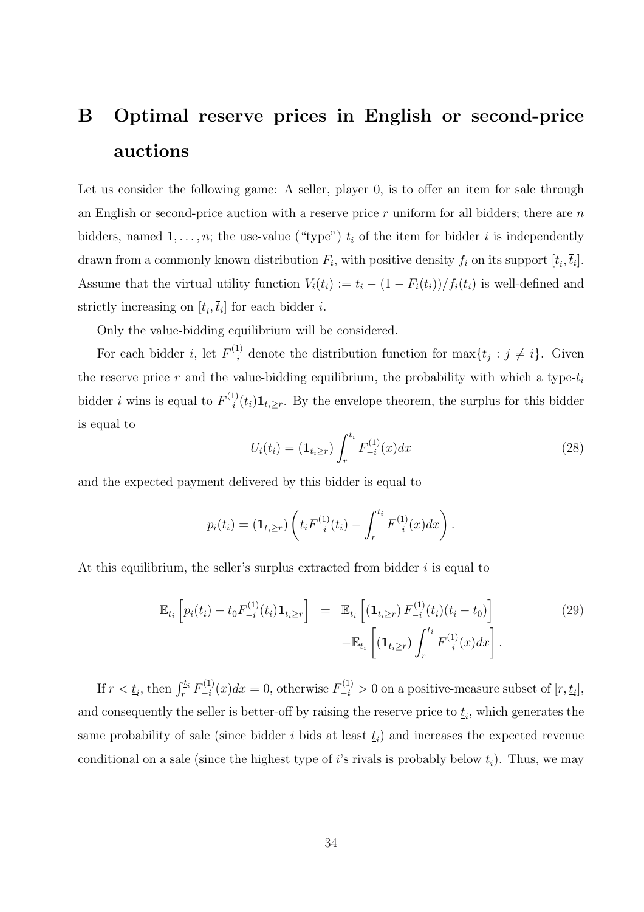# B Optimal reserve prices in English or second-price auctions

Let us consider the following game: A seller, player 0, is to offer an item for sale through an English or second-price auction with a reserve price $r$ uniform for all bidders; there are $n$ bidders, named $1, \ldots, n$; the use-value ("type") $t_i$ of the item for bidder $i$ is independently drawn from a commonly known distribution $F_i$, with positive density $f_i$ on its support $[\underline{t}_i, \overline{t}_i]$. Assume that the virtual utility function $V_i(t_i) := t_i - (1 - F_i(t_i))/f_i(t_i)$ is well-defined and strictly increasing on $[\underline{t}_i, \overline{t}_i]$ for each bidder $i$.

Only the value-bidding equilibrium will be considered.

For each bidder $i$, let $F_{-i}^{(1)}$ denote the distribution function for $\max\{t_j : j \neq i\}$. Given the reserve price $r$ and the value-bidding equilibrium, the probability with which a type-$t_i$ bidder $i$ wins is equal to $F_{-i}^{(1)}(t_i)\mathbf{1}_{t_i \geq r}$. By the envelope theorem, the surplus for this bidder is equal to

$$U_i(t_i) = (\mathbf{1}_{t_i \geq r}) \int_r^{t_i} F_{-i}^{(1)}(x)dx \tag{28}$$

and the expected payment delivered by this bidder is equal to

$$p_i(t_i) = (\mathbf{1}_{t_i \geq r}) \left( t_i F_{-i}^{(1)}(t_i) - \int_r^{t_i} F_{-i}^{(1)}(x)dx \right).$$

At this equilibrium, the seller's surplus extracted from bidder $i$ is equal to

$$\begin{aligned} \mathbb{E}_{t_i}\left[p_i(t_i) - t_0 F_{-i}^{(1)}(t_i)\mathbf{1}_{t_i \geq r}\right] &= \mathbb{E}_{t_i}\left[(\mathbf{1}_{t_i \geq r}) F_{-i}^{(1)}(t_i)(t_i - t_0)\right] \\ &\quad - \mathbb{E}_{t_i}\left[(\mathbf{1}_{t_i \geq r}) \int_r^{t_i} F_{-i}^{(1)}(x)dx\right]. \end{aligned} \tag{29}$$

If $r < \underline{t}_i$, then $\int_r^{\underline{t}_i} F_{-i}^{(1)}(x)dx = 0$, otherwise $F_{-i}^{(1)} > 0$ on a positive-measure subset of $[r, \underline{t}_i]$, and consequently the seller is better-off by raising the reserve price to $\underline{t}_i$, which generates the same probability of sale (since bidder $i$ bids at least $\underline{t}_i$) and increases the expected revenue conditional on a sale (since the highest type of $i$'s rivals is probably below $\underline{t}_i$). Thus, we may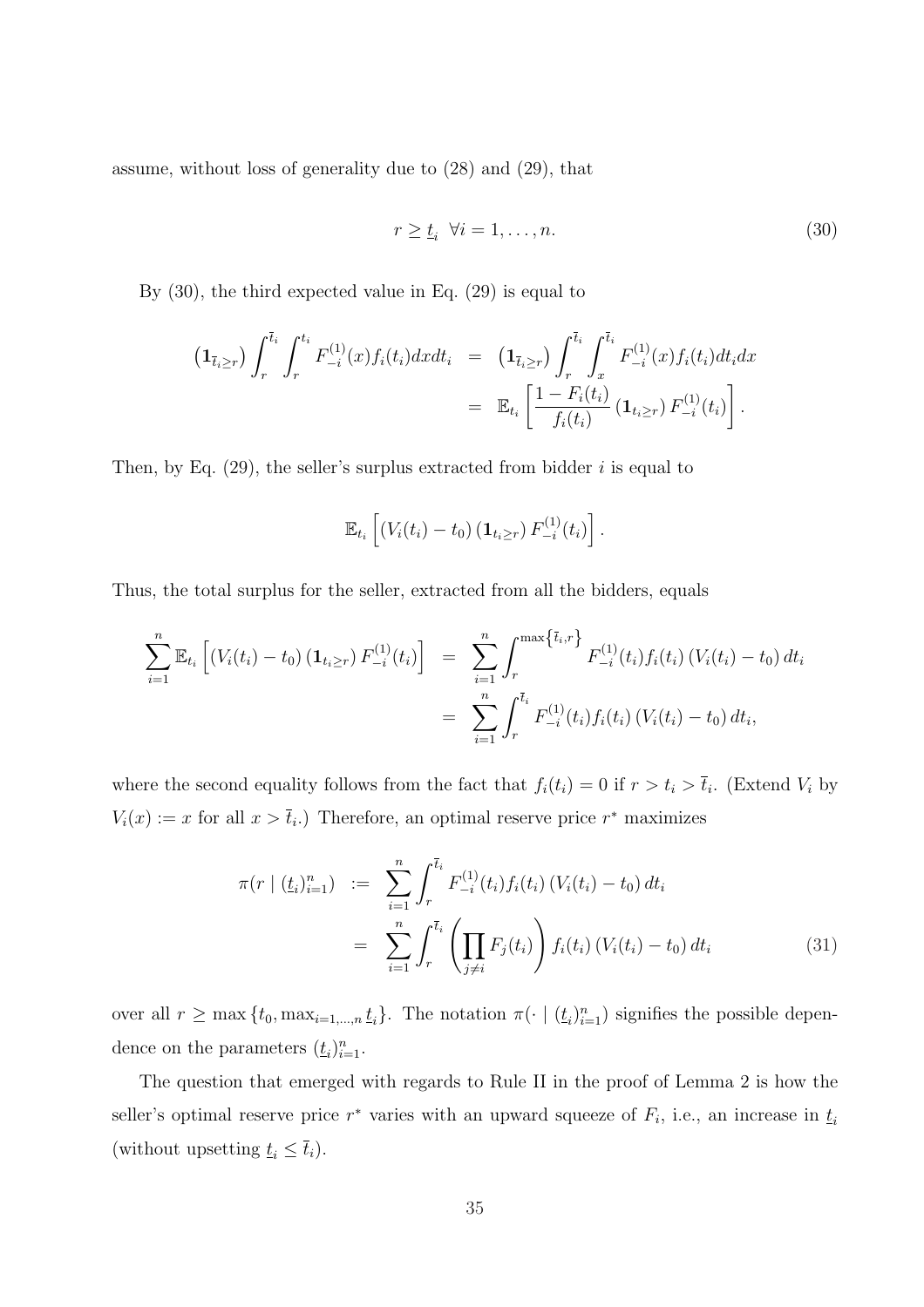assume, without loss of generality due to (28) and (29), that

$$r \geq \underline{t}_i \ \ \forall i = 1, \ldots, n. \tag{30}$$

By (30), the third expected value in Eq. (29) is equal to

$$\begin{aligned}
\left(\mathbf{1}_{\bar{t}_i \geq r}\right) \int_r^{\bar{t}_i} \int_r^{t_i} F_{-i}^{(1)}(x) f_i(t_i) dx dt_i &= \left(\mathbf{1}_{\bar{t}_i \geq r}\right) \int_r^{\bar{t}_i} \int_x^{\bar{t}_i} F_{-i}^{(1)}(x) f_i(t_i) dt_i dx \\
&= \mathbb{E}_{t_i}\left[\frac{1 - F_i(t_i)}{f_i(t_i)} \left(\mathbf{1}_{t_i \geq r}\right) F_{-i}^{(1)}(t_i)\right].
\end{aligned}$$

Then, by Eq. (29), the seller's surplus extracted from bidder $i$ is equal to

$$\mathbb{E}_{t_i}\left[\left(V_i(t_i) - t_0\right)\left(\mathbf{1}_{t_i \geq r}\right) F_{-i}^{(1)}(t_i)\right].$$

Thus, the total surplus for the seller, extracted from all the bidders, equals

$$\begin{aligned}
\sum_{i=1}^{n} \mathbb{E}_{t_i}\left[\left(V_i(t_i) - t_0\right)\left(\mathbf{1}_{t_i \geq r}\right) F_{-i}^{(1)}(t_i)\right] &= \sum_{i=1}^{n} \int_r^{\max\{\bar{t}_i, r\}} F_{-i}^{(1)}(t_i) f_i(t_i) \left(V_i(t_i) - t_0\right) dt_i \\
&= \sum_{i=1}^{n} \int_r^{\bar{t}_i} F_{-i}^{(1)}(t_i) f_i(t_i) \left(V_i(t_i) - t_0\right) dt_i,
\end{aligned}$$

where the second equality follows from the fact that $f_i(t_i) = 0$ if $r > t_i > \bar{t}_i$. (Extend $V_i$ by $V_i(x) := x$ for all $x > \bar{t}_i$.) Therefore, an optimal reserve price $r^*$ maximizes

$$\begin{aligned}
\pi(r \mid (\underline{t}_i)_{i=1}^n) &:= \sum_{i=1}^{n} \int_r^{\bar{t}_i} F_{-i}^{(1)}(t_i) f_i(t_i) \left(V_i(t_i) - t_0\right) dt_i \\
&= \sum_{i=1}^{n} \int_r^{\bar{t}_i} \left(\prod_{j \neq i} F_j(t_i)\right) f_i(t_i) \left(V_i(t_i) - t_0\right) dt_i
\end{aligned} \tag{31}$$

over all $r \geq \max\{t_0, \max_{i=1,\ldots,n} \underline{t}_i\}$. The notation $\pi(\cdot \mid (\underline{t}_i)_{i=1}^n)$ signifies the possible dependence on the parameters $(\underline{t}_i)_{i=1}^n$.

The question that emerged with regards to Rule II in the proof of Lemma 2 is how the seller's optimal reserve price $r^*$ varies with an upward squeeze of $F_i$, i.e., an increase in $\underline{t}_i$ (without upsetting $\underline{t}_i \leq \bar{t}_i$).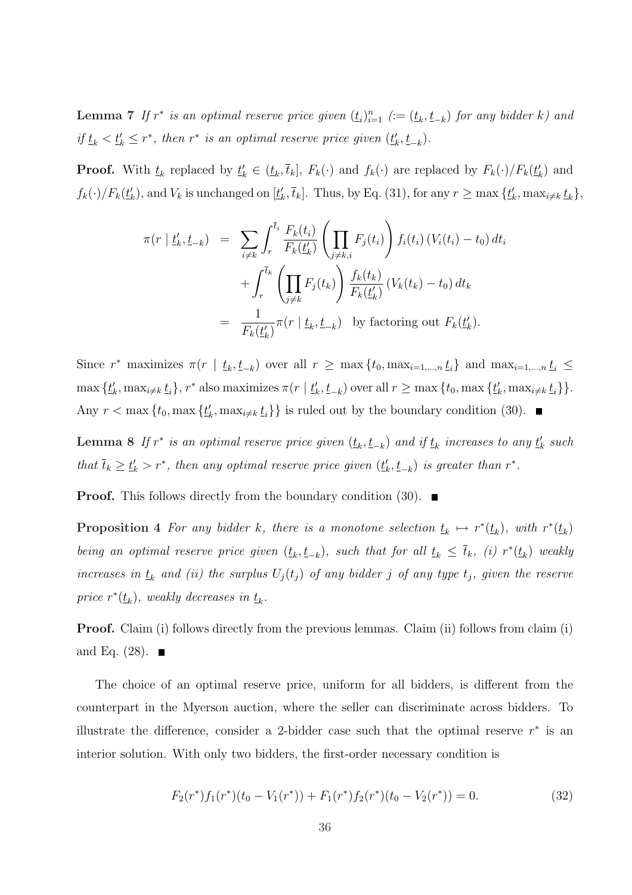**Lemma 7** *If $r^*$ is an optimal reserve price given $(\underline{t}_i)_{i=1}^n$ $(:= (\underline{t}_k, \underline{t}_{-k})$ for any bidder $k)$ and if $\underline{t}_k < \underline{t}'_k \leq r^*$, then $r^*$ is an optimal reserve price given $(\underline{t}'_k, \underline{t}_{-k})$.*

**Proof.** With $\underline{t}_k$ replaced by $\underline{t}'_k \in (\underline{t}_k, \bar{t}_k]$, $F_k(\cdot)$ and $f_k(\cdot)$ are replaced by $F_k(\cdot)/F_k(\underline{t}'_k)$ and $f_k(\cdot)/F_k(\underline{t}'_k)$, and $V_k$ is unchanged on $[\underline{t}'_k, \bar{t}_k]$. Thus, by Eq. (31), for any $r \geq \max\{\underline{t}'_k, \max_{i \neq k} \underline{t}_k\}$,

$$\begin{aligned}
\pi(r \mid \underline{t}'_k, \underline{t}_{-k}) &= \sum_{i \neq k} \int_r^{\bar{t}_i} \frac{F_k(t_i)}{F_k(\underline{t}'_k)} \left( \prod_{j \neq k, i} F_j(t_i) \right) f_i(t_i) \left( V_i(t_i) - t_0 \right) dt_i \\
&\quad + \int_r^{\bar{t}_k} \left( \prod_{j \neq k} F_j(t_k) \right) \frac{f_k(t_k)}{F_k(\underline{t}'_k)} \left( V_k(t_k) - t_0 \right) dt_k \\
&= \frac{1}{F_k(\underline{t}'_k)} \pi(r \mid \underline{t}_k, \underline{t}_{-k}) \quad \text{by factoring out } F_k(\underline{t}'_k).
\end{aligned}$$

Since $r^*$ maximizes $\pi(r \mid \underline{t}_k, \underline{t}_{-k})$ over all $r \geq \max\{t_0, \max_{i=1,\ldots,n} \underline{t}_i\}$ and $\max_{i=1,\ldots,n} \underline{t}_i \leq \max\{\underline{t}'_k, \max_{i \neq k} \underline{t}_i\}$, $r^*$ also maximizes $\pi(r \mid \underline{t}'_k, \underline{t}_{-k})$ over all $r \geq \max\{t_0, \max\{\underline{t}'_k, \max_{i \neq k} \underline{t}_i\}\}$. Any $r < \max\{t_0, \max\{\underline{t}'_k, \max_{i \neq k} \underline{t}_i\}\}$ is ruled out by the boundary condition (30). ■

**Lemma 8** *If $r^*$ is an optimal reserve price given $(\underline{t}_k, \underline{t}_{-k})$ and if $\underline{t}_k$ increases to any $\underline{t}'_k$ such that $\bar{t}_k \geq \underline{t}'_k > r^*$, then any optimal reserve price given $(\underline{t}'_k, \underline{t}_{-k})$ is greater than $r^*$.*

**Proof.** This follows directly from the boundary condition (30). ■

**Proposition 4** *For any bidder $k$, there is a monotone selection $\underline{t}_k \mapsto r^*(\underline{t}_k)$, with $r^*(\underline{t}_k)$ being an optimal reserve price given $(\underline{t}_k, \underline{t}_{-k})$, such that for all $\underline{t}_k \leq \bar{t}_k$, (i) $r^*(\underline{t}_k)$ weakly increases in $\underline{t}_k$ and (ii) the surplus $U_j(t_j)$ of any bidder $j$ of any type $t_j$, given the reserve price $r^*(\underline{t}_k)$, weakly decreases in $\underline{t}_k$.*

**Proof.** Claim (i) follows directly from the previous lemmas. Claim (ii) follows from claim (i) and Eq. (28). ■

The choice of an optimal reserve price, uniform for all bidders, is different from the counterpart in the Myerson auction, where the seller can discriminate across bidders. To illustrate the difference, consider a 2-bidder case such that the optimal reserve $r^*$ is an interior solution. With only two bidders, the first-order necessary condition is

$$F_2(r^*) f_1(r^*)(t_0 - V_1(r^*)) + F_1(r^*) f_2(r^*)(t_0 - V_2(r^*)) = 0. \tag{32}$$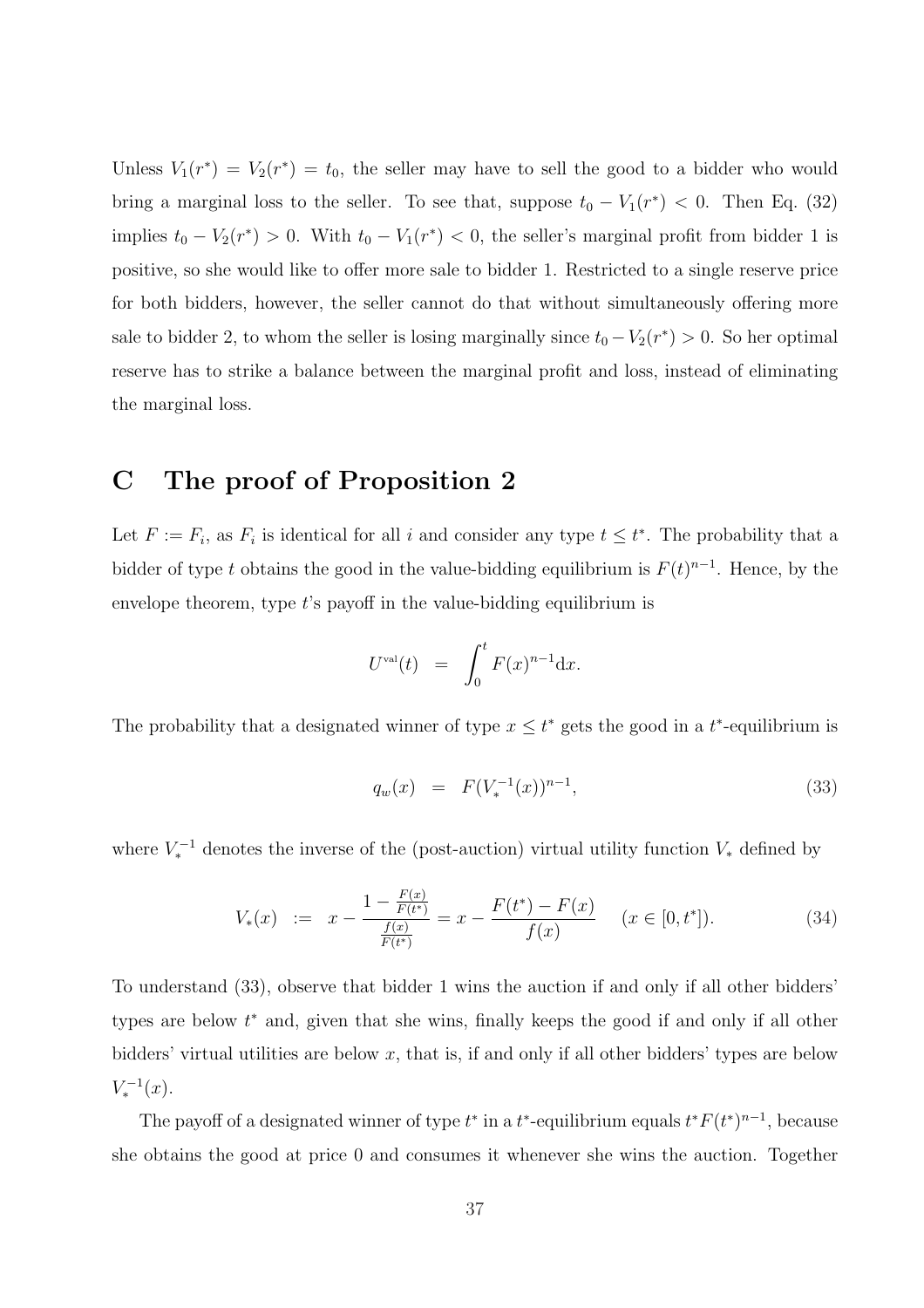Unless $V_1(r^*) = V_2(r^*) = t_0$, the seller may have to sell the good to a bidder who would bring a marginal loss to the seller. To see that, suppose $t_0 - V_1(r^*) < 0$. Then Eq. (32) implies $t_0 - V_2(r^*) > 0$. With $t_0 - V_1(r^*) < 0$, the seller's marginal profit from bidder 1 is positive, so she would like to offer more sale to bidder 1. Restricted to a single reserve price for both bidders, however, the seller cannot do that without simultaneously offering more sale to bidder 2, to whom the seller is losing marginally since $t_0 - V_2(r^*) > 0$. So her optimal reserve has to strike a balance between the marginal profit and loss, instead of eliminating the marginal loss.

# C The proof of Proposition 2

Let $F := F_i$, as $F_i$ is identical for all $i$ and consider any type $t \le t^*$. The probability that a bidder of type $t$ obtains the good in the value-bidding equilibrium is $F(t)^{n-1}$. Hence, by the envelope theorem, type $t$'s payoff in the value-bidding equilibrium is

$$U^{\text{val}}(t) \;\; = \;\; \int_0^t F(x)^{n-1} \mathrm{d}x.$$

The probability that a designated winner of type $x \le t^*$ gets the good in a $t^*$-equilibrium is

$$q_w(x) \;\; = \;\; F(V_*^{-1}(x))^{n-1}, \tag{33}$$

where $V_*^{-1}$ denotes the inverse of the (post-auction) virtual utility function $V_*$ defined by

$$V_*(x) \;\; := \;\; x - \frac{1 - \frac{F(x)}{F(t^*)}}{\frac{f(x)}{F(t^*)}} = x - \frac{F(t^*) - F(x)}{f(x)} \quad (x \in [0, t^*]). \tag{34}$$

To understand (33), observe that bidder 1 wins the auction if and only if all other bidders' types are below $t^*$ and, given that she wins, finally keeps the good if and only if all other bidders' virtual utilities are below $x$, that is, if and only if all other bidders' types are below $V_*^{-1}(x)$.

The payoff of a designated winner of type $t^*$ in a $t^*$-equilibrium equals $t^* F(t^*)^{n-1}$, because she obtains the good at price 0 and consumes it whenever she wins the auction. Together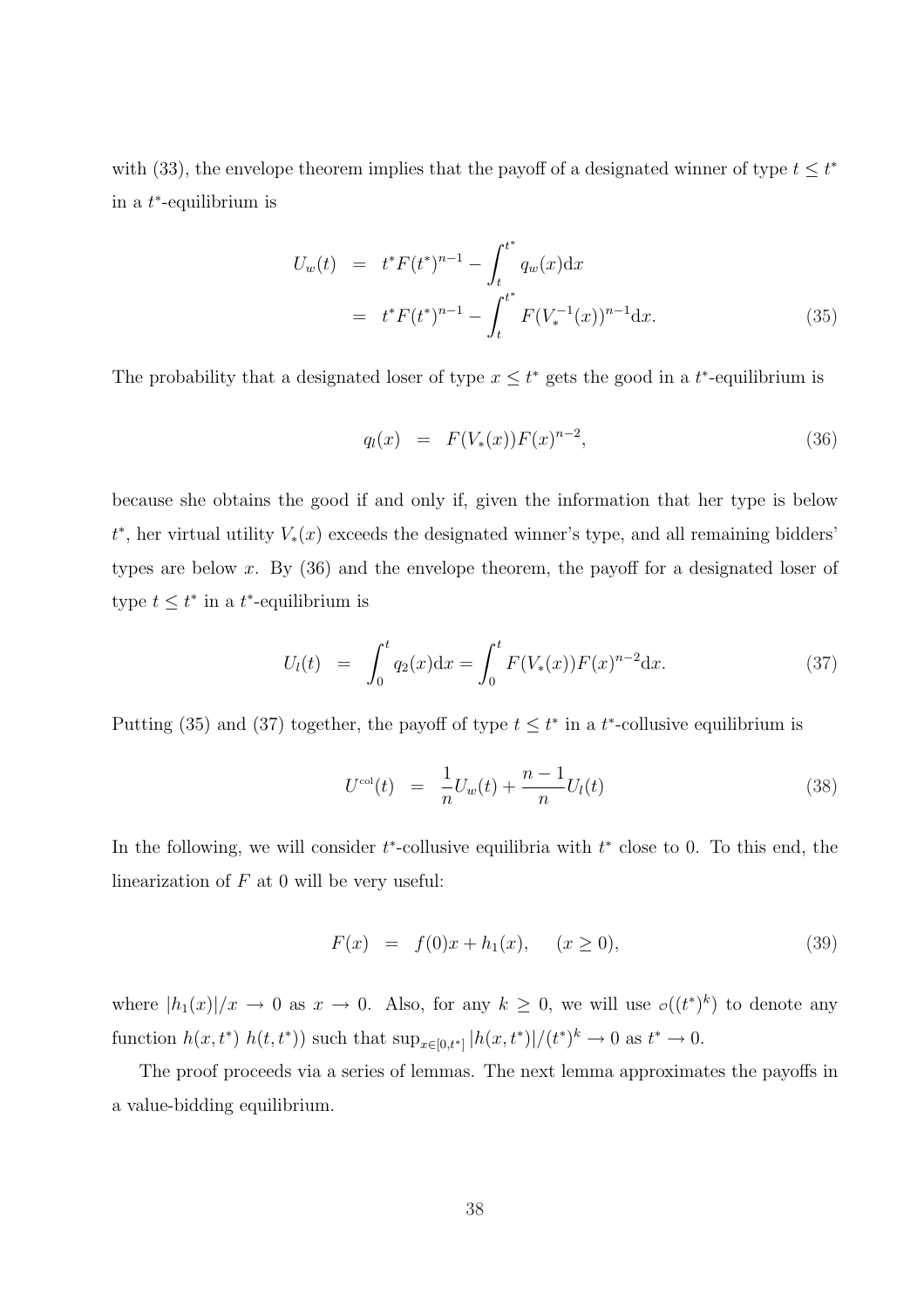with (33), the envelope theorem implies that the payoff of a designated winner of type $t \leq t^*$ in a $t^*$-equilibrium is

$$
\begin{aligned}
U_w(t) &= t^* F(t^*)^{n-1} - \int_t^{t^*} q_w(x) \mathrm{d}x \\
&= t^* F(t^*)^{n-1} - \int_t^{t^*} F(V_*^{-1}(x))^{n-1} \mathrm{d}x. \qquad (35)
\end{aligned}
$$

The probability that a designated loser of type $x \leq t^*$ gets the good in a $t^*$-equilibrium is

$$
q_l(x) \;\; = \;\; F(V_*(x))F(x)^{n-2}, \qquad (36)
$$

because she obtains the good if and only if, given the information that her type is below $t^*$, her virtual utility $V_*(x)$ exceeds the designated winner's type, and all remaining bidders' types are below $x$. By (36) and the envelope theorem, the payoff for a designated loser of type $t \leq t^*$ in a $t^*$-equilibrium is

$$
U_l(t) \;\; = \;\; \int_0^t q_2(x) \mathrm{d}x = \int_0^t F(V_*(x))F(x)^{n-2} \mathrm{d}x. \qquad (37)
$$

Putting (35) and (37) together, the payoff of type $t \leq t^*$ in a $t^*$-collusive equilibrium is

$$
U^{\mathrm{col}}(t) \;\; = \;\; \frac{1}{n} U_w(t) + \frac{n-1}{n} U_l(t) \qquad (38)
$$

In the following, we will consider $t^*$-collusive equilibria with $t^*$ close to 0. To this end, the linearization of $F$ at 0 will be very useful:

$$
F(x) \;\; = \;\; f(0)x + h_1(x), \qquad (x \geq 0), \qquad (39)
$$

where $|h_1(x)|/x \to 0$ as $x \to 0$. Also, for any $k \geq 0$, we will use $o((t^*)^k)$ to denote any function $h(x, t^*)$ $h(t, t^*)$) such that $\sup_{x \in [0, t^*]} |h(x, t^*)|/(t^*)^k \to 0$ as $t^* \to 0$.

The proof proceeds via a series of lemmas. The next lemma approximates the payoffs in a value-bidding equilibrium.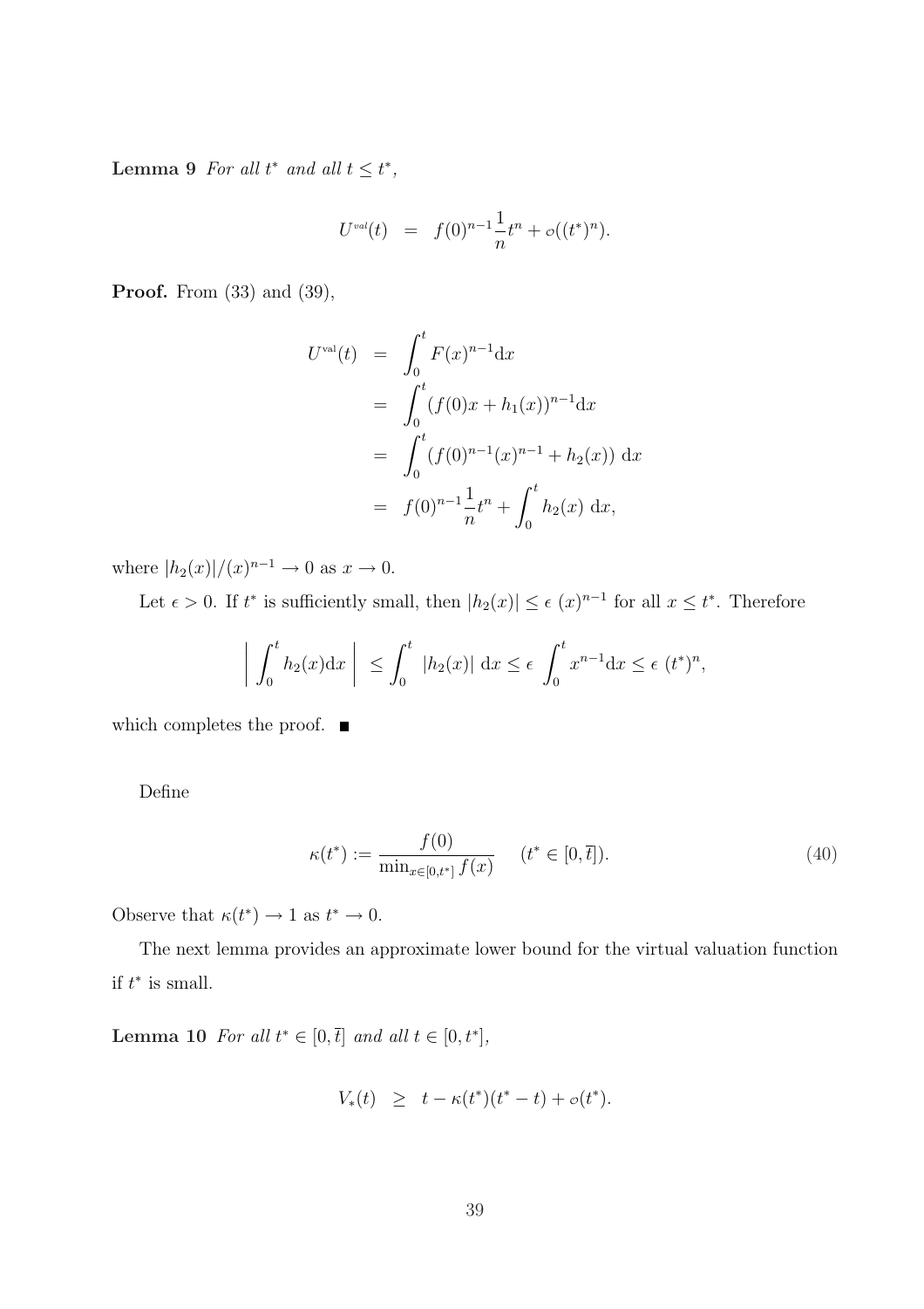**Lemma 9** *For all $t^*$ and all $t \leq t^*$,*

$$U^{val}(t) \;\; = \;\; f(0)^{n-1}\frac{1}{n}t^n + o((t^*)^n).$$

**Proof.** From (33) and (39),

$$\begin{aligned}
U^{\text{val}}(t) &= \int_0^t F(x)^{n-1}\mathrm{d}x \\
&= \int_0^t (f(0)x + h_1(x))^{n-1}\mathrm{d}x \\
&= \int_0^t \left(f(0)^{n-1}(x)^{n-1} + h_2(x)\right)\,\mathrm{d}x \\
&= f(0)^{n-1}\frac{1}{n}t^n + \int_0^t h_2(x)\,\mathrm{d}x,
\end{aligned}$$

where $|h_2(x)|/(x)^{n-1} \to 0$ as $x \to 0$.

Let $\epsilon > 0$. If $t^*$ is sufficiently small, then $|h_2(x)| \leq \epsilon\,(x)^{n-1}$ for all $x \leq t^*$. Therefore

$$\left|\int_0^t h_2(x)\mathrm{d}x\right| \leq \int_0^t |h_2(x)|\,\mathrm{d}x \leq \epsilon\int_0^t x^{n-1}\mathrm{d}x \leq \epsilon\,(t^*)^n,$$

which completes the proof. ■

Define

$$\kappa(t^*) := \frac{f(0)}{\min_{x\in[0,t^*]} f(x)} \qquad (t^* \in [0,\overline{t}]). \tag{40}$$

Observe that $\kappa(t^*) \to 1$ as $t^* \to 0$.

The next lemma provides an approximate lower bound for the virtual valuation function if $t^*$ is small.

**Lemma 10** *For all $t^* \in [0,\overline{t}]$ and all $t \in [0,t^*]$,*

$$V_*(t) \;\; \geq \;\; t - \kappa(t^*)(t^* - t) + o(t^*).$$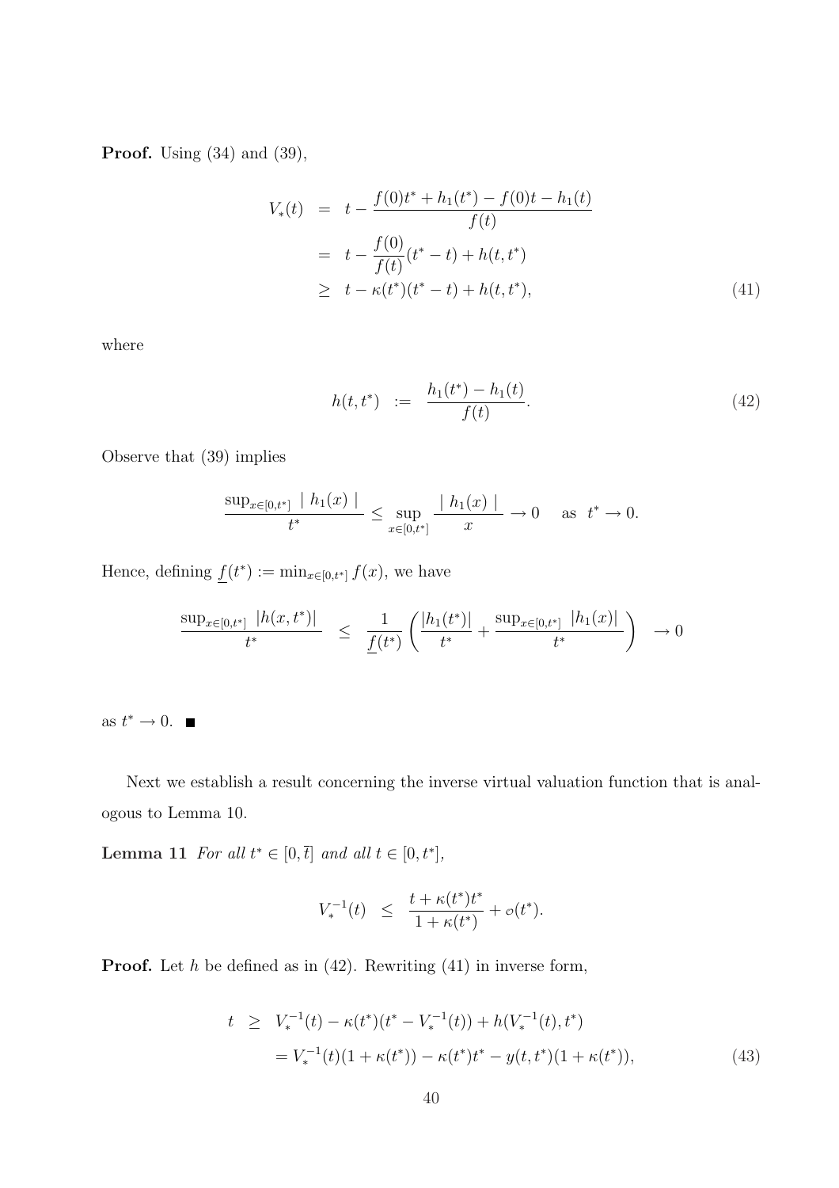**Proof.** Using (34) and (39),

$$
\begin{aligned}
V_*(t) &= t - \frac{f(0)t^* + h_1(t^*) - f(0)t - h_1(t)}{f(t)} \\
&= t - \frac{f(0)}{f(t)}(t^* - t) + h(t, t^*) \\
&\geq t - \kappa(t^*)(t^* - t) + h(t, t^*),
\end{aligned} \tag{41}
$$

where

$$
h(t, t^*) := \frac{h_1(t^*) - h_1(t)}{f(t)}. \tag{42}
$$

Observe that (39) implies

$$
\frac{\sup_{x \in [0,t^*]} \mid h_1(x) \mid}{t^*} \leq \sup_{x \in [0,t^*]} \frac{\mid h_1(x) \mid}{x} \to 0 \quad \text{as } t^* \to 0.
$$

Hence, defining $\underline{f}(t^*) := \min_{x \in [0,t^*]} f(x)$, we have

$$
\frac{\sup_{x \in [0,t^*]} |h(x, t^*)|}{t^*} \leq \frac{1}{\underline{f}(t^*)} \left( \frac{|h_1(t^*)|}{t^*} + \frac{\sup_{x \in [0,t^*]} |h_1(x)|}{t^*} \right) \to 0
$$

as $t^* \to 0$. ■

Next we establish a result concerning the inverse virtual valuation function that is analogous to Lemma 10.

**Lemma 11** *For all $t^* \in [0, \bar{t}]$ and all $t \in [0, t^*]$,*

$$
V_*^{-1}(t) \leq \frac{t + \kappa(t^*)t^*}{1 + \kappa(t^*)} + o(t^*).
$$

**Proof.** Let $h$ be defined as in (42). Rewriting (41) in inverse form,

$$
\begin{aligned}
t &\geq V_*^{-1}(t) - \kappa(t^*)(t^* - V_*^{-1}(t)) + h(V_*^{-1}(t), t^*) \\
&= V_*^{-1}(t)(1 + \kappa(t^*)) - \kappa(t^*)t^* - y(t, t^*)(1 + \kappa(t^*)),
\end{aligned} \tag{43}
$$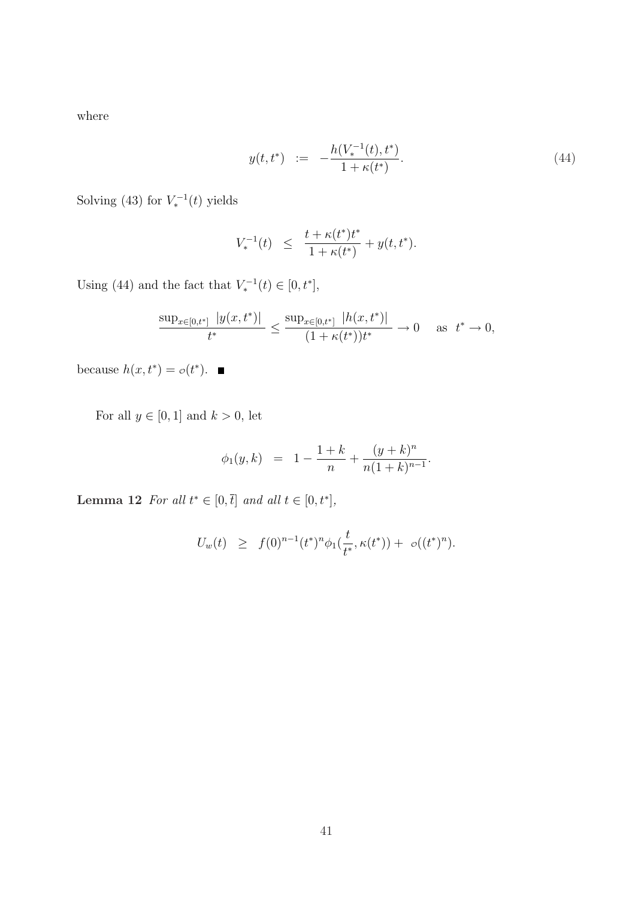where

$$y(t,t^*) \;\; := \;\; -\frac{h(V_*^{-1}(t),t^*)}{1+\kappa(t^*)}. \tag{44}$$

Solving (43) for $V_*^{-1}(t)$ yields

$$V_*^{-1}(t) \;\; \leq \;\; \frac{t+\kappa(t^*)t^*}{1+\kappa(t^*)} + y(t,t^*).$$

Using (44) and the fact that $V_*^{-1}(t) \in [0,t^*]$,

$$\frac{\sup_{x\in[0,t^*]} \; |y(x,t^*)|}{t^*} \leq \frac{\sup_{x\in[0,t^*]} \; |h(x,t^*)|}{(1+\kappa(t^*))t^*} \to 0 \quad \text{ as } \; t^* \to 0,$$

because $h(x,t^*) = o(t^*)$. ■

For all $y \in [0,1]$ and $k > 0$, let

$$\phi_1(y,k) \;\; = \;\; 1 - \frac{1+k}{n} + \frac{(y+k)^n}{n(1+k)^{n-1}}.$$

**Lemma 12** *For all $t^* \in [0,\overline{t}]$ and all $t \in [0,t^*]$,*

$$U_w(t) \;\; \geq \;\; f(0)^{n-1}(t^*)^n \phi_1(\frac{t}{t^*},\kappa(t^*)) + \; o((t^*)^n).$$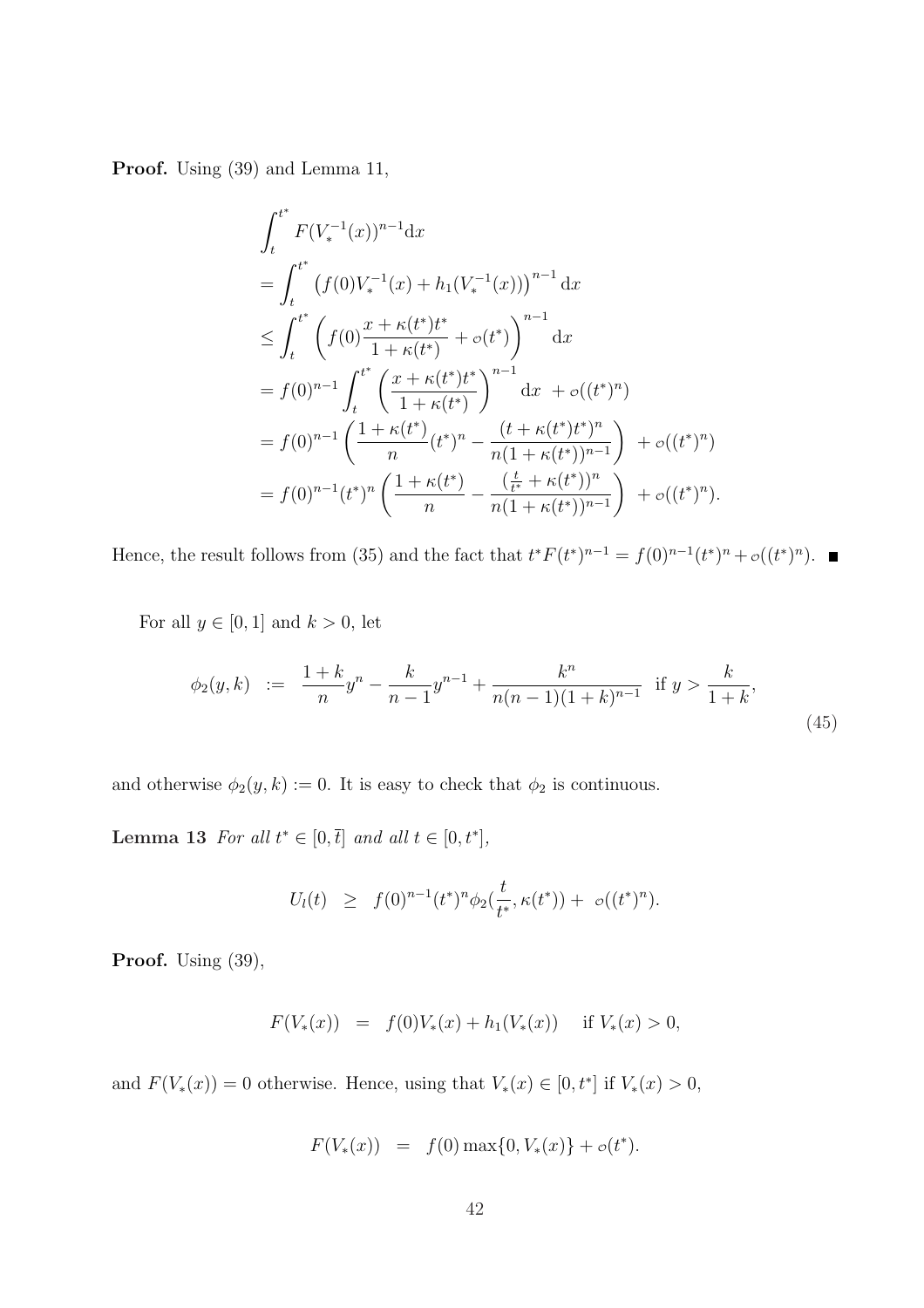**Proof.** Using (39) and Lemma 11,

$$
\begin{aligned}
&\int_t^{t^*} F(V_*^{-1}(x))^{n-1}\mathrm{d}x \\
&= \int_t^{t^*} \left(f(0)V_*^{-1}(x) + h_1(V_*^{-1}(x))\right)^{n-1}\mathrm{d}x \\
&\leq \int_t^{t^*} \left(f(0)\frac{x+\kappa(t^*)t^*}{1+\kappa(t^*)} + o(t^*)\right)^{n-1}\mathrm{d}x \\
&= f(0)^{n-1}\int_t^{t^*} \left(\frac{x+\kappa(t^*)t^*}{1+\kappa(t^*)}\right)^{n-1}\mathrm{d}x \ + o((t^*)^n) \\
&= f(0)^{n-1}\left(\frac{1+\kappa(t^*)}{n}(t^*)^n - \frac{(t+\kappa(t^*)t^*)^n}{n(1+\kappa(t^*))^{n-1}}\right) \ + o((t^*)^n) \\
&= f(0)^{n-1}(t^*)^n\left(\frac{1+\kappa(t^*)}{n} - \frac{(\frac{t}{t^*}+\kappa(t^*))^n}{n(1+\kappa(t^*))^{n-1}}\right) \ + o((t^*)^n).
\end{aligned}
$$

Hence, the result follows from (35) and the fact that $t^*F(t^*)^{n-1} = f(0)^{n-1}(t^*)^n + o((t^*)^n)$. ∎

For all $y \in [0,1]$ and $k > 0$, let

$$
\phi_2(y,k) \ := \ \frac{1+k}{n}y^n - \frac{k}{n-1}y^{n-1} + \frac{k^n}{n(n-1)(1+k)^{n-1}} \quad \text{if } y > \frac{k}{1+k}, \tag{45}
$$

and otherwise $\phi_2(y,k) := 0$. It is easy to check that $\phi_2$ is continuous.

**Lemma 13** *For all $t^* \in [0,\bar{t}]$ and all $t \in [0,t^*]$,*

$$
U_l(t) \ \geq \ f(0)^{n-1}(t^*)^n\phi_2(\frac{t}{t^*},\kappa(t^*)) + \ o((t^*)^n).
$$

**Proof.** Using (39),

$$
F(V_*(x)) \ = \ f(0)V_*(x) + h_1(V_*(x)) \quad \text{ if } V_*(x) > 0,
$$

and $F(V_*(x)) = 0$ otherwise. Hence, using that $V_*(x) \in [0,t^*]$ if $V_*(x) > 0$,

$$
F(V_*(x)) \ = \ f(0)\max\{0,V_*(x)\} + o(t^*).
$$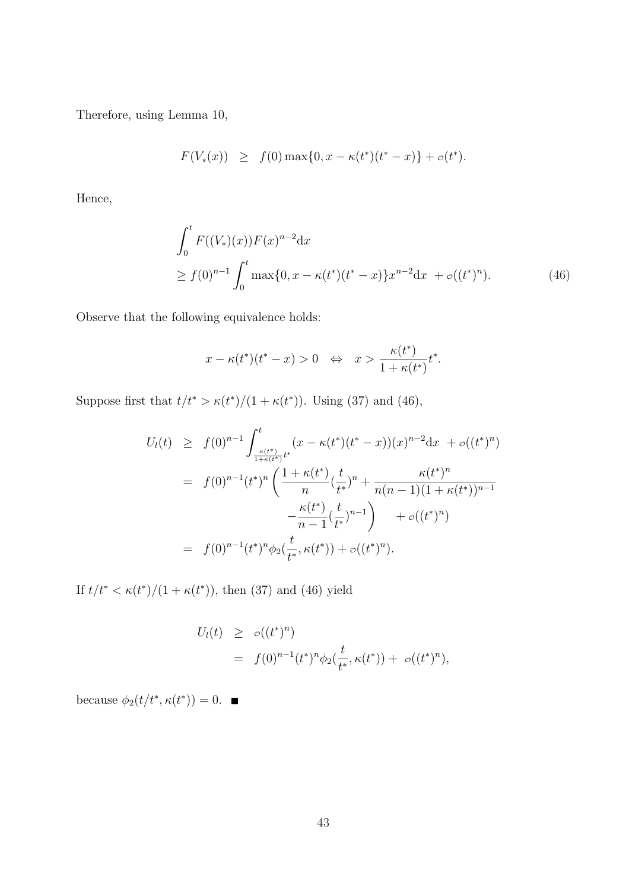Therefore, using Lemma 10,

$$F(V_*(x)) \;\; \geq \;\; f(0)\max\{0, x - \kappa(t^*)(t^* - x)\} + o(t^*).$$

Hence,

$$\begin{aligned}
&\int_0^t F((V_*)(x))F(x)^{n-2}\mathrm{d}x \\
&\geq f(0)^{n-1}\int_0^t \max\{0, x - \kappa(t^*)(t^* - x)\}x^{n-2}\mathrm{d}x \;\; + o((t^*)^n). \qquad (46)
\end{aligned}$$

Observe that the following equivalence holds:

$$x - \kappa(t^*)(t^* - x) > 0 \quad \Leftrightarrow \quad x > \frac{\kappa(t^*)}{1 + \kappa(t^*)}t^*.$$

Suppose first that $t/t^* > \kappa(t^*)/(1 + \kappa(t^*))$. Using (37) and (46),

$$\begin{aligned}
U_l(t) \;\; &\geq \;\; f(0)^{n-1}\int_{\frac{\kappa(t^*)}{1+\kappa(t^*)}t^*}^{t} (x - \kappa(t^*)(t^* - x))(x)^{n-2}\mathrm{d}x \;\; + o((t^*)^n) \\
&= \;\; f(0)^{n-1}(t^*)^n\bigg(\frac{1+\kappa(t^*)}{n}(\frac{t}{t^*})^n + \frac{\kappa(t^*)^n}{n(n-1)(1+\kappa(t^*))^{n-1}} \\
&\qquad\qquad - \frac{\kappa(t^*)}{n-1}(\frac{t}{t^*})^{n-1}\bigg) \qquad + o((t^*)^n) \\
&= \;\; f(0)^{n-1}(t^*)^n\phi_2(\frac{t}{t^*}, \kappa(t^*)) + o((t^*)^n).
\end{aligned}$$

If $t/t^* < \kappa(t^*)/(1 + \kappa(t^*))$, then (37) and (46) yield

$$\begin{aligned}
U_l(t) \;\; &\geq \;\; o((t^*)^n) \\
&= \;\; f(0)^{n-1}(t^*)^n\phi_2(\frac{t}{t^*}, \kappa(t^*)) + \; o((t^*)^n),
\end{aligned}$$

because $\phi_2(t/t^*, \kappa(t^*)) = 0$. ■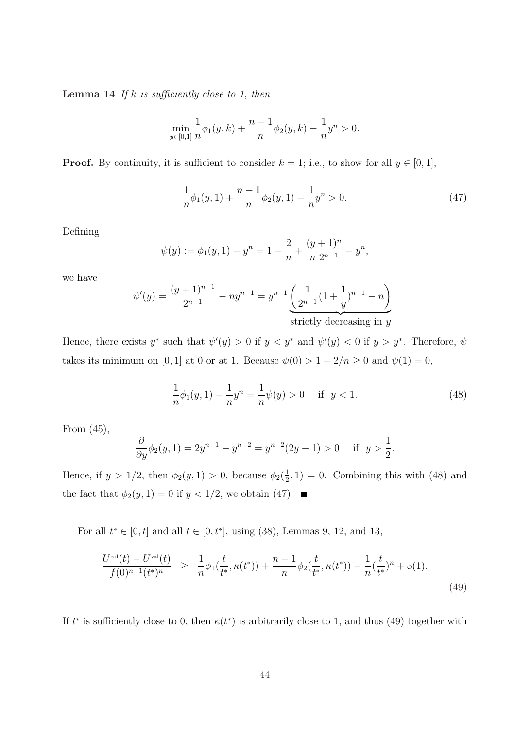**Lemma 14** *If $k$ is sufficiently close to 1, then*

$$\min_{y\in[0,1]} \frac{1}{n}\phi_1(y,k) + \frac{n-1}{n}\phi_2(y,k) - \frac{1}{n}y^n > 0.$$

**Proof.** By continuity, it is sufficient to consider $k = 1$; i.e., to show for all $y \in [0,1]$,

$$\frac{1}{n}\phi_1(y,1) + \frac{n-1}{n}\phi_2(y,1) - \frac{1}{n}y^n > 0. \tag{47}$$

Defining

$$\psi(y) := \phi_1(y,1) - y^n = 1 - \frac{2}{n} + \frac{(y+1)^n}{n\ 2^{n-1}} - y^n,$$

we have

$$\psi'(y) = \frac{(y+1)^{n-1}}{2^{n-1}} - ny^{n-1} = y^{n-1}\underbrace{\left(\frac{1}{2^{n-1}}(1+\frac{1}{y})^{n-1} - n\right)}_{\text{strictly decreasing in } y}.$$

Hence, there exists $y^*$ such that $\psi'(y) > 0$ if $y < y^*$ and $\psi'(y) < 0$ if $y > y^*$. Therefore, $\psi$ takes its minimum on $[0,1]$ at 0 or at 1. Because $\psi(0) > 1 - 2/n \geq 0$ and $\psi(1) = 0$,

$$\frac{1}{n}\phi_1(y,1) - \frac{1}{n}y^n = \frac{1}{n}\psi(y) > 0 \quad \text{if } \ y < 1. \tag{48}$$

From (45),

$$\frac{\partial}{\partial y}\phi_2(y,1) = 2y^{n-1} - y^{n-2} = y^{n-2}(2y-1) > 0 \quad \text{if } \ y > \frac{1}{2}.$$

Hence, if $y > 1/2$, then $\phi_2(y,1) > 0$, because $\phi_2(\frac{1}{2},1) = 0$. Combining this with (48) and the fact that $\phi_2(y,1) = 0$ if $y < 1/2$, we obtain (47). ∎

For all $t^* \in [0,\bar{t}]$ and all $t \in [0,t^*]$, using (38), Lemmas 9, 12, and 13,

$$\frac{U^{\text{col}}(t) - U^{\text{val}}(t)}{f(0)^{n-1}(t^*)^n} \geq \frac{1}{n}\phi_1(\frac{t}{t^*},\kappa(t^*)) + \frac{n-1}{n}\phi_2(\frac{t}{t^*},\kappa(t^*)) - \frac{1}{n}(\frac{t}{t^*})^n + o(1). \tag{49}$$

If $t^*$ is sufficiently close to 0, then $\kappa(t^*)$ is arbitrarily close to 1, and thus (49) together with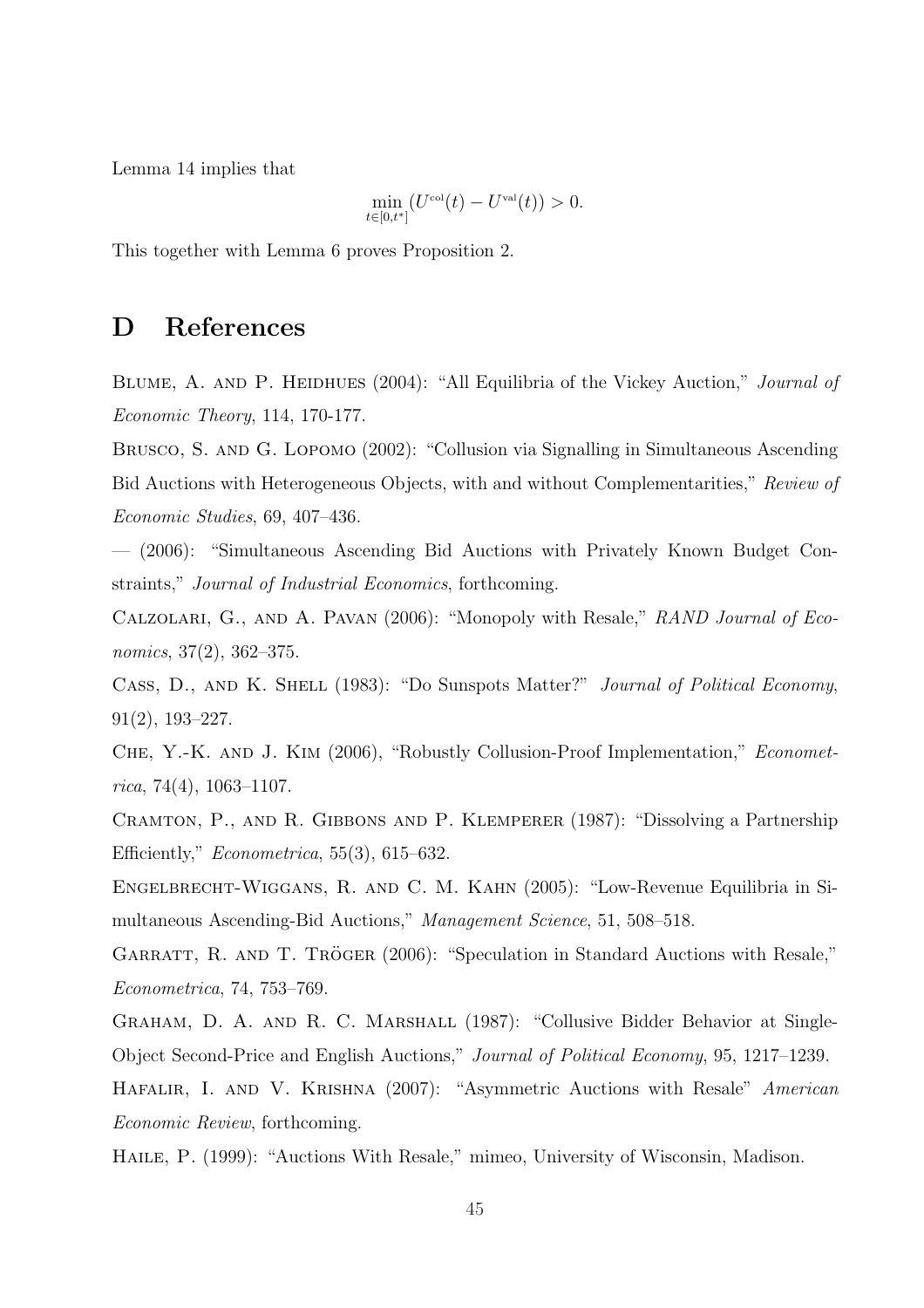Lemma 14 implies that

$$\min_{t \in [0,t^*]} (U^{\text{col}}(t) - U^{\text{val}}(t)) > 0.$$

This together with Lemma 6 proves Proposition 2.

# D References

Blume, A. and P. Heidhues (2004): "All Equilibria of the Vickey Auction," *Journal of Economic Theory*, 114, 170-177.

Brusco, S. and G. Lopomo (2002): "Collusion via Signalling in Simultaneous Ascending Bid Auctions with Heterogeneous Objects, with and without Complementarities," *Review of Economic Studies*, 69, 407–436.

— (2006): "Simultaneous Ascending Bid Auctions with Privately Known Budget Constraints," *Journal of Industrial Economics*, forthcoming.

Calzolari, G., and A. Pavan (2006): "Monopoly with Resale," *RAND Journal of Economics*, 37(2), 362–375.

Cass, D., and K. Shell (1983): "Do Sunspots Matter?" *Journal of Political Economy*, 91(2), 193–227.

Che, Y.-K. and J. Kim (2006), "Robustly Collusion-Proof Implementation," *Econometrica*, 74(4), 1063–1107.

Cramton, P., and R. Gibbons and P. Klemperer (1987): "Dissolving a Partnership Efficiently," *Econometrica*, 55(3), 615–632.

Engelbrecht-Wiggans, R. and C. M. Kahn (2005): "Low-Revenue Equilibria in Simultaneous Ascending-Bid Auctions," *Management Science*, 51, 508–518.

Garratt, R. and T. Tröger (2006): "Speculation in Standard Auctions with Resale," *Econometrica*, 74, 753–769.

Graham, D. A. and R. C. Marshall (1987): "Collusive Bidder Behavior at Single-Object Second-Price and English Auctions," *Journal of Political Economy*, 95, 1217–1239.

Hafalir, I. and V. Krishna (2007): "Asymmetric Auctions with Resale" *American Economic Review*, forthcoming.

Haile, P. (1999): "Auctions With Resale," mimeo, University of Wisconsin, Madison.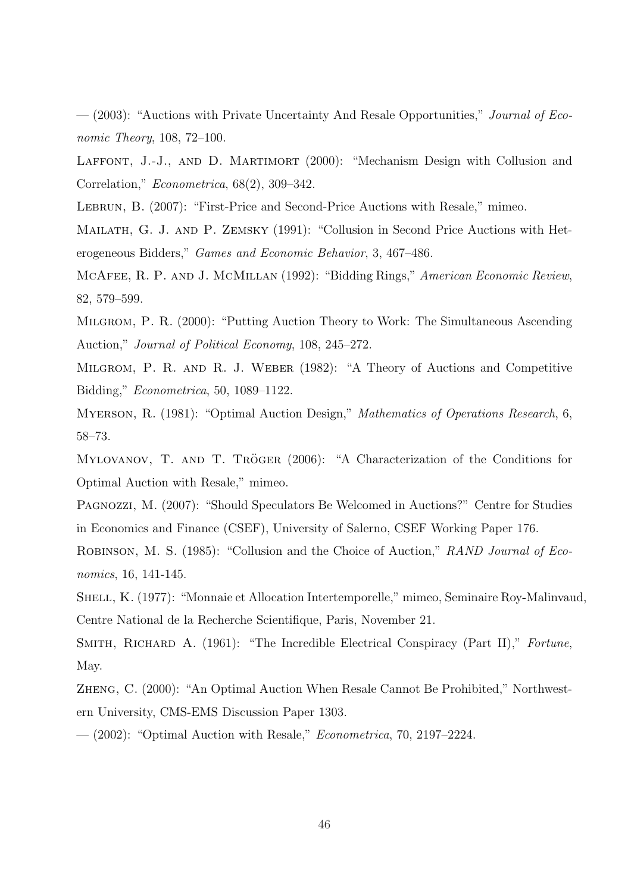— (2003): "Auctions with Private Uncertainty And Resale Opportunities," *Journal of Economic Theory*, 108, 72–100.

Laffont, J.-J., and D. Martimort (2000): "Mechanism Design with Collusion and Correlation," *Econometrica*, 68(2), 309–342.

Lebrun, B. (2007): "First-Price and Second-Price Auctions with Resale," mimeo.

Mailath, G. J. and P. Zemsky (1991): "Collusion in Second Price Auctions with Heterogeneous Bidders," *Games and Economic Behavior*, 3, 467–486.

McAfee, R. P. and J. McMillan (1992): "Bidding Rings," *American Economic Review*, 82, 579–599.

Milgrom, P. R. (2000): "Putting Auction Theory to Work: The Simultaneous Ascending Auction," *Journal of Political Economy*, 108, 245–272.

Milgrom, P. R. and R. J. Weber (1982): "A Theory of Auctions and Competitive Bidding," *Econometrica*, 50, 1089–1122.

Myerson, R. (1981): "Optimal Auction Design," *Mathematics of Operations Research*, 6, 58–73.

Mylovanov, T. and T. Tröger (2006): "A Characterization of the Conditions for Optimal Auction with Resale," mimeo.

Pagnozzi, M. (2007): "Should Speculators Be Welcomed in Auctions?" Centre for Studies in Economics and Finance (CSEF), University of Salerno, CSEF Working Paper 176.

Robinson, M. S. (1985): "Collusion and the Choice of Auction," *RAND Journal of Economics*, 16, 141-145.

Shell, K. (1977): "Monnaie et Allocation Intertemporelle," mimeo, Seminaire Roy-Malinvaud, Centre National de la Recherche Scientifique, Paris, November 21.

Smith, Richard A. (1961): "The Incredible Electrical Conspiracy (Part II)," *Fortune*, May.

Zheng, C. (2000): "An Optimal Auction When Resale Cannot Be Prohibited," Northwestern University, CMS-EMS Discussion Paper 1303.

— (2002): "Optimal Auction with Resale," *Econometrica*, 70, 2197–2224.